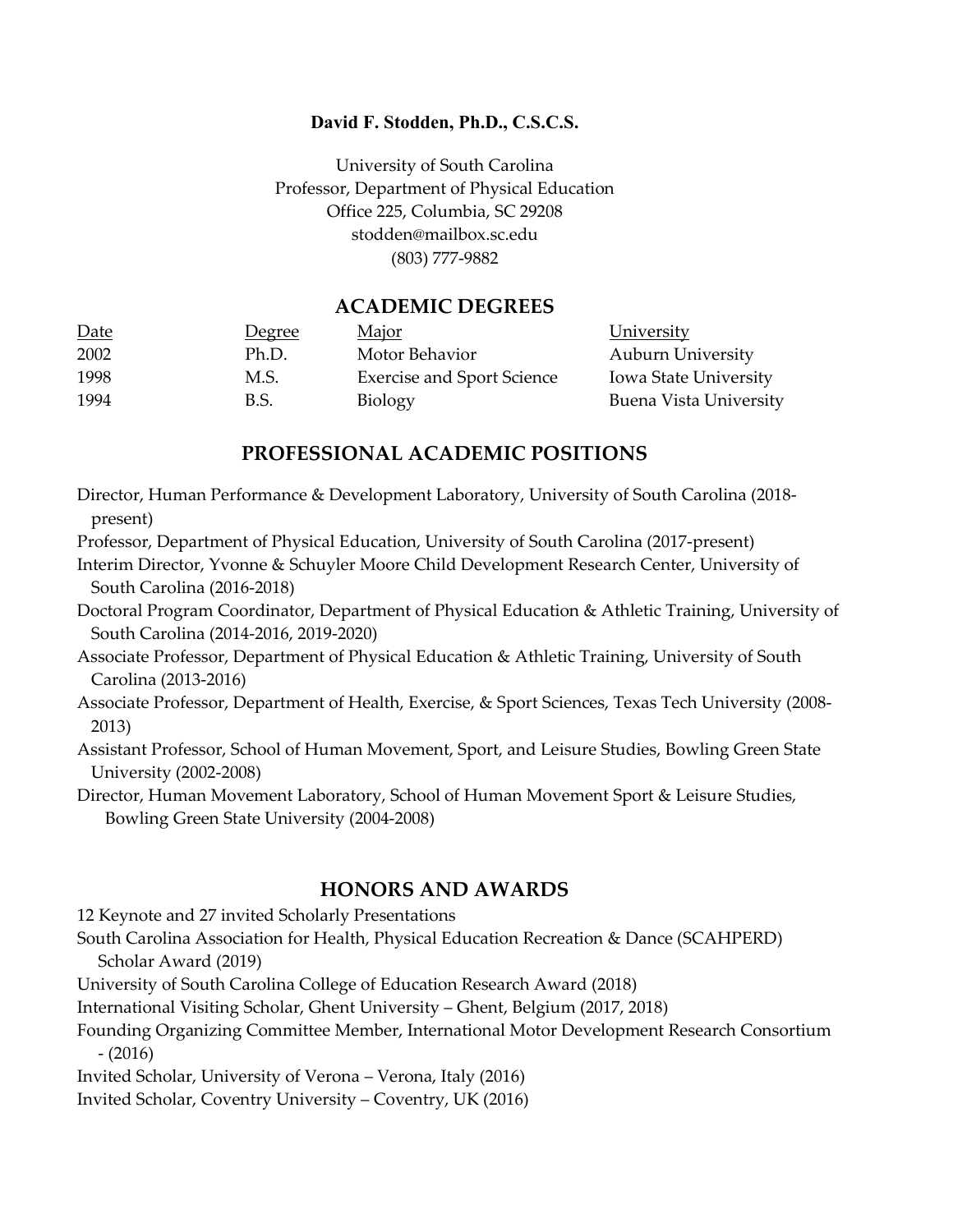**David F. Stodden, Ph.D., C.S.C.S.**

University of South Carolina
Professor, Department of Physical Education
Office 225, Columbia, SC 29208
stodden@mailbox.sc.edu
(803) 777-9882

## ACADEMIC DEGREES

| Date | Degree | Major | University |
|---|---|---|---|
| 2002 | Ph.D. | Motor Behavior | Auburn University |
| 1998 | M.S. | Exercise and Sport Science | Iowa State University |
| 1994 | B.S. | Biology | Buena Vista University |

## PROFESSIONAL ACADEMIC POSITIONS

Director, Human Performance & Development Laboratory, University of South Carolina (2018-present)

Professor, Department of Physical Education, University of South Carolina (2017-present)

Interim Director, Yvonne & Schuyler Moore Child Development Research Center, University of South Carolina (2016-2018)

Doctoral Program Coordinator, Department of Physical Education & Athletic Training, University of South Carolina (2014-2016, 2019-2020)

Associate Professor, Department of Physical Education & Athletic Training, University of South Carolina (2013-2016)

Associate Professor, Department of Health, Exercise, & Sport Sciences, Texas Tech University (2008-2013)

Assistant Professor, School of Human Movement, Sport, and Leisure Studies, Bowling Green State University (2002-2008)

Director, Human Movement Laboratory, School of Human Movement Sport & Leisure Studies, Bowling Green State University (2004-2008)

## HONORS AND AWARDS

12 Keynote and 27 invited Scholarly Presentations

South Carolina Association for Health, Physical Education Recreation & Dance (SCAHPERD) Scholar Award (2019)

University of South Carolina College of Education Research Award (2018)

International Visiting Scholar, Ghent University – Ghent, Belgium (2017, 2018)

Founding Organizing Committee Member, International Motor Development Research Consortium - (2016)

Invited Scholar, University of Verona – Verona, Italy (2016)

Invited Scholar, Coventry University – Coventry, UK (2016)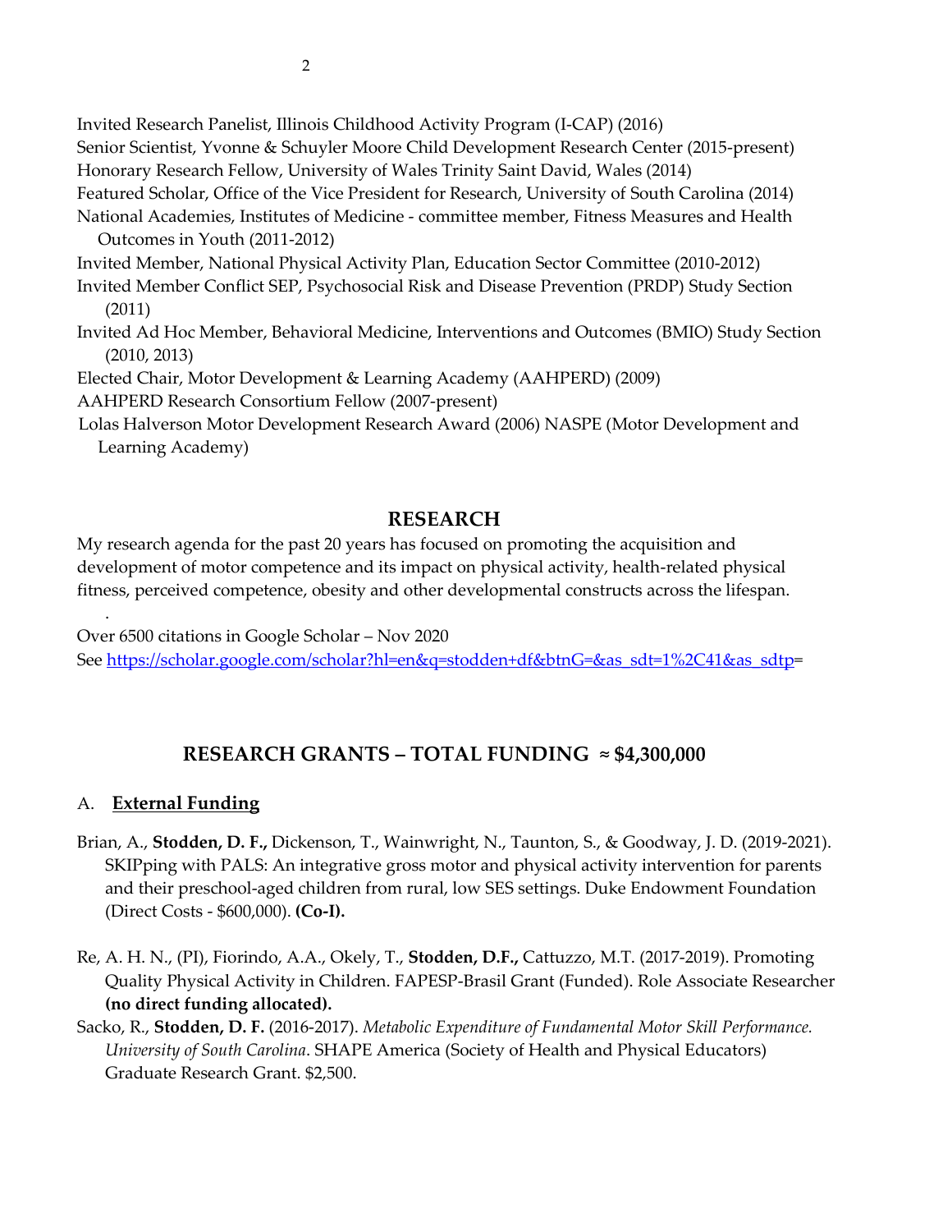Invited Research Panelist, Illinois Childhood Activity Program (I-CAP) (2016)

Senior Scientist, Yvonne & Schuyler Moore Child Development Research Center (2015-present)

Honorary Research Fellow, University of Wales Trinity Saint David, Wales (2014)

Featured Scholar, Office of the Vice President for Research, University of South Carolina (2014)

National Academies, Institutes of Medicine - committee member, Fitness Measures and Health Outcomes in Youth (2011-2012)

Invited Member, National Physical Activity Plan, Education Sector Committee (2010-2012)

Invited Member Conflict SEP, Psychosocial Risk and Disease Prevention (PRDP) Study Section (2011)

Invited Ad Hoc Member, Behavioral Medicine, Interventions and Outcomes (BMIO) Study Section (2010, 2013)

Elected Chair, Motor Development & Learning Academy (AAHPERD) (2009)

AAHPERD Research Consortium Fellow (2007-present)

Lolas Halverson Motor Development Research Award (2006) NASPE (Motor Development and Learning Academy)

## RESEARCH

My research agenda for the past 20 years has focused on promoting the acquisition and development of motor competence and its impact on physical activity, health-related physical fitness, perceived competence, obesity and other developmental constructs across the lifespan.

.

Over 6500 citations in Google Scholar – Nov 2020

See https://scholar.google.com/scholar?hl=en&q=stodden+df&btnG=&as_sdt=1%2C41&as_sdtp=

## RESEARCH GRANTS – TOTAL FUNDING ≈ $4,300,000

### A. External Funding

Brian, A., **Stodden, D. F.,** Dickenson, T., Wainwright, N., Taunton, S., & Goodway, J. D. (2019-2021). SKIPping with PALS: An integrative gross motor and physical activity intervention for parents and their preschool-aged children from rural, low SES settings. Duke Endowment Foundation (Direct Costs - $600,000). **(Co-I).**

Re, A. H. N., (PI), Fiorindo, A.A., Okely, T., **Stodden, D.F.,** Cattuzzo, M.T. (2017-2019). Promoting Quality Physical Activity in Children. FAPESP-Brasil Grant (Funded). Role Associate Researcher **(no direct funding allocated).**

Sacko, R., **Stodden, D. F.** (2016-2017). *Metabolic Expenditure of Fundamental Motor Skill Performance. University of South Carolina*. SHAPE America (Society of Health and Physical Educators) Graduate Research Grant. $2,500.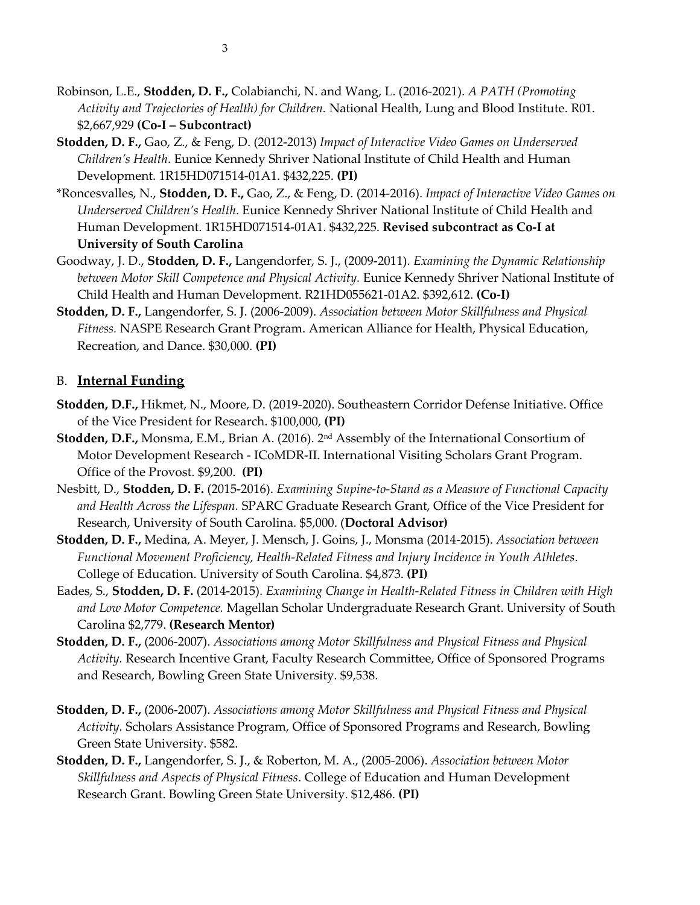Robinson, L.E., **Stodden, D. F.,** Colabianchi, N. and Wang, L. (2016-2021). *A PATH (Promoting Activity and Trajectories of Health) for Children.* National Health, Lung and Blood Institute. R01. $2,667,929 **(Co-I – Subcontract)**

**Stodden, D. F.,** Gao, Z., & Feng, D. (2012-2013) *Impact of Interactive Video Games on Underserved Children's Health*. Eunice Kennedy Shriver National Institute of Child Health and Human Development. 1R15HD071514-01A1. $432,225. **(PI)**

*Roncesvalles, N., **Stodden, D. F.,** Gao, Z., & Feng, D. (2014-2016). *Impact of Interactive Video Games on Underserved Children's Health*. Eunice Kennedy Shriver National Institute of Child Health and Human Development. 1R15HD071514-01A1. $432,225. **Revised subcontract as Co-I at University of South Carolina**

Goodway, J. D., **Stodden, D. F.,** Langendorfer, S. J., (2009-2011). *Examining the Dynamic Relationship between Motor Skill Competence and Physical Activity.* Eunice Kennedy Shriver National Institute of Child Health and Human Development. R21HD055621-01A2. $392,612. **(Co-I)**

**Stodden, D. F.,** Langendorfer, S. J. (2006-2009). *Association between Motor Skillfulness and Physical Fitness.* NASPE Research Grant Program. American Alliance for Health, Physical Education, Recreation, and Dance. $30,000. **(PI)**

B. **Internal Funding**

**Stodden, D.F.,** Hikmet, N., Moore, D. (2019-2020). Southeastern Corridor Defense Initiative. Office of the Vice President for Research. $100,000, **(PI)**

**Stodden, D.F.,** Monsma, E.M., Brian A. (2016). 2nd Assembly of the International Consortium of Motor Development Research - ICoMDR-II. International Visiting Scholars Grant Program. Office of the Provost. $9,200. **(PI)**

Nesbitt, D., **Stodden, D. F.** (2015-2016). *Examining Supine-to-Stand as a Measure of Functional Capacity and Health Across the Lifespan.* SPARC Graduate Research Grant, Office of the Vice President for Research, University of South Carolina. $5,000. (**Doctoral Advisor)**

**Stodden, D. F.,** Medina, A. Meyer, J. Mensch, J. Goins, J., Monsma (2014-2015). *Association between Functional Movement Proficiency, Health-Related Fitness and Injury Incidence in Youth Athletes*. College of Education. University of South Carolina. $4,873. **(PI)**

Eades, S., **Stodden, D. F.** (2014-2015). *Examining Change in Health-Related Fitness in Children with High and Low Motor Competence.* Magellan Scholar Undergraduate Research Grant. University of South Carolina $2,779. **(Research Mentor)**

**Stodden, D. F.,** (2006-2007). *Associations among Motor Skillfulness and Physical Fitness and Physical Activity.* Research Incentive Grant, Faculty Research Committee, Office of Sponsored Programs and Research, Bowling Green State University. $9,538.

**Stodden, D. F.,** (2006-2007). *Associations among Motor Skillfulness and Physical Fitness and Physical Activity.* Scholars Assistance Program, Office of Sponsored Programs and Research, Bowling Green State University. $582.

**Stodden, D. F.,** Langendorfer, S. J., & Roberton, M. A., (2005-2006). *Association between Motor Skillfulness and Aspects of Physical Fitness*. College of Education and Human Development Research Grant. Bowling Green State University. $12,486. **(PI)**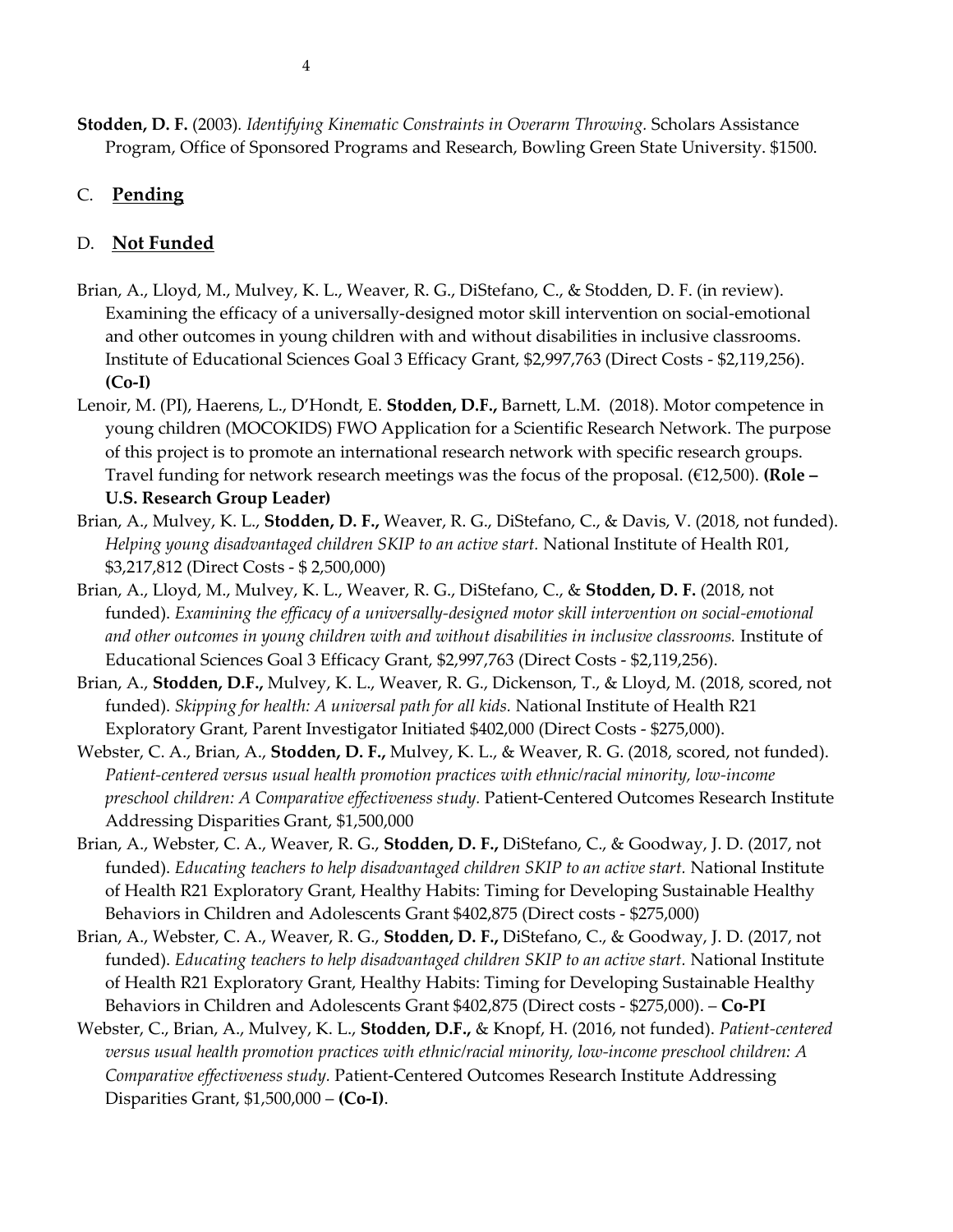**Stodden, D. F.** (2003). *Identifying Kinematic Constraints in Overarm Throwing.* Scholars Assistance Program, Office of Sponsored Programs and Research, Bowling Green State University. $1500.

## C. **Pending**

## D. **Not Funded**

Brian, A., Lloyd, M., Mulvey, K. L., Weaver, R. G., DiStefano, C., & Stodden, D. F. (in review). Examining the efficacy of a universally-designed motor skill intervention on social-emotional and other outcomes in young children with and without disabilities in inclusive classrooms. Institute of Educational Sciences Goal 3 Efficacy Grant, $2,997,763 (Direct Costs - $2,119,256). **(Co-I)**

Lenoir, M. (PI), Haerens, L., D'Hondt, E. **Stodden, D.F.,** Barnett, L.M. (2018). Motor competence in young children (MOCOKIDS) FWO Application for a Scientific Research Network. The purpose of this project is to promote an international research network with specific research groups. Travel funding for network research meetings was the focus of the proposal. (€12,500). **(Role – U.S. Research Group Leader)**

Brian, A., Mulvey, K. L., **Stodden, D. F.,** Weaver, R. G., DiStefano, C., & Davis, V. (2018, not funded). *Helping young disadvantaged children SKIP to an active start.* National Institute of Health R01, $3,217,812 (Direct Costs - $ 2,500,000)

Brian, A., Lloyd, M., Mulvey, K. L., Weaver, R. G., DiStefano, C., & **Stodden, D. F.** (2018, not funded). *Examining the efficacy of a universally-designed motor skill intervention on social-emotional and other outcomes in young children with and without disabilities in inclusive classrooms.* Institute of Educational Sciences Goal 3 Efficacy Grant, $2,997,763 (Direct Costs - $2,119,256).

Brian, A., **Stodden, D.F.,** Mulvey, K. L., Weaver, R. G., Dickenson, T., & Lloyd, M. (2018, scored, not funded). *Skipping for health: A universal path for all kids.* National Institute of Health R21 Exploratory Grant, Parent Investigator Initiated $402,000 (Direct Costs - $275,000).

Webster, C. A., Brian, A., **Stodden, D. F.,** Mulvey, K. L., & Weaver, R. G. (2018, scored, not funded). *Patient-centered versus usual health promotion practices with ethnic/racial minority, low-income preschool children: A Comparative effectiveness study.* Patient-Centered Outcomes Research Institute Addressing Disparities Grant, $1,500,000

Brian, A., Webster, C. A., Weaver, R. G., **Stodden, D. F.,** DiStefano, C., & Goodway, J. D. (2017, not funded). *Educating teachers to help disadvantaged children SKIP to an active start.* National Institute of Health R21 Exploratory Grant, Healthy Habits: Timing for Developing Sustainable Healthy Behaviors in Children and Adolescents Grant $402,875 (Direct costs - $275,000)

Brian, A., Webster, C. A., Weaver, R. G., **Stodden, D. F.,** DiStefano, C., & Goodway, J. D. (2017, not funded). *Educating teachers to help disadvantaged children SKIP to an active start.* National Institute of Health R21 Exploratory Grant, Healthy Habits: Timing for Developing Sustainable Healthy Behaviors in Children and Adolescents Grant $402,875 (Direct costs - $275,000). – **Co-PI**

Webster, C., Brian, A., Mulvey, K. L., **Stodden, D.F.,** & Knopf, H. (2016, not funded). *Patient-centered versus usual health promotion practices with ethnic/racial minority, low-income preschool children: A Comparative effectiveness study.* Patient-Centered Outcomes Research Institute Addressing Disparities Grant, $1,500,000 – **(Co-I)**.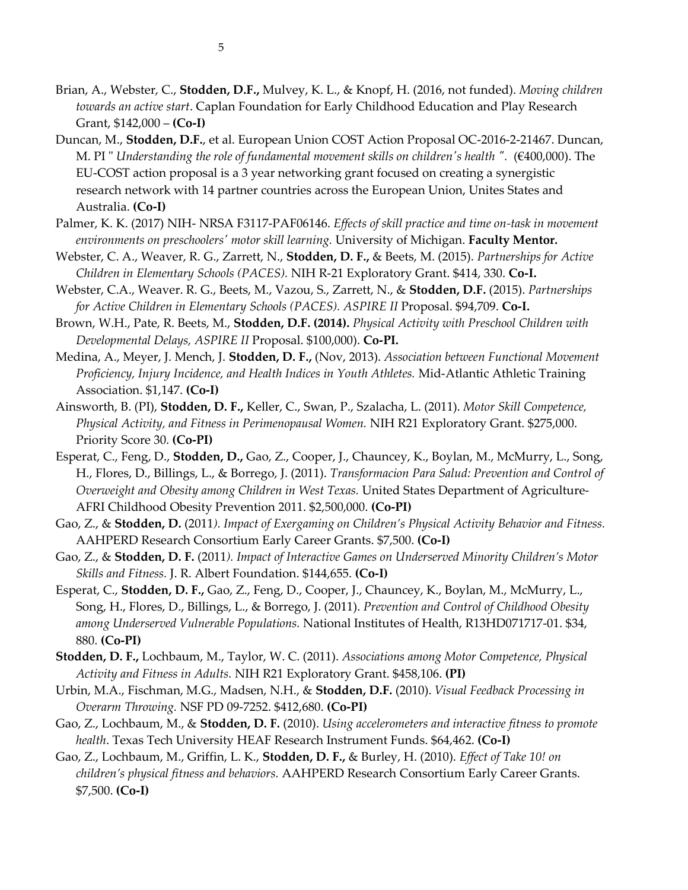Brian, A., Webster, C., **Stodden, D.F.,** Mulvey, K. L., & Knopf, H. (2016, not funded). *Moving children towards an active start*. Caplan Foundation for Early Childhood Education and Play Research Grant, $142,000 – **(Co-I)**

Duncan, M., **Stodden, D.F.**, et al. European Union COST Action Proposal OC-2016-2-21467. Duncan, M. PI " *Understanding the role of fundamental movement skills on children's health* ". (€400,000). The EU-COST action proposal is a 3 year networking grant focused on creating a synergistic research network with 14 partner countries across the European Union, Unites States and Australia. **(Co-I)**

Palmer, K. K. (2017) NIH- NRSA F3117-PAF06146. *Effects of skill practice and time on-task in movement environments on preschoolers' motor skill learning.* University of Michigan. **Faculty Mentor.**

Webster, C. A., Weaver, R. G., Zarrett, N., **Stodden, D. F.,** & Beets, M. (2015). *Partnerships for Active Children in Elementary Schools (PACES).* NIH R-21 Exploratory Grant. $414, 330. **Co-I.**

Webster, C.A., Weaver. R. G., Beets, M., Vazou, S., Zarrett, N., & **Stodden, D.F.** (2015). *Partnerships for Active Children in Elementary Schools (PACES). ASPIRE II* Proposal. $94,709. **Co-I.**

Brown, W.H., Pate, R. Beets, M., **Stodden, D.F. (2014).** *Physical Activity with Preschool Children with Developmental Delays, ASPIRE II* Proposal. $100,000). **Co-PI.**

Medina, A., Meyer, J. Mench, J. **Stodden, D. F.,** (Nov, 2013). *Association between Functional Movement Proficiency, Injury Incidence, and Health Indices in Youth Athletes.* Mid-Atlantic Athletic Training Association. $1,147. **(Co-I)**

Ainsworth, B. (PI), **Stodden, D. F.,** Keller, C., Swan, P., Szalacha, L. (2011). *Motor Skill Competence, Physical Activity, and Fitness in Perimenopausal Women.* NIH R21 Exploratory Grant. $275,000. Priority Score 30. **(Co-PI)**

Esperat, C., Feng, D., **Stodden, D.,** Gao, Z., Cooper, J., Chauncey, K., Boylan, M., McMurry, L., Song, H., Flores, D., Billings, L., & Borrego, J. (2011). *Transformacion Para Salud: Prevention and Control of Overweight and Obesity among Children in West Texas.* United States Department of Agriculture-AFRI Childhood Obesity Prevention 2011. $2,500,000. **(Co-PI)**

Gao, Z., & **Stodden, D.** (2011*). Impact of Exergaming on Children's Physical Activity Behavior and Fitness.* AAHPERD Research Consortium Early Career Grants. $7,500. **(Co-I)**

Gao, Z., & **Stodden, D. F.** (2011*). Impact of Interactive Games on Underserved Minority Children's Motor Skills and Fitness.* J. R. Albert Foundation. $144,655. **(Co-I)**

Esperat, C., **Stodden, D. F.,** Gao, Z., Feng, D., Cooper, J., Chauncey, K., Boylan, M., McMurry, L., Song, H., Flores, D., Billings, L., & Borrego, J. (2011). *Prevention and Control of Childhood Obesity among Underserved Vulnerable Populations.* National Institutes of Health, R13HD071717-01. $34, 880. **(Co-PI)**

**Stodden, D. F.,** Lochbaum, M., Taylor, W. C. (2011). *Associations among Motor Competence, Physical Activity and Fitness in Adults.* NIH R21 Exploratory Grant. $458,106. **(PI)**

Urbin, M.A., Fischman, M.G., Madsen, N.H., & **Stodden, D.F.** (2010). *Visual Feedback Processing in Overarm Throwing.* NSF PD 09-7252. $412,680. **(Co-PI)**

Gao, Z., Lochbaum, M., & **Stodden, D. F.** (2010). *Using accelerometers and interactive fitness to promote health*. Texas Tech University HEAF Research Instrument Funds. $64,462. **(Co-I)**

Gao, Z., Lochbaum, M., Griffin, L. K., **Stodden, D. F.,** & Burley, H. (2010). *Effect of Take 10! on children's physical fitness and behaviors.* AAHPERD Research Consortium Early Career Grants. $7,500. **(Co-I)**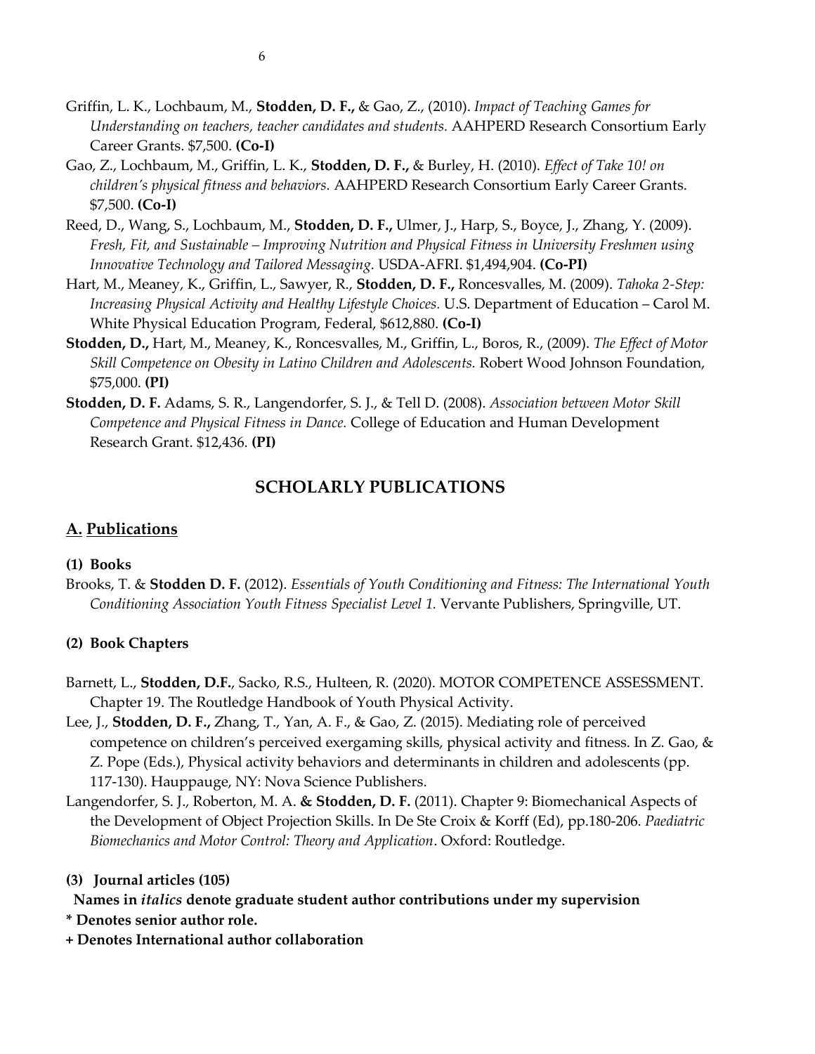Griffin, L. K., Lochbaum, M., **Stodden, D. F.,** & Gao, Z., (2010). *Impact of Teaching Games for Understanding on teachers, teacher candidates and students.* AAHPERD Research Consortium Early Career Grants. $7,500. **(Co-I)**

Gao, Z., Lochbaum, M., Griffin, L. K., **Stodden, D. F.,** & Burley, H. (2010). *Effect of Take 10! on children's physical fitness and behaviors.* AAHPERD Research Consortium Early Career Grants. $7,500. **(Co-I)**

Reed, D., Wang, S., Lochbaum, M., **Stodden, D. F.,** Ulmer, J., Harp, S., Boyce, J., Zhang, Y. (2009). *Fresh, Fit, and Sustainable – Improving Nutrition and Physical Fitness in University Freshmen using Innovative Technology and Tailored Messaging.* USDA-AFRI. $1,494,904. **(Co-PI)**

Hart, M., Meaney, K., Griffin, L., Sawyer, R., **Stodden, D. F.,** Roncesvalles, M. (2009). *Tahoka 2-Step: Increasing Physical Activity and Healthy Lifestyle Choices.* U.S. Department of Education – Carol M. White Physical Education Program, Federal, $612,880. **(Co-I)**

**Stodden, D.,** Hart, M., Meaney, K., Roncesvalles, M., Griffin, L., Boros, R., (2009). *The Effect of Motor Skill Competence on Obesity in Latino Children and Adolescents.* Robert Wood Johnson Foundation, $75,000. **(PI)**

**Stodden, D. F.** Adams, S. R., Langendorfer, S. J., & Tell D. (2008). *Association between Motor Skill Competence and Physical Fitness in Dance.* College of Education and Human Development Research Grant. $12,436. **(PI)**

## SCHOLARLY PUBLICATIONS

### A. Publications

#### (1) Books

Brooks, T. & **Stodden D. F.** (2012). *Essentials of Youth Conditioning and Fitness: The International Youth Conditioning Association Youth Fitness Specialist Level 1.* Vervante Publishers, Springville, UT.

#### (2) Book Chapters

Barnett, L., **Stodden, D.F.**, Sacko, R.S., Hulteen, R. (2020). MOTOR COMPETENCE ASSESSMENT. Chapter 19. The Routledge Handbook of Youth Physical Activity.

Lee, J., **Stodden, D. F.,** Zhang, T., Yan, A. F., & Gao, Z. (2015). Mediating role of perceived competence on children's perceived exergaming skills, physical activity and fitness. In Z. Gao, & Z. Pope (Eds.), Physical activity behaviors and determinants in children and adolescents (pp. 117-130). Hauppauge, NY: Nova Science Publishers.

Langendorfer, S. J., Roberton, M. A. **& Stodden, D. F.** (2011). Chapter 9: Biomechanical Aspects of the Development of Object Projection Skills. In De Ste Croix & Korff (Ed), pp.180-206. *Paediatric Biomechanics and Motor Control: Theory and Application*. Oxford: Routledge.

#### (3) Journal articles (105)

**Names in *italics* denote graduate student author contributions under my supervision**

**\* Denotes senior author role.**

**+ Denotes International author collaboration**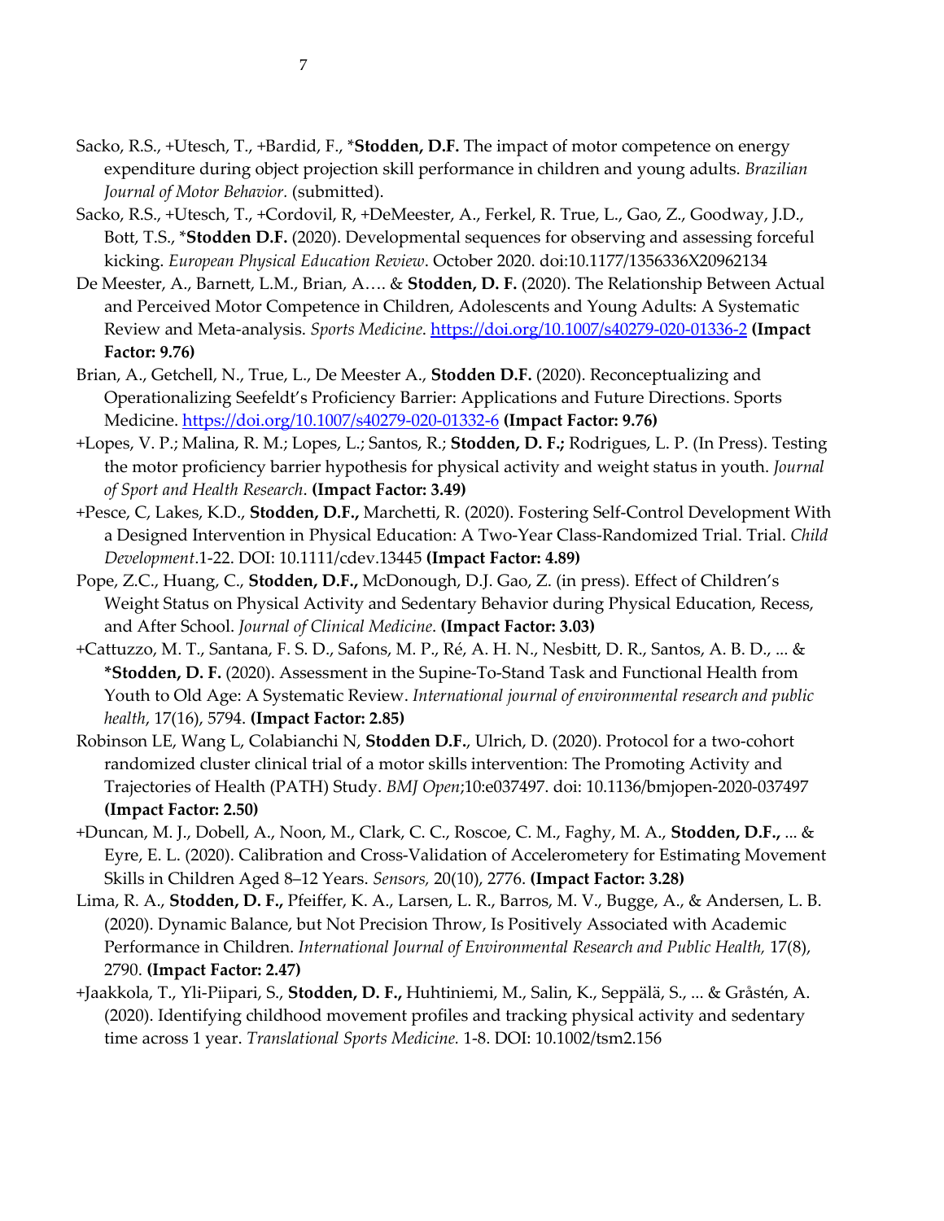Sacko, R.S., +Utesch, T., +Bardid, F., ***Stodden, D.F.** The impact of motor competence on energy expenditure during object projection skill performance in children and young adults. *Brazilian Journal of Motor Behavior.* (submitted).

Sacko, R.S., +Utesch, T., +Cordovil, R, +DeMeester, A., Ferkel, R. True, L., Gao, Z., Goodway, J.D., Bott, T.S., ***Stodden D.F.** (2020). Developmental sequences for observing and assessing forceful kicking. *European Physical Education Review*. October 2020. doi:10.1177/1356336X20962134

De Meester, A., Barnett, L.M., Brian, A…. & **Stodden, D. F.** (2020). The Relationship Between Actual and Perceived Motor Competence in Children, Adolescents and Young Adults: A Systematic Review and Meta-analysis. *Sports Medicine*. https://doi.org/10.1007/s40279-020-01336-2 **(Impact Factor: 9.76)**

Brian, A., Getchell, N., True, L., De Meester A., **Stodden D.F.** (2020). Reconceptualizing and Operationalizing Seefeldt's Proficiency Barrier: Applications and Future Directions. Sports Medicine. https://doi.org/10.1007/s40279-020-01332-6 **(Impact Factor: 9.76)**

+Lopes, V. P.; Malina, R. M.; Lopes, L.; Santos, R.; **Stodden, D. F.;** Rodrigues, L. P. (In Press). Testing the motor proficiency barrier hypothesis for physical activity and weight status in youth. *Journal of Sport and Health Research*. **(Impact Factor: 3.49)**

+Pesce, C, Lakes, K.D., **Stodden, D.F.,** Marchetti, R. (2020). Fostering Self-Control Development With a Designed Intervention in Physical Education: A Two-Year Class-Randomized Trial. Trial. *Child Development*.1-22. DOI: 10.1111/cdev.13445 **(Impact Factor: 4.89)**

Pope, Z.C., Huang, C., **Stodden, D.F.,** McDonough, D.J. Gao, Z. (in press). Effect of Children's Weight Status on Physical Activity and Sedentary Behavior during Physical Education, Recess, and After School. *Journal of Clinical Medicine*. **(Impact Factor: 3.03)**

+Cattuzzo, M. T., Santana, F. S. D., Safons, M. P., Ré, A. H. N., Nesbitt, D. R., Santos, A. B. D., ... & ***Stodden, D. F.** (2020). Assessment in the Supine-To-Stand Task and Functional Health from Youth to Old Age: A Systematic Review. *International journal of environmental research and public health*, 17(16), 5794. **(Impact Factor: 2.85)**

Robinson LE, Wang L, Colabianchi N, **Stodden D.F.**, Ulrich, D. (2020). Protocol for a two-cohort randomized cluster clinical trial of a motor skills intervention: The Promoting Activity and Trajectories of Health (PATH) Study. *BMJ Open*;10:e037497. doi: 10.1136/bmjopen-2020-037497 **(Impact Factor: 2.50)**

+Duncan, M. J., Dobell, A., Noon, M., Clark, C. C., Roscoe, C. M., Faghy, M. A., **Stodden, D.F.,** ... & Eyre, E. L. (2020). Calibration and Cross-Validation of Accelerometery for Estimating Movement Skills in Children Aged 8–12 Years. *Sensors,* 20(10), 2776. **(Impact Factor: 3.28)**

Lima, R. A., **Stodden, D. F.,** Pfeiffer, K. A., Larsen, L. R., Barros, M. V., Bugge, A., & Andersen, L. B. (2020). Dynamic Balance, but Not Precision Throw, Is Positively Associated with Academic Performance in Children. *International Journal of Environmental Research and Public Health,* 17(8), 2790. **(Impact Factor: 2.47)**

+Jaakkola, T., Yli-Piipari, S., **Stodden, D. F.,** Huhtiniemi, M., Salin, K., Seppälä, S., ... & Gråstén, A. (2020). Identifying childhood movement profiles and tracking physical activity and sedentary time across 1 year. *Translational Sports Medicine.* 1-8. DOI: 10.1002/tsm2.156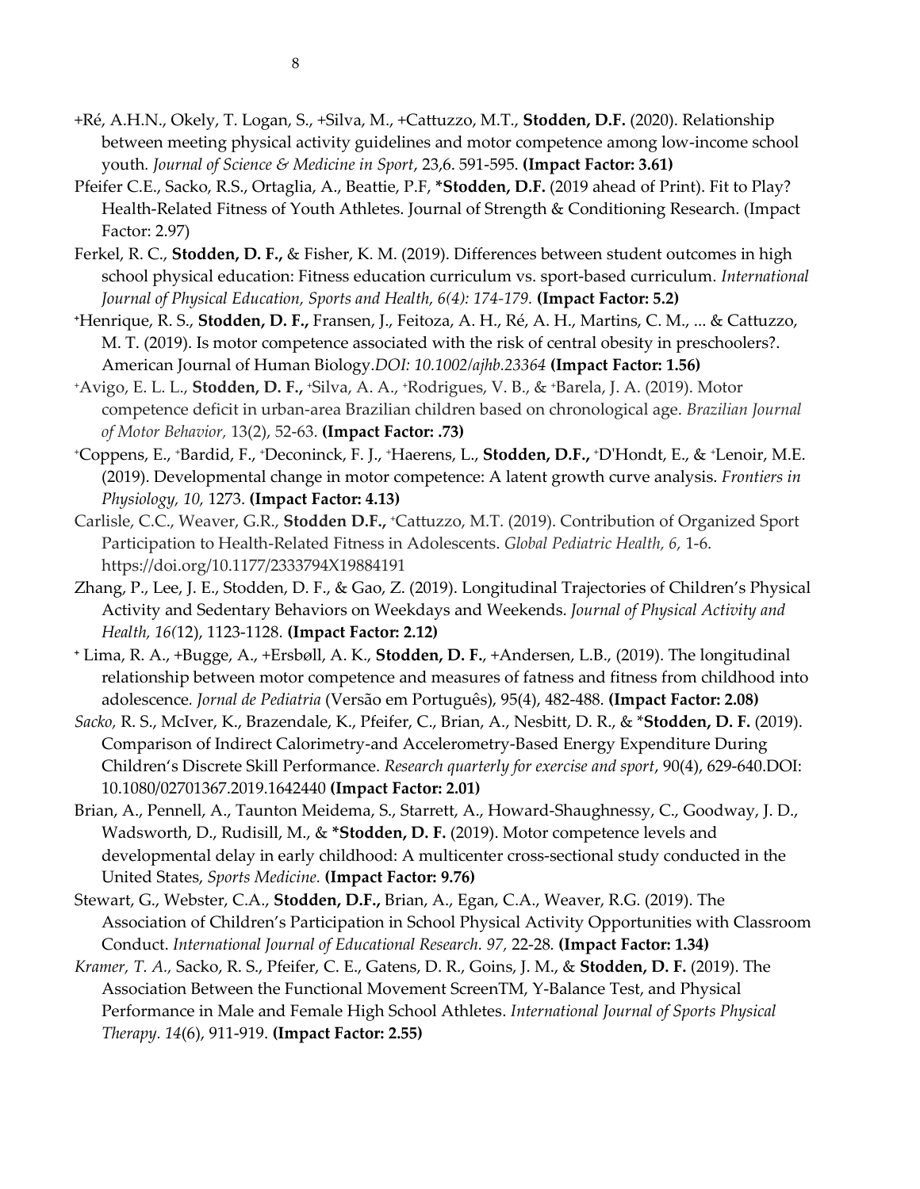+Ré, A.H.N., Okely, T. Logan, S., +Silva, M., +Cattuzzo, M.T., **Stodden, D.F.** (2020). Relationship between meeting physical activity guidelines and motor competence among low-income school youth. *Journal of Science & Medicine in Sport*, 23,6. 591-595. **(Impact Factor: 3.61)**

Pfeifer C.E., Sacko, R.S., Ortaglia, A., Beattie, P.F, ***Stodden, D.F.** (2019 ahead of Print). Fit to Play? Health-Related Fitness of Youth Athletes. Journal of Strength & Conditioning Research. (Impact Factor: 2.97)

Ferkel, R. C., **Stodden, D. F.,** & Fisher, K. M. (2019). Differences between student outcomes in high school physical education: Fitness education curriculum vs. sport-based curriculum. *International Journal of Physical Education, Sports and Health, 6(4): 174-179.* **(Impact Factor: 5.2)**

+Henrique, R. S., **Stodden, D. F.,** Fransen, J., Feitoza, A. H., Ré, A. H., Martins, C. M., ... & Cattuzzo, M. T. (2019). Is motor competence associated with the risk of central obesity in preschoolers?. American Journal of Human Biology.*DOI: 10.1002/ajhb.23364* **(Impact Factor: 1.56)**

+Avigo, E. L. L., **Stodden, D. F.,** +Silva, A. A., +Rodrigues, V. B., & +Barela, J. A. (2019). Motor competence deficit in urban-area Brazilian children based on chronological age. *Brazilian Journal of Motor Behavior,* 13(2), 52-63. **(Impact Factor: .73)**

+Coppens, E., +Bardid, F., +Deconinck, F. J., +Haerens, L., **Stodden, D.F.,** +D'Hondt, E., & +Lenoir, M.E. (2019). Developmental change in motor competence: A latent growth curve analysis. *Frontiers in Physiology, 10,* 1273. **(Impact Factor: 4.13)**

Carlisle, C.C., Weaver, G.R., **Stodden D.F.,** +Cattuzzo, M.T. (2019). Contribution of Organized Sport Participation to Health-Related Fitness in Adolescents. *Global Pediatric Health, 6,* 1-6. https://doi.org/10.1177/2333794X19884191

Zhang, P., Lee, J. E., Stodden, D. F., & Gao, Z. (2019). Longitudinal Trajectories of Children's Physical Activity and Sedentary Behaviors on Weekdays and Weekends. *Journal of Physical Activity and Health, 16(*12), 1123-1128. **(Impact Factor: 2.12)**

+ Lima, R. A., +Bugge, A., +Ersbøll, A. K., **Stodden, D. F.**, +Andersen, L.B., (2019). The longitudinal relationship between motor competence and measures of fatness and fitness from childhood into adolescence. *Jornal de Pediatria* (Versão em Português), 95(4), 482-488. **(Impact Factor: 2.08)**

*Sacko,* R. S., McIver, K., Brazendale, K., Pfeifer, C., Brian, A., Nesbitt, D. R., & ***Stodden, D. F.** (2019). Comparison of Indirect Calorimetry-and Accelerometry-Based Energy Expenditure During Children's Discrete Skill Performance. *Research quarterly for exercise and sport*, 90(4), 629-640.DOI: 10.1080/02701367.2019.1642440 **(Impact Factor: 2.01)**

Brian, A., Pennell, A., Taunton Meidema, S., Starrett, A., Howard-Shaughnessy, C., Goodway, J. D., Wadsworth, D., Rudisill, M., & ***Stodden, D. F.** (2019). Motor competence levels and developmental delay in early childhood: A multicenter cross-sectional study conducted in the United States, *Sports Medicine.* **(Impact Factor: 9.76)**

Stewart, G., Webster, C.A., **Stodden, D.F.,** Brian, A., Egan, C.A., Weaver, R.G. (2019). The Association of Children's Participation in School Physical Activity Opportunities with Classroom Conduct. *International Journal of Educational Research. 97,* 22-28. **(Impact Factor: 1.34)**

*Kramer, T. A.,* Sacko, R. S., Pfeifer, C. E., Gatens, D. R., Goins, J. M., & **Stodden, D. F.** (2019). The Association Between the Functional Movement ScreenTM, Y-Balance Test, and Physical Performance in Male and Female High School Athletes. *International Journal of Sports Physical Therapy. 14*(6), 911-919. **(Impact Factor: 2.55)**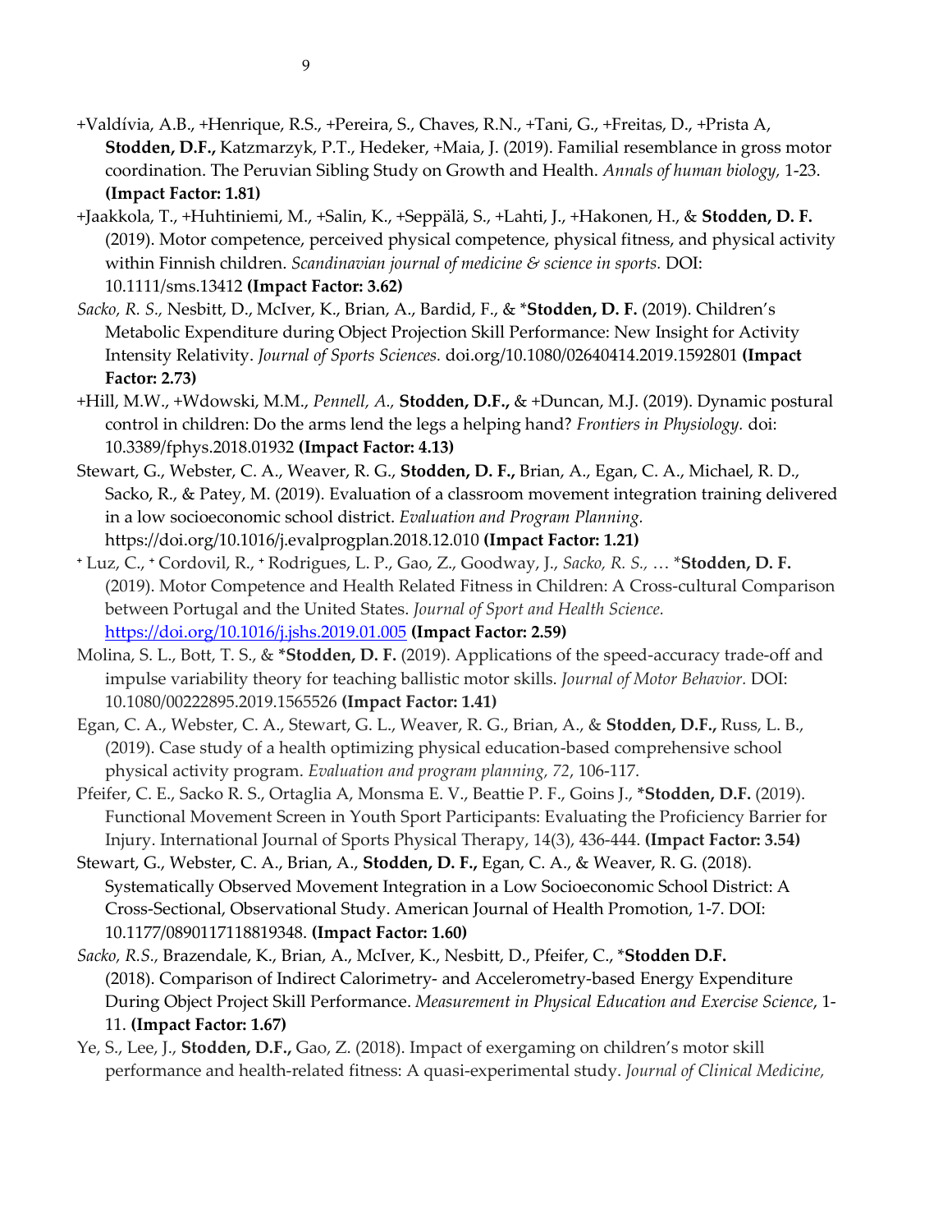+Valdívia, A.B., +Henrique, R.S., +Pereira, S., Chaves, R.N., +Tani, G., +Freitas, D., +Prista A, **Stodden, D.F.,** Katzmarzyk, P.T., Hedeker, +Maia, J. (2019). Familial resemblance in gross motor coordination. The Peruvian Sibling Study on Growth and Health. *Annals of human biology,* 1-23. **(Impact Factor: 1.81)**

+Jaakkola, T., +Huhtiniemi, M., +Salin, K., +Seppälä, S., +Lahti, J., +Hakonen, H., & **Stodden, D. F.** (2019). Motor competence, perceived physical competence, physical fitness, and physical activity within Finnish children. *Scandinavian journal of medicine & science in sports.* DOI: 10.1111/sms.13412 **(Impact Factor: 3.62)**

*Sacko, R. S.,* Nesbitt, D., McIver, K., Brian, A., Bardid, F., & ***Stodden, D. F.** (2019). Children's Metabolic Expenditure during Object Projection Skill Performance: New Insight for Activity Intensity Relativity. *Journal of Sports Sciences.* doi.org/10.1080/02640414.2019.1592801 **(Impact Factor: 2.73)**

+Hill, M.W., +Wdowski, M.M., *Pennell, A.,* **Stodden, D.F.,** & +Duncan, M.J. (2019). Dynamic postural control in children: Do the arms lend the legs a helping hand? *Frontiers in Physiology.* doi: 10.3389/fphys.2018.01932 **(Impact Factor: 4.13)**

Stewart, G., Webster, C. A., Weaver, R. G., **Stodden, D. F.,** Brian, A., Egan, C. A., Michael, R. D., Sacko, R., & Patey, M. (2019). Evaluation of a classroom movement integration training delivered in a low socioeconomic school district. *Evaluation and Program Planning.* https://doi.org/10.1016/j.evalprogplan.2018.12.010 **(Impact Factor: 1.21)**

+ Luz, C., + Cordovil, R., + Rodrigues, L. P., Gao, Z., Goodway, J., *Sacko, R. S.,* … ***Stodden, D. F.** (2019). Motor Competence and Health Related Fitness in Children: A Cross-cultural Comparison between Portugal and the United States. *Journal of Sport and Health Science.* https://doi.org/10.1016/j.jshs.2019.01.005 **(Impact Factor: 2.59)**

Molina, S. L., Bott, T. S., & ***Stodden, D. F.** (2019). Applications of the speed-accuracy trade-off and impulse variability theory for teaching ballistic motor skills. *Journal of Motor Behavior.* DOI: 10.1080/00222895.2019.1565526 **(Impact Factor: 1.41)**

Egan, C. A., Webster, C. A., Stewart, G. L., Weaver, R. G., Brian, A., & **Stodden, D.F.,** Russ, L. B., (2019). Case study of a health optimizing physical education-based comprehensive school physical activity program. *Evaluation and program planning, 72*, 106-117.

Pfeifer, C. E., Sacko R. S., Ortaglia A, Monsma E. V., Beattie P. F., Goins J., ***Stodden, D.F.** (2019). Functional Movement Screen in Youth Sport Participants: Evaluating the Proficiency Barrier for Injury. International Journal of Sports Physical Therapy, 14(3), 436-444. **(Impact Factor: 3.54)**

Stewart, G., Webster, C. A., Brian, A., **Stodden, D. F.,** Egan, C. A., & Weaver, R. G. (2018). Systematically Observed Movement Integration in a Low Socioeconomic School District: A Cross-Sectional, Observational Study. American Journal of Health Promotion, 1-7. DOI: 10.1177/0890117118819348. **(Impact Factor: 1.60)**

*Sacko, R.S.,* Brazendale, K., Brian, A., McIver, K., Nesbitt, D., Pfeifer, C., ***Stodden D.F.** (2018). Comparison of Indirect Calorimetry- and Accelerometry-based Energy Expenditure During Object Project Skill Performance. *Measurement in Physical Education and Exercise Science*, 1-11. **(Impact Factor: 1.67)**

Ye, S., Lee, J., **Stodden, D.F.,** Gao, Z. (2018). Impact of exergaming on children's motor skill performance and health-related fitness: A quasi-experimental study. *Journal of Clinical Medicine,*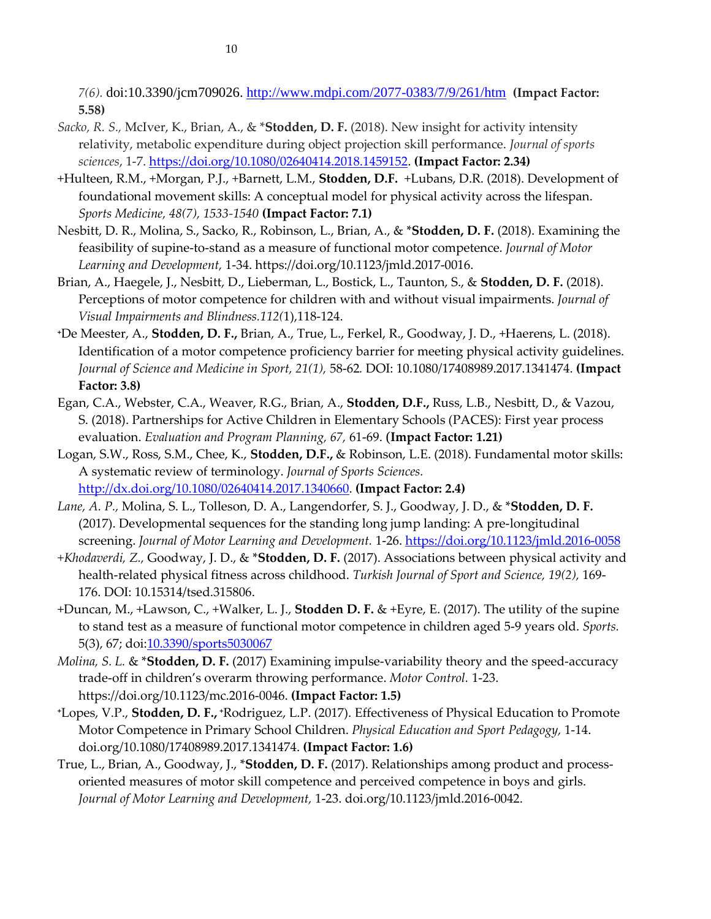*7(6).* doi:10.3390/jcm709026. http://www.mdpi.com/2077-0383/7/9/261/htm **(Impact Factor: 5.58)**

*Sacko, R. S.,* McIver, K., Brian, A., & *__Stodden, D. F.__ (2018). New insight for activity intensity relativity, metabolic expenditure during object projection skill performance. *Journal of sports sciences*, 1-7. https://doi.org/10.1080/02640414.2018.1459152. **(Impact Factor: 2.34)**

+Hulteen, R.M., +Morgan, P.J., +Barnett, L.M., **Stodden, D.F.** +Lubans, D.R. (2018). Development of foundational movement skills: A conceptual model for physical activity across the lifespan. *Sports Medicine, 48(7), 1533-1540* **(Impact Factor: 7.1)**

Nesbitt, D. R., Molina, S., Sacko, R., Robinson, L., Brian, A., & *__Stodden, D. F.__ (2018). Examining the feasibility of supine-to-stand as a measure of functional motor competence. *Journal of Motor Learning and Development,* 1-34. https://doi.org/10.1123/jmld.2017-0016.

Brian, A., Haegele, J., Nesbitt, D., Lieberman, L., Bostick, L., Taunton, S., & **Stodden, D. F.** (2018). Perceptions of motor competence for children with and without visual impairments. *Journal of Visual Impairments and Blindness.112(*1),118-124.

+De Meester, A., **Stodden, D. F.,** Brian, A., True, L., Ferkel, R., Goodway, J. D., +Haerens, L. (2018). Identification of a motor competence proficiency barrier for meeting physical activity guidelines. *Journal of Science and Medicine in Sport, 21(1),* 58-62*.* DOI: 10.1080/17408989.2017.1341474. **(Impact Factor: 3.8)**

Egan, C.A., Webster, C.A., Weaver, R.G., Brian, A., **Stodden, D.F.,** Russ, L.B., Nesbitt, D., & Vazou, S. (2018). Partnerships for Active Children in Elementary Schools (PACES): First year process evaluation. *Evaluation and Program Planning, 67,* 61-69. **(Impact Factor: 1.21)**

Logan, S.W., Ross, S.M., Chee, K., **Stodden, D.F.,** & Robinson, L.E. (2018). Fundamental motor skills: A systematic review of terminology. *Journal of Sports Sciences.* http://dx.doi.org/10.1080/02640414.2017.1340660*.* **(Impact Factor: 2.4)**

*Lane, A. P.,* Molina, S. L., Tolleson, D. A., Langendorfer, S. J., Goodway, J. D., & *__Stodden, D. F.__ (2017). Developmental sequences for the standing long jump landing: A pre-longitudinal screening. *Journal of Motor Learning and Development.* 1-26. https://doi.org/10.1123/jmld.2016-0058

+*Khodaverdi, Z.,* Goodway, J. D., & *__Stodden, D. F.__ (2017). Associations between physical activity and health-related physical fitness across childhood. *Turkish Journal of Sport and Science, 19(2),* 169-176. DOI: 10.15314/tsed.315806.

+Duncan, M., +Lawson, C., +Walker, L. J., **Stodden D. F.** & +Eyre, E. (2017). The utility of the supine to stand test as a measure of functional motor competence in children aged 5-9 years old. *Sports.* 5(3), 67; doi:10.3390/sports5030067

*Molina, S. L.* & *__Stodden, D. F.__ (2017) Examining impulse-variability theory and the speed-accuracy trade-off in children's overarm throwing performance. *Motor Control.* 1-23. https://doi.org/10.1123/mc.2016-0046. **(Impact Factor: 1.5)**

+Lopes, V.P., **Stodden, D. F.,** +Rodriguez, L.P. (2017). Effectiveness of Physical Education to Promote Motor Competence in Primary School Children. *Physical Education and Sport Pedagogy,* 1-14. doi.org/10.1080/17408989.2017.1341474. **(Impact Factor: 1.6)**

True, L., Brian, A., Goodway, J., *__Stodden, D. F.__ (2017). Relationships among product and process-oriented measures of motor skill competence and perceived competence in boys and girls. *Journal of Motor Learning and Development,* 1-23. doi.org/10.1123/jmld.2016-0042.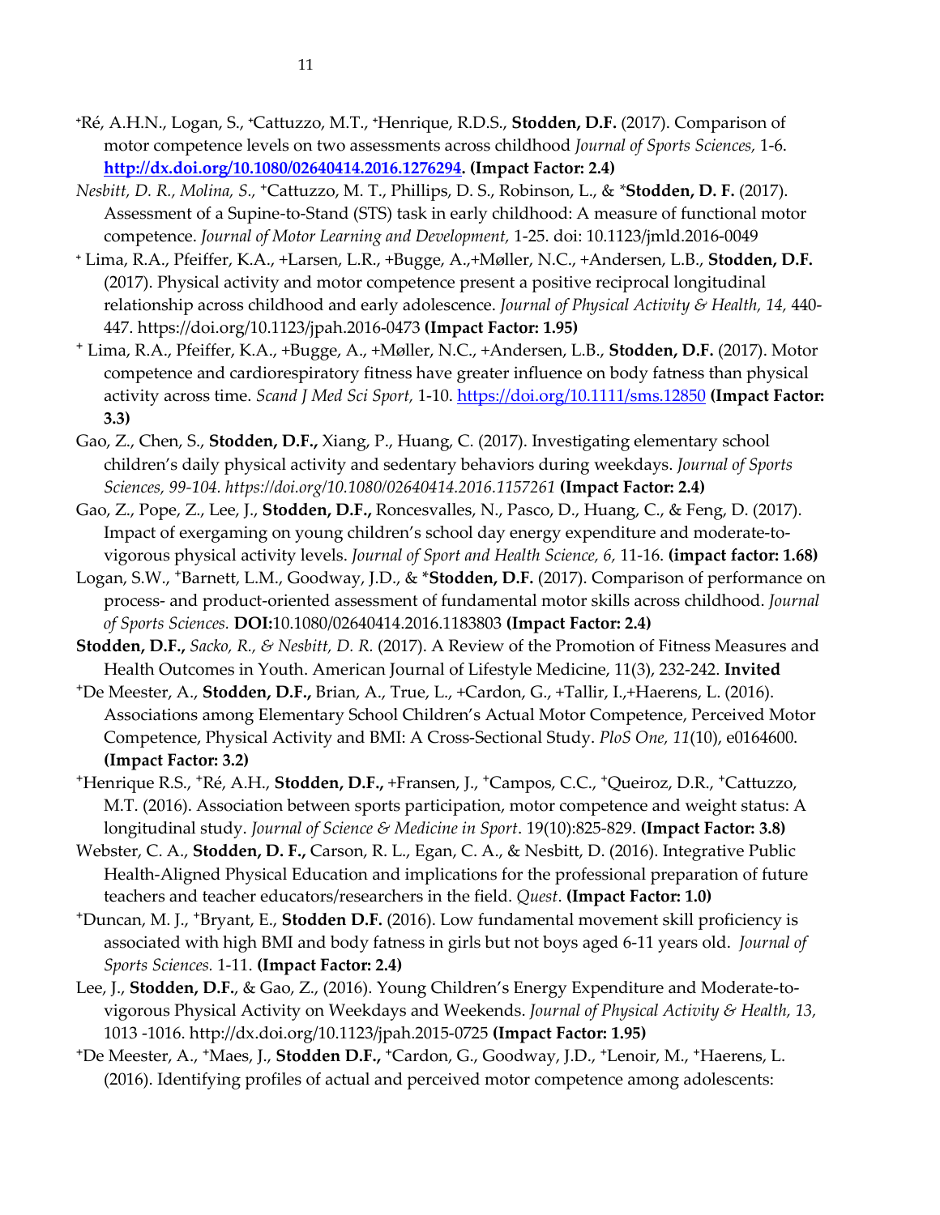⁺Ré, A.H.N., Logan, S., ⁺Cattuzzo, M.T., ⁺Henrique, R.D.S., **Stodden, D.F.** (2017). Comparison of motor competence levels on two assessments across childhood *Journal of Sports Sciences,* 1-6. **http://dx.doi.org/10.1080/02640414.2016.1276294. (Impact Factor: 2.4)**

*Nesbitt, D. R., Molina, S.,* ⁺Cattuzzo, M. T., Phillips, D. S., Robinson, L., & *​**Stodden, D. F.** (2017). Assessment of a Supine-to-Stand (STS) task in early childhood: A measure of functional motor competence. *Journal of Motor Learning and Development,* 1-25. doi: 10.1123/jmld.2016-0049

⁺ Lima, R.A., Pfeiffer, K.A., +Larsen, L.R., +Bugge, A.,+Møller, N.C., +Andersen, L.B., **Stodden, D.F.** (2017). Physical activity and motor competence present a positive reciprocal longitudinal relationship across childhood and early adolescence. *Journal of Physical Activity & Health, 14,* 440-447. https://doi.org/10.1123/jpah.2016-0473 **(Impact Factor: 1.95)**

⁺ Lima, R.A., Pfeiffer, K.A., +Bugge, A., +Møller, N.C., +Andersen, L.B., **Stodden, D.F.** (2017). Motor competence and cardiorespiratory fitness have greater influence on body fatness than physical activity across time. *Scand J Med Sci Sport,* 1-10. https://doi.org/10.1111/sms.12850 **(Impact Factor: 3.3)**

Gao, Z., Chen, S., **Stodden, D.F.,** Xiang, P., Huang, C. (2017). Investigating elementary school children's daily physical activity and sedentary behaviors during weekdays. *Journal of Sports Sciences, 99-104. https://doi.org/10.1080/02640414.2016.1157261* **(Impact Factor: 2.4)**

Gao, Z., Pope, Z., Lee, J., **Stodden, D.F.,** Roncesvalles, N., Pasco, D., Huang, C., & Feng, D. (2017). Impact of exergaming on young children's school day energy expenditure and moderate-to-vigorous physical activity levels. *Journal of Sport and Health Science, 6,* 11-16. **(impact factor: 1.68)**

Logan, S.W., ⁺Barnett, L.M., Goodway, J.D., & *​**Stodden, D.F.** (2017). Comparison of performance on process- and product-oriented assessment of fundamental motor skills across childhood. *Journal of Sports Sciences.* **DOI:**10.1080/02640414.2016.1183803 **(Impact Factor: 2.4)**

**Stodden, D.F.,** *Sacko, R., & Nesbitt, D. R.* (2017). A Review of the Promotion of Fitness Measures and Health Outcomes in Youth. American Journal of Lifestyle Medicine, 11(3), 232-242. **Invited**

⁺De Meester, A., **Stodden, D.F.,** Brian, A., True, L., +Cardon, G., +Tallir, I.,+Haerens, L. (2016). Associations among Elementary School Children's Actual Motor Competence, Perceived Motor Competence, Physical Activity and BMI: A Cross-Sectional Study. *PloS One, 11*(10), e0164600. **(Impact Factor: 3.2)**

⁺Henrique R.S., ⁺Ré, A.H., **Stodden, D.F.,** +Fransen, J., ⁺Campos, C.C., ⁺Queiroz, D.R., ⁺Cattuzzo, M.T. (2016). Association between sports participation, motor competence and weight status: A longitudinal study. *Journal of Science & Medicine in Sport*. 19(10):825-829. **(Impact Factor: 3.8)**

Webster, C. A., **Stodden, D. F.,** Carson, R. L., Egan, C. A., & Nesbitt, D. (2016). Integrative Public Health-Aligned Physical Education and implications for the professional preparation of future teachers and teacher educators/researchers in the field. *Quest*. **(Impact Factor: 1.0)**

⁺Duncan, M. J., ⁺Bryant, E., **Stodden D.F.** (2016). Low fundamental movement skill proficiency is associated with high BMI and body fatness in girls but not boys aged 6-11 years old. *Journal of Sports Sciences.* 1-11. **(Impact Factor: 2.4)**

Lee, J., **Stodden, D.F.**, & Gao, Z., (2016). Young Children's Energy Expenditure and Moderate-to-vigorous Physical Activity on Weekdays and Weekends. *Journal of Physical Activity & Health, 13,* 1013 -1016. http://dx.doi.org/10.1123/jpah.2015-0725 **(Impact Factor: 1.95)**

⁺De Meester, A., ⁺Maes, J., **Stodden D.F.,** ⁺Cardon, G., Goodway, J.D., ⁺Lenoir, M., ⁺Haerens, L. (2016). Identifying profiles of actual and perceived motor competence among adolescents: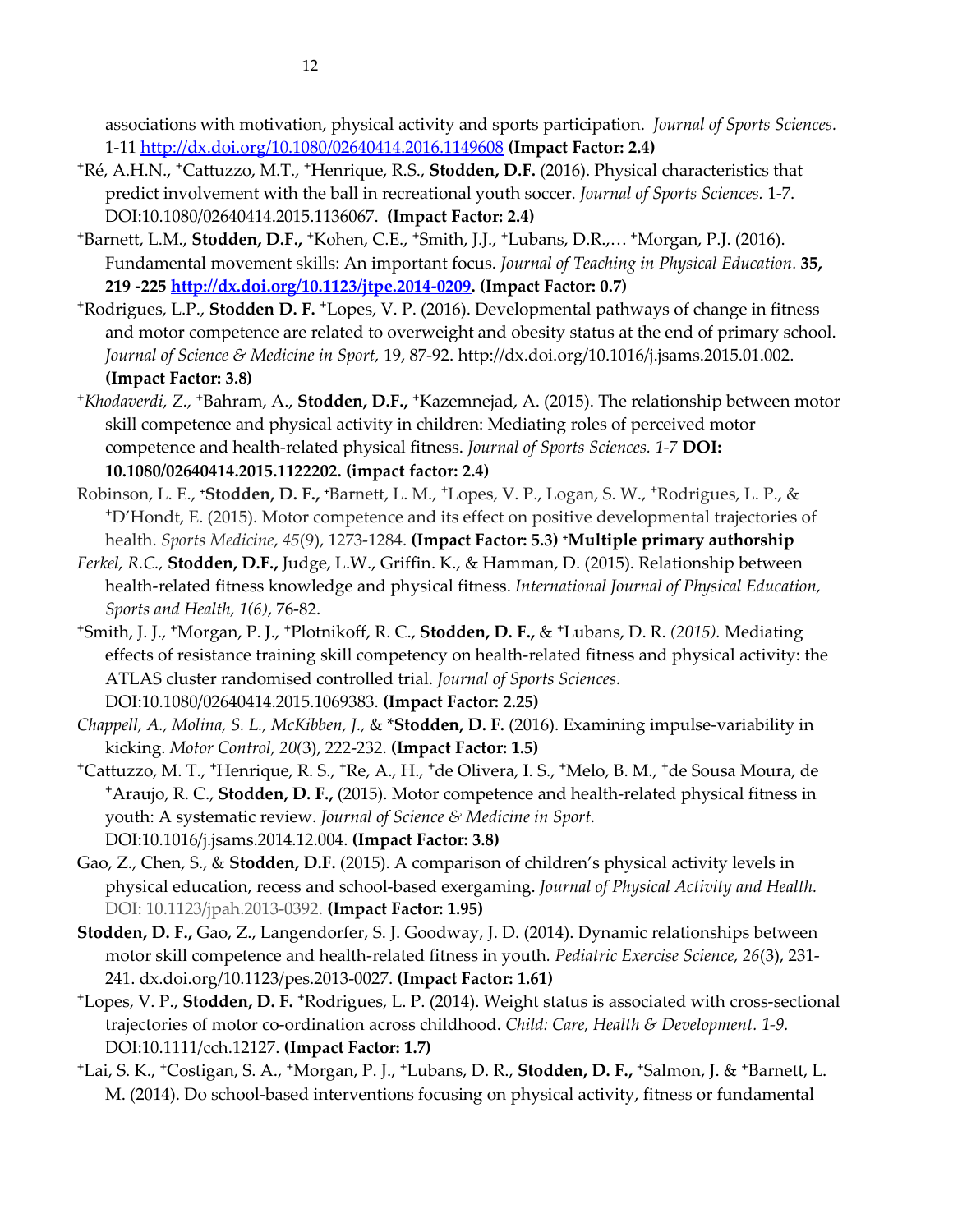associations with motivation, physical activity and sports participation. *Journal of Sports Sciences.* 1-11 http://dx.doi.org/10.1080/02640414.2016.1149608 **(Impact Factor: 2.4)**

⁺Ré, A.H.N., ⁺Cattuzzo, M.T., ⁺Henrique, R.S., **Stodden, D.F.** (2016). Physical characteristics that predict involvement with the ball in recreational youth soccer. *Journal of Sports Sciences.* 1-7. DOI:10.1080/02640414.2015.1136067. **(Impact Factor: 2.4)**

⁺Barnett, L.M., **Stodden, D.F.,** ⁺Kohen, C.E., ⁺Smith, J.J., ⁺Lubans, D.R.,… ⁺Morgan, P.J. (2016). Fundamental movement skills: An important focus. *Journal of Teaching in Physical Education.* **35, 219 -225 http://dx.doi.org/10.1123/jtpe.2014-0209. (Impact Factor: 0.7)**

⁺Rodrigues, L.P., **Stodden D. F.** ⁺Lopes, V. P. (2016). Developmental pathways of change in fitness and motor competence are related to overweight and obesity status at the end of primary school. *Journal of Science & Medicine in Sport,* 19, 87-92. http://dx.doi.org/10.1016/j.jsams.2015.01.002. **(Impact Factor: 3.8)**

⁺*Khodaverdi, Z.,* ⁺Bahram, A., **Stodden, D.F.,** ⁺Kazemnejad, A. (2015). The relationship between motor skill competence and physical activity in children: Mediating roles of perceived motor competence and health-related physical fitness. *Journal of Sports Sciences. 1-7* **DOI: 10.1080/02640414.2015.1122202. (impact factor: 2.4)**

Robinson, L. E., ⁺**Stodden, D. F.,** ⁺Barnett, L. M., ⁺Lopes, V. P., Logan, S. W., ⁺Rodrigues, L. P., & ⁺D'Hondt, E. (2015). Motor competence and its effect on positive developmental trajectories of health. *Sports Medicine*, *45*(9), 1273-1284. **(Impact Factor: 5.3) ⁺Multiple primary authorship**

*Ferkel, R.C.,* **Stodden, D.F.,** Judge, L.W., Griffin. K., & Hamman, D. (2015). Relationship between health-related fitness knowledge and physical fitness. *International Journal of Physical Education, Sports and Health, 1(6)*, 76-82.

⁺Smith, J. J., ⁺Morgan, P. J., ⁺Plotnikoff, R. C., **Stodden, D. F.,** & ⁺Lubans, D. R. *(2015).* Mediating effects of resistance training skill competency on health-related fitness and physical activity: the ATLAS cluster randomised controlled trial. *Journal of Sports Sciences.* DOI:10.1080/02640414.2015.1069383. **(Impact Factor: 2.25)**

*Chappell, A., Molina, S. L., McKibben, J.,* & \***Stodden, D. F.** (2016). Examining impulse-variability in kicking. *Motor Control, 20(*3), 222-232. **(Impact Factor: 1.5)**

⁺Cattuzzo, M. T., ⁺Henrique, R. S., ⁺Re, A., H., ⁺de Olivera, I. S., ⁺Melo, B. M., ⁺de Sousa Moura, de ⁺Araujo, R. C., **Stodden, D. F.,** (2015). Motor competence and health-related physical fitness in youth: A systematic review. *Journal of Science & Medicine in Sport.* DOI:10.1016/j.jsams.2014.12.004. **(Impact Factor: 3.8)**

Gao, Z., Chen, S., & **Stodden, D.F.** (2015). A comparison of children's physical activity levels in physical education, recess and school-based exergaming. *Journal of Physical Activity and Health.* DOI: 10.1123/jpah.2013-0392. **(Impact Factor: 1.95)**

**Stodden, D. F.,** Gao, Z., Langendorfer, S. J. Goodway, J. D. (2014). Dynamic relationships between motor skill competence and health-related fitness in youth. *Pediatric Exercise Science, 26*(3), 231-241. dx.doi.org/10.1123/pes.2013-0027. **(Impact Factor: 1.61)**

⁺Lopes, V. P., **Stodden, D. F.** ⁺Rodrigues, L. P. (2014). Weight status is associated with cross-sectional trajectories of motor co-ordination across childhood. *Child: Care, Health & Development. 1-9.* DOI:10.1111/cch.12127. **(Impact Factor: 1.7)**

⁺Lai, S. K., ⁺Costigan, S. A., ⁺Morgan, P. J., ⁺Lubans, D. R., **Stodden, D. F.,** ⁺Salmon, J. & ⁺Barnett, L. M. (2014). Do school-based interventions focusing on physical activity, fitness or fundamental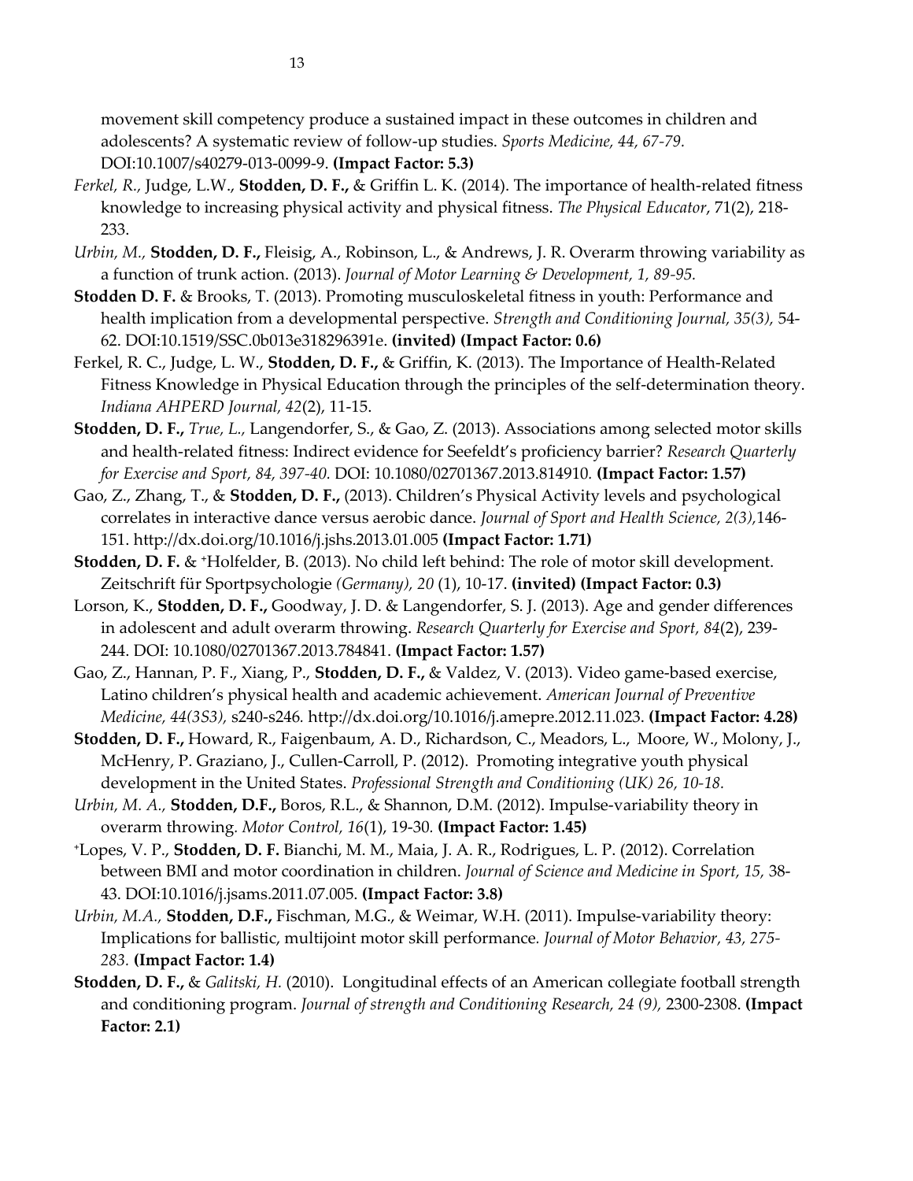movement skill competency produce a sustained impact in these outcomes in children and adolescents? A systematic review of follow-up studies. *Sports Medicine, 44, 67-79.* DOI:10.1007/s40279-013-0099-9. **(Impact Factor: 5.3)**

*Ferkel, R.,* Judge, L.W., **Stodden, D. F.,** & Griffin L. K. (2014). The importance of health-related fitness knowledge to increasing physical activity and physical fitness. *The Physical Educator*, 71(2), 218-233.

*Urbin, M.,* **Stodden, D. F.,** Fleisig, A., Robinson, L., & Andrews, J. R. Overarm throwing variability as a function of trunk action. (2013). *Journal of Motor Learning & Development, 1, 89-95.*

**Stodden D. F.** & Brooks, T. (2013). Promoting musculoskeletal fitness in youth: Performance and health implication from a developmental perspective. *Strength and Conditioning Journal, 35(3),* 54-62. DOI:10.1519/SSC.0b013e318296391e. **(invited) (Impact Factor: 0.6)**

Ferkel, R. C., Judge, L. W., **Stodden, D. F.,** & Griffin, K. (2013). The Importance of Health-Related Fitness Knowledge in Physical Education through the principles of the self-determination theory. *Indiana AHPERD Journal, 42*(2), 11-15.

**Stodden, D. F.,** *True, L.,* Langendorfer, S., & Gao, Z. (2013). Associations among selected motor skills and health-related fitness: Indirect evidence for Seefeldt's proficiency barrier? *Research Quarterly for Exercise and Sport, 84, 397-40.* DOI: 10.1080/02701367.2013.814910. **(Impact Factor: 1.57)**

Gao, Z., Zhang, T., & **Stodden, D. F.,** (2013). Children's Physical Activity levels and psychological correlates in interactive dance versus aerobic dance. *Journal of Sport and Health Science, 2(3),*146-151. http://dx.doi.org/10.1016/j.jshs.2013.01.005 **(Impact Factor: 1.71)**

**Stodden, D. F.** & +Holfelder, B. (2013). No child left behind: The role of motor skill development. Zeitschrift für Sportpsychologie *(Germany), 20* (1), 10-17. **(invited) (Impact Factor: 0.3)**

Lorson, K., **Stodden, D. F.,** Goodway, J. D. & Langendorfer, S. J. (2013). Age and gender differences in adolescent and adult overarm throwing. *Research Quarterly for Exercise and Sport, 84*(2), 239-244. DOI: 10.1080/02701367.2013.784841. **(Impact Factor: 1.57)**

Gao, Z., Hannan, P. F., Xiang, P., **Stodden, D. F.,** & Valdez, V. (2013). Video game-based exercise, Latino children's physical health and academic achievement. *American Journal of Preventive Medicine, 44(3S3),* s240-s246. http://dx.doi.org/10.1016/j.amepre.2012.11.023. **(Impact Factor: 4.28)**

**Stodden, D. F.,** Howard, R., Faigenbaum, A. D., Richardson, C., Meadors, L., Moore, W., Molony, J., McHenry, P. Graziano, J., Cullen-Carroll, P. (2012). Promoting integrative youth physical development in the United States. *Professional Strength and Conditioning (UK) 26, 10-18.*

*Urbin, M. A.,* **Stodden, D.F.,** Boros, R.L., & Shannon, D.M. (2012). Impulse-variability theory in overarm throwing. *Motor Control, 16*(1), 19-30. **(Impact Factor: 1.45)**

+Lopes, V. P., **Stodden, D. F.** Bianchi, M. M., Maia, J. A. R., Rodrigues, L. P. (2012). Correlation between BMI and motor coordination in children. *Journal of Science and Medicine in Sport, 15,* 38-43. DOI:10.1016/j.jsams.2011.07.005. **(Impact Factor: 3.8)**

*Urbin, M.A.,* **Stodden, D.F.,** Fischman, M.G., & Weimar, W.H. (2011). Impulse-variability theory: Implications for ballistic, multijoint motor skill performance. *Journal of Motor Behavior, 43, 275-283.* **(Impact Factor: 1.4)**

**Stodden, D. F.,** & *Galitski, H.* (2010). Longitudinal effects of an American collegiate football strength and conditioning program. *Journal of strength and Conditioning Research, 24 (9),* 2300-2308. **(Impact Factor: 2.1)**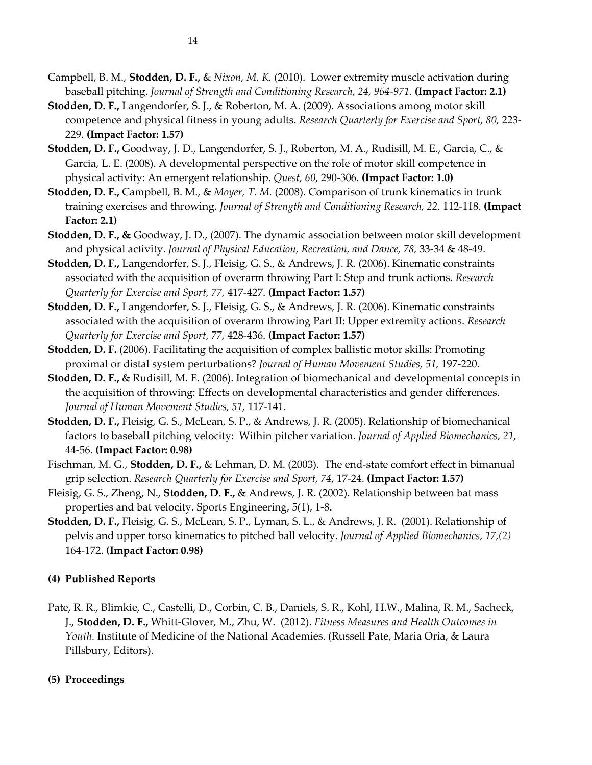Campbell, B. M., **Stodden, D. F.,** & *Nixon, M. K.* (2010). Lower extremity muscle activation during baseball pitching. *Journal of Strength and Conditioning Research, 24, 964-971.* **(Impact Factor: 2.1)**

**Stodden, D. F.,** Langendorfer, S. J., & Roberton, M. A. (2009). Associations among motor skill competence and physical fitness in young adults. *Research Quarterly for Exercise and Sport, 80,* 223-229. **(Impact Factor: 1.57)**

**Stodden, D. F.,** Goodway, J. D., Langendorfer, S. J., Roberton, M. A., Rudisill, M. E., Garcia, C., & Garcia, L. E. (2008). A developmental perspective on the role of motor skill competence in physical activity: An emergent relationship. *Quest, 60*, 290-306. **(Impact Factor: 1.0)**

**Stodden, D. F.,** Campbell, B. M., & *Moyer, T. M.* (2008). Comparison of trunk kinematics in trunk training exercises and throwing. *Journal of Strength and Conditioning Research, 22,* 112-118. **(Impact Factor: 2.1)**

**Stodden, D. F., &** Goodway, J. D., (2007). The dynamic association between motor skill development and physical activity. *Journal of Physical Education, Recreation, and Dance, 78,* 33-34 & 48-49.

**Stodden, D. F.,** Langendorfer, S. J., Fleisig, G. S., & Andrews, J. R. (2006). Kinematic constraints associated with the acquisition of overarm throwing Part I: Step and trunk actions. *Research Quarterly for Exercise and Sport, 77,* 417-427. **(Impact Factor: 1.57)**

**Stodden, D. F.,** Langendorfer, S. J., Fleisig, G. S., & Andrews, J. R. (2006). Kinematic constraints associated with the acquisition of overarm throwing Part II: Upper extremity actions. *Research Quarterly for Exercise and Sport, 77,* 428-436. **(Impact Factor: 1.57)**

**Stodden, D. F.** (2006). Facilitating the acquisition of complex ballistic motor skills: Promoting proximal or distal system perturbations? *Journal of Human Movement Studies, 51,* 197-220.

**Stodden, D. F.,** & Rudisill, M. E. (2006). Integration of biomechanical and developmental concepts in the acquisition of throwing: Effects on developmental characteristics and gender differences. *Journal of Human Movement Studies, 51,* 117-141.

**Stodden, D. F.,** Fleisig, G. S., McLean, S. P., & Andrews, J. R. (2005). Relationship of biomechanical factors to baseball pitching velocity: Within pitcher variation. *Journal of Applied Biomechanics, 21,* 44-56. **(Impact Factor: 0.98)**

Fischman, M. G., **Stodden, D. F.,** & Lehman, D. M. (2003). The end-state comfort effect in bimanual grip selection. *Research Quarterly for Exercise and Sport, 74*, 17-24. **(Impact Factor: 1.57)**

Fleisig, G. S., Zheng, N., **Stodden, D. F.,** & Andrews, J. R. (2002). Relationship between bat mass properties and bat velocity. Sports Engineering, 5(1), 1-8.

**Stodden, D. F.,** Fleisig, G. S., McLean, S. P., Lyman, S. L., & Andrews, J. R. (2001). Relationship of pelvis and upper torso kinematics to pitched ball velocity. *Journal of Applied Biomechanics, 17,(2)* 164-172. **(Impact Factor: 0.98)**

### (4) Published Reports

Pate, R. R., Blimkie, C., Castelli, D., Corbin, C. B., Daniels, S. R., Kohl, H.W., Malina, R. M., Sacheck, J., **Stodden, D. F.,** Whitt-Glover, M., Zhu, W. (2012). *Fitness Measures and Health Outcomes in Youth.* Institute of Medicine of the National Academies. (Russell Pate, Maria Oria, & Laura Pillsbury, Editors).

### (5) Proceedings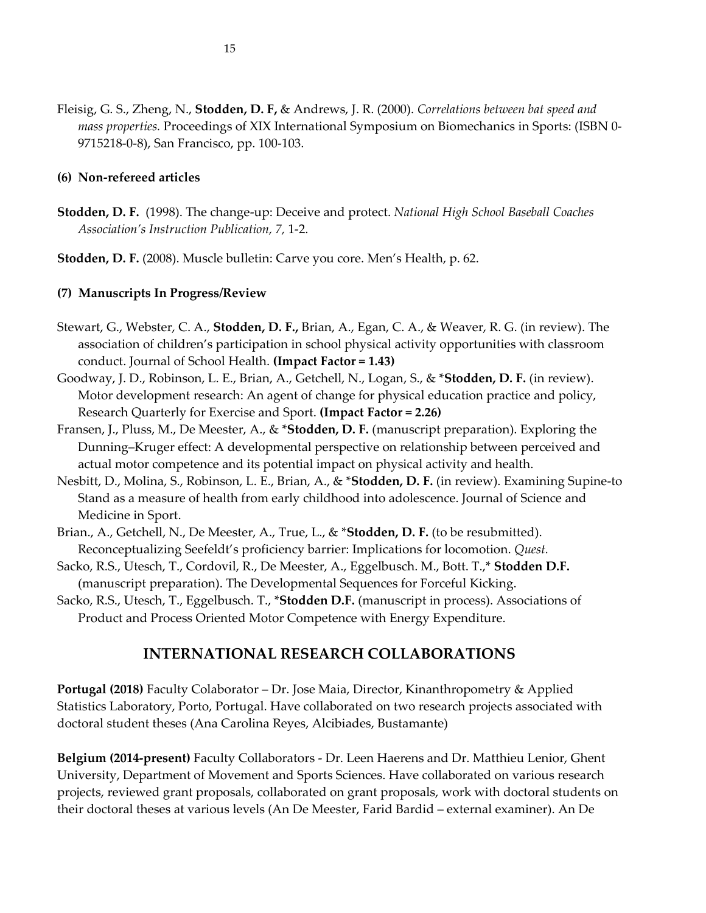Fleisig, G. S., Zheng, N., **Stodden, D. F,** & Andrews, J. R. (2000). *Correlations between bat speed and mass properties.* Proceedings of XIX International Symposium on Biomechanics in Sports: (ISBN 0-9715218-0-8), San Francisco, pp. 100-103.

#### (6) Non-refereed articles

**Stodden, D. F.** (1998). The change-up: Deceive and protect. *National High School Baseball Coaches Association's Instruction Publication, 7,* 1-2.

**Stodden, D. F.** (2008). Muscle bulletin: Carve you core. Men's Health, p. 62.

#### (7) Manuscripts In Progress/Review

Stewart, G., Webster, C. A., **Stodden, D. F.,** Brian, A., Egan, C. A., & Weaver, R. G. (in review). The association of children's participation in school physical activity opportunities with classroom conduct. Journal of School Health. **(Impact Factor = 1.43)**

Goodway, J. D., Robinson, L. E., Brian, A., Getchell, N., Logan, S., & ***Stodden, D. F.** (in review). Motor development research: An agent of change for physical education practice and policy, Research Quarterly for Exercise and Sport. **(Impact Factor = 2.26)**

Fransen, J., Pluss, M., De Meester, A., & ***Stodden, D. F.** (manuscript preparation). Exploring the Dunning–Kruger effect: A developmental perspective on relationship between perceived and actual motor competence and its potential impact on physical activity and health.

Nesbitt, D., Molina, S., Robinson, L. E., Brian, A., & ***Stodden, D. F.** (in review). Examining Supine-to Stand as a measure of health from early childhood into adolescence. Journal of Science and Medicine in Sport.

Brian., A., Getchell, N., De Meester, A., True, L., & ***Stodden, D. F.** (to be resubmitted). Reconceptualizing Seefeldt's proficiency barrier: Implications for locomotion. *Quest.*

Sacko, R.S., Utesch, T., Cordovil, R., De Meester, A., Eggelbusch. M., Bott. T.,* **Stodden D.F.** (manuscript preparation). The Developmental Sequences for Forceful Kicking.

Sacko, R.S., Utesch, T., Eggelbusch. T., ***Stodden D.F.** (manuscript in process). Associations of Product and Process Oriented Motor Competence with Energy Expenditure.

## INTERNATIONAL RESEARCH COLLABORATIONS

**Portugal (2018)** Faculty Colaborator – Dr. Jose Maia, Director, Kinanthropometry & Applied Statistics Laboratory, Porto, Portugal. Have collaborated on two research projects associated with doctoral student theses (Ana Carolina Reyes, Alcibiades, Bustamante)

**Belgium (2014-present)** Faculty Collaborators - Dr. Leen Haerens and Dr. Matthieu Lenior, Ghent University, Department of Movement and Sports Sciences. Have collaborated on various research projects, reviewed grant proposals, collaborated on grant proposals, work with doctoral students on their doctoral theses at various levels (An De Meester, Farid Bardid – external examiner). An De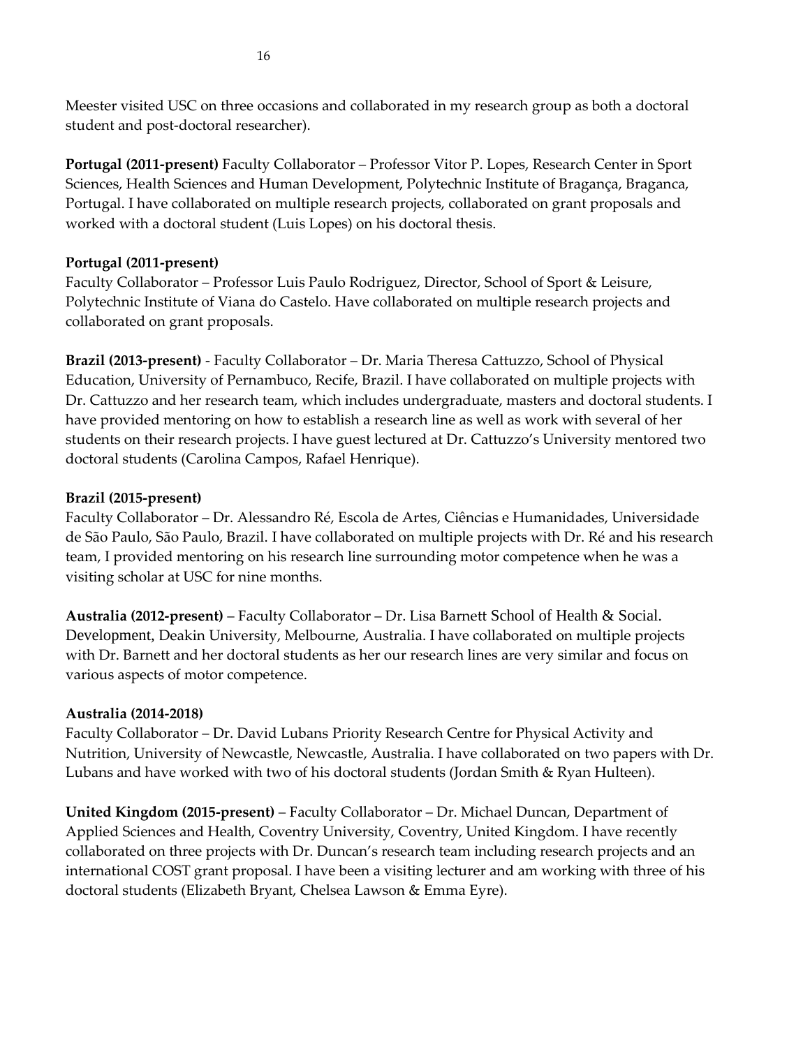Meester visited USC on three occasions and collaborated in my research group as both a doctoral student and post-doctoral researcher).

**Portugal (2011-present)** Faculty Collaborator – Professor Vitor P. Lopes, Research Center in Sport Sciences, Health Sciences and Human Development, Polytechnic Institute of Bragança, Braganca, Portugal. I have collaborated on multiple research projects, collaborated on grant proposals and worked with a doctoral student (Luis Lopes) on his doctoral thesis.

**Portugal (2011-present)**
Faculty Collaborator – Professor Luis Paulo Rodriguez, Director, School of Sport & Leisure, Polytechnic Institute of Viana do Castelo. Have collaborated on multiple research projects and collaborated on grant proposals.

**Brazil (2013-present)** - Faculty Collaborator – Dr. Maria Theresa Cattuzzo, School of Physical Education, University of Pernambuco, Recife, Brazil. I have collaborated on multiple projects with Dr. Cattuzzo and her research team, which includes undergraduate, masters and doctoral students. I have provided mentoring on how to establish a research line as well as work with several of her students on their research projects. I have guest lectured at Dr. Cattuzzo's University mentored two doctoral students (Carolina Campos, Rafael Henrique).

**Brazil (2015-present)**
Faculty Collaborator – Dr. Alessandro Ré, Escola de Artes, Ciências e Humanidades, Universidade de São Paulo, São Paulo, Brazil. I have collaborated on multiple projects with Dr. Ré and his research team, I provided mentoring on his research line surrounding motor competence when he was a visiting scholar at USC for nine months.

**Australia (2012-present)** – Faculty Collaborator – Dr. Lisa Barnett School of Health & Social. Development, Deakin University, Melbourne, Australia. I have collaborated on multiple projects with Dr. Barnett and her doctoral students as her our research lines are very similar and focus on various aspects of motor competence.

**Australia (2014-2018)**
Faculty Collaborator – Dr. David Lubans Priority Research Centre for Physical Activity and Nutrition, University of Newcastle, Newcastle, Australia. I have collaborated on two papers with Dr. Lubans and have worked with two of his doctoral students (Jordan Smith & Ryan Hulteen).

**United Kingdom (2015-present)** – Faculty Collaborator – Dr. Michael Duncan, Department of Applied Sciences and Health, Coventry University, Coventry, United Kingdom. I have recently collaborated on three projects with Dr. Duncan's research team including research projects and an international COST grant proposal. I have been a visiting lecturer and am working with three of his doctoral students (Elizabeth Bryant, Chelsea Lawson & Emma Eyre).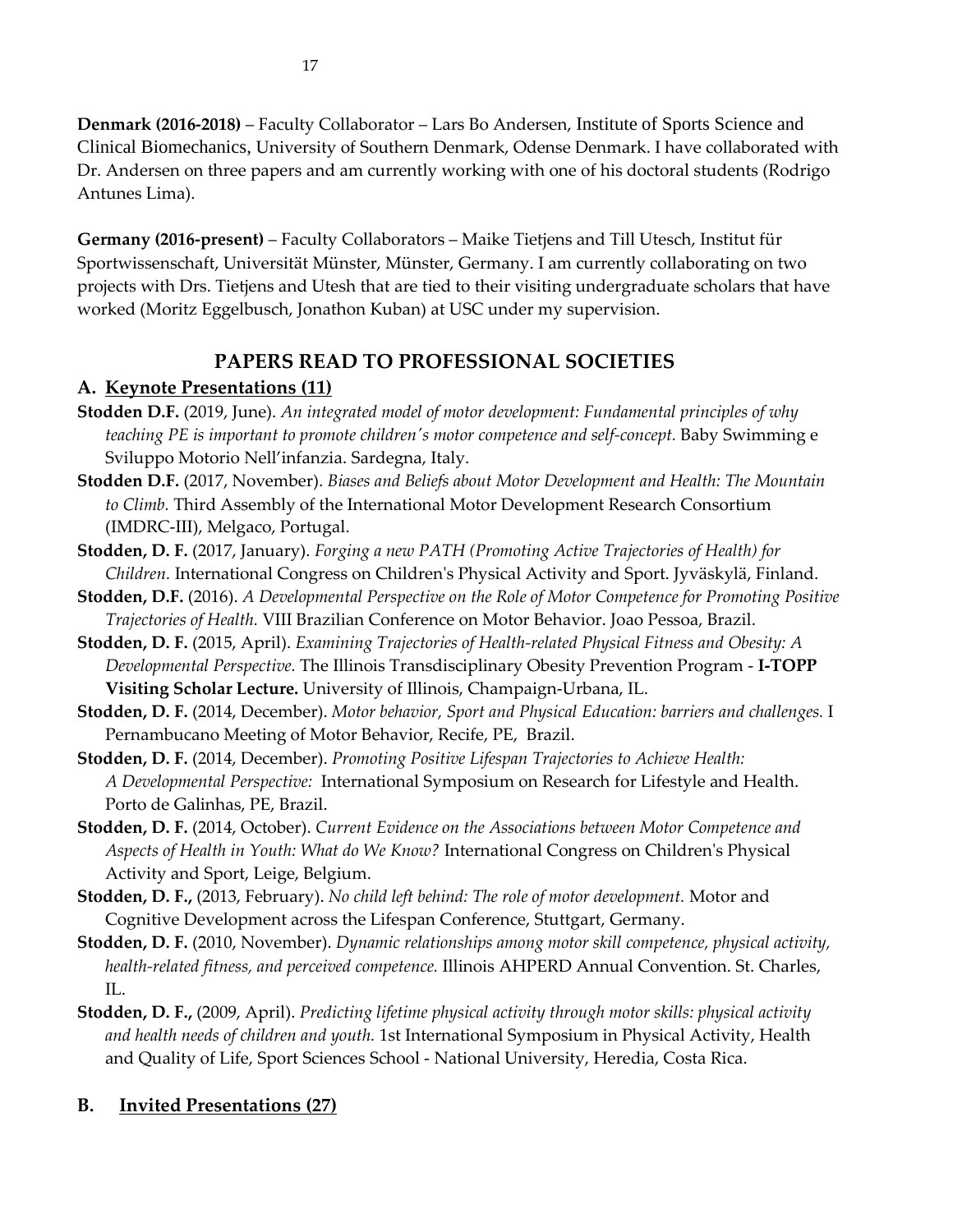**Denmark (2016-2018)** – Faculty Collaborator – Lars Bo Andersen, Institute of Sports Science and Clinical Biomechanics, University of Southern Denmark, Odense Denmark. I have collaborated with Dr. Andersen on three papers and am currently working with one of his doctoral students (Rodrigo Antunes Lima).

**Germany (2016-present)** – Faculty Collaborators – Maike Tietjens and Till Utesch, Institut für Sportwissenschaft, Universität Münster, Münster, Germany. I am currently collaborating on two projects with Drs. Tietjens and Utesh that are tied to their visiting undergraduate scholars that have worked (Moritz Eggelbusch, Jonathon Kuban) at USC under my supervision.

## PAPERS READ TO PROFESSIONAL SOCIETIES

### A. Keynote Presentations (11)

**Stodden D.F.** (2019, June). *An integrated model of motor development: Fundamental principles of why teaching PE is important to promote children's motor competence and self-concept.* Baby Swimming e Sviluppo Motorio Nell'infanzia. Sardegna, Italy.

**Stodden D.F.** (2017, November). *Biases and Beliefs about Motor Development and Health: The Mountain to Climb.* Third Assembly of the International Motor Development Research Consortium (IMDRC-III), Melgaco, Portugal.

**Stodden, D. F.** (2017, January). *Forging a new PATH (Promoting Active Trajectories of Health) for Children.* International Congress on Children's Physical Activity and Sport. Jyväskylä, Finland.

**Stodden, D.F.** (2016). *A Developmental Perspective on the Role of Motor Competence for Promoting Positive Trajectories of Health.* VIII Brazilian Conference on Motor Behavior. Joao Pessoa, Brazil.

**Stodden, D. F.** (2015, April). *Examining Trajectories of Health-related Physical Fitness and Obesity: A Developmental Perspective.* The Illinois Transdisciplinary Obesity Prevention Program - **I-TOPP Visiting Scholar Lecture.** University of Illinois, Champaign-Urbana, IL.

**Stodden, D. F.** (2014, December). *Motor behavior, Sport and Physical Education: barriers and challenges.* I Pernambucano Meeting of Motor Behavior, Recife, PE, Brazil.

**Stodden, D. F.** (2014, December). *Promoting Positive Lifespan Trajectories to Achieve Health: A Developmental Perspective:* International Symposium on Research for Lifestyle and Health. Porto de Galinhas, PE, Brazil.

**Stodden, D. F.** (2014, October). *Current Evidence on the Associations between Motor Competence and Aspects of Health in Youth: What do We Know?* International Congress on Children's Physical Activity and Sport, Leige, Belgium.

**Stodden, D. F.,** (2013, February). *No child left behind: The role of motor development.* Motor and Cognitive Development across the Lifespan Conference, Stuttgart, Germany.

**Stodden, D. F.** (2010, November). *Dynamic relationships among motor skill competence, physical activity, health-related fitness, and perceived competence.* Illinois AHPERD Annual Convention. St. Charles, IL.

**Stodden, D. F.,** (2009, April). *Predicting lifetime physical activity through motor skills: physical activity and health needs of children and youth.* 1st International Symposium in Physical Activity, Health and Quality of Life, Sport Sciences School - National University, Heredia, Costa Rica.

### B. Invited Presentations (27)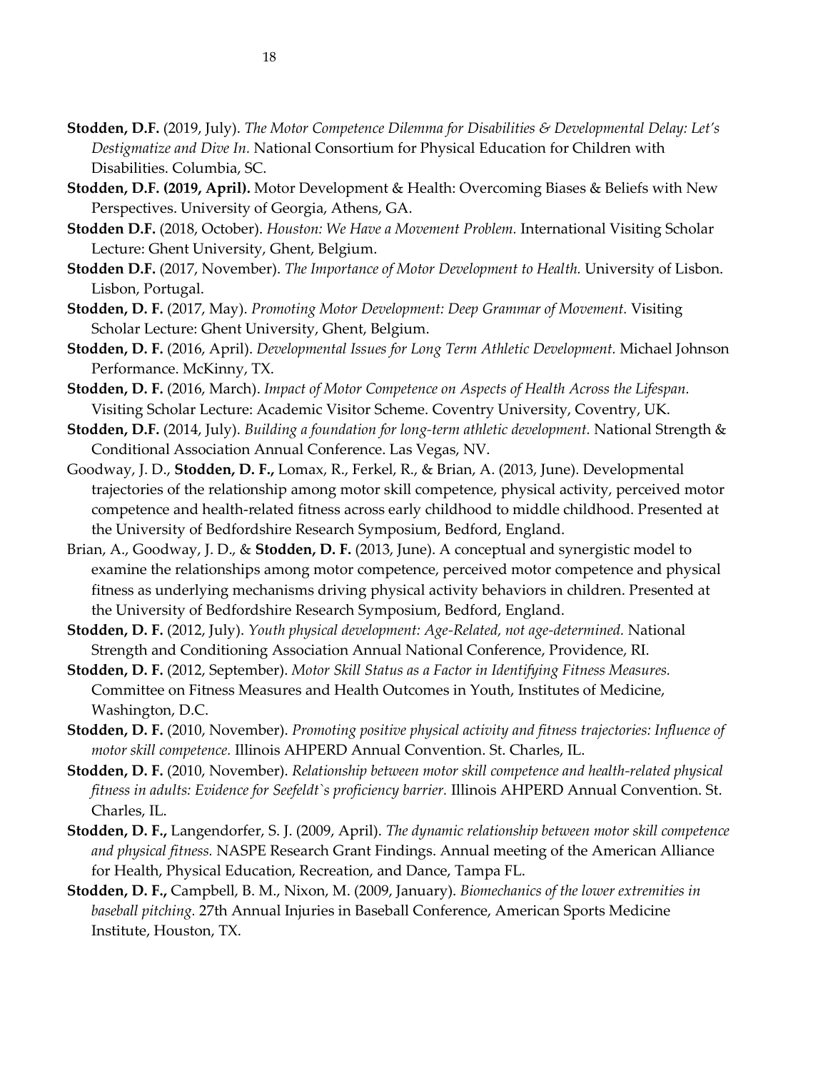**Stodden, D.F.** (2019, July). *The Motor Competence Dilemma for Disabilities & Developmental Delay: Let's Destigmatize and Dive In.* National Consortium for Physical Education for Children with Disabilities. Columbia, SC.

**Stodden, D.F. (2019, April).** Motor Development & Health: Overcoming Biases & Beliefs with New Perspectives. University of Georgia, Athens, GA.

**Stodden D.F.** (2018, October). *Houston: We Have a Movement Problem.* International Visiting Scholar Lecture: Ghent University, Ghent, Belgium.

**Stodden D.F.** (2017, November). *The Importance of Motor Development to Health.* University of Lisbon. Lisbon, Portugal.

**Stodden, D. F.** (2017, May). *Promoting Motor Development: Deep Grammar of Movement.* Visiting Scholar Lecture: Ghent University, Ghent, Belgium.

**Stodden, D. F.** (2016, April). *Developmental Issues for Long Term Athletic Development.* Michael Johnson Performance. McKinny, TX.

**Stodden, D. F.** (2016, March). *Impact of Motor Competence on Aspects of Health Across the Lifespan.* Visiting Scholar Lecture: Academic Visitor Scheme. Coventry University, Coventry, UK.

**Stodden, D.F.** (2014, July). *Building a foundation for long-term athletic development.* National Strength & Conditional Association Annual Conference. Las Vegas, NV.

Goodway, J. D., **Stodden, D. F.,** Lomax, R., Ferkel, R., & Brian, A. (2013, June). Developmental trajectories of the relationship among motor skill competence, physical activity, perceived motor competence and health-related fitness across early childhood to middle childhood. Presented at the University of Bedfordshire Research Symposium, Bedford, England.

Brian, A., Goodway, J. D., & **Stodden, D. F.** (2013, June). A conceptual and synergistic model to examine the relationships among motor competence, perceived motor competence and physical fitness as underlying mechanisms driving physical activity behaviors in children. Presented at the University of Bedfordshire Research Symposium, Bedford, England.

**Stodden, D. F.** (2012, July). *Youth physical development: Age-Related, not age-determined.* National Strength and Conditioning Association Annual National Conference, Providence, RI.

**Stodden, D. F.** (2012, September). *Motor Skill Status as a Factor in Identifying Fitness Measures.* Committee on Fitness Measures and Health Outcomes in Youth, Institutes of Medicine, Washington, D.C.

**Stodden, D. F.** (2010, November). *Promoting positive physical activity and fitness trajectories: Influence of motor skill competence.* Illinois AHPERD Annual Convention. St. Charles, IL.

**Stodden, D. F.** (2010, November). *Relationship between motor skill competence and health-related physical fitness in adults: Evidence for Seefeldt`s proficiency barrier.* Illinois AHPERD Annual Convention. St. Charles, IL.

**Stodden, D. F.,** Langendorfer, S. J. (2009, April). *The dynamic relationship between motor skill competence and physical fitness.* NASPE Research Grant Findings. Annual meeting of the American Alliance for Health, Physical Education, Recreation, and Dance, Tampa FL.

**Stodden, D. F.,** Campbell, B. M., Nixon, M. (2009, January). *Biomechanics of the lower extremities in baseball pitching.* 27th Annual Injuries in Baseball Conference, American Sports Medicine Institute, Houston, TX.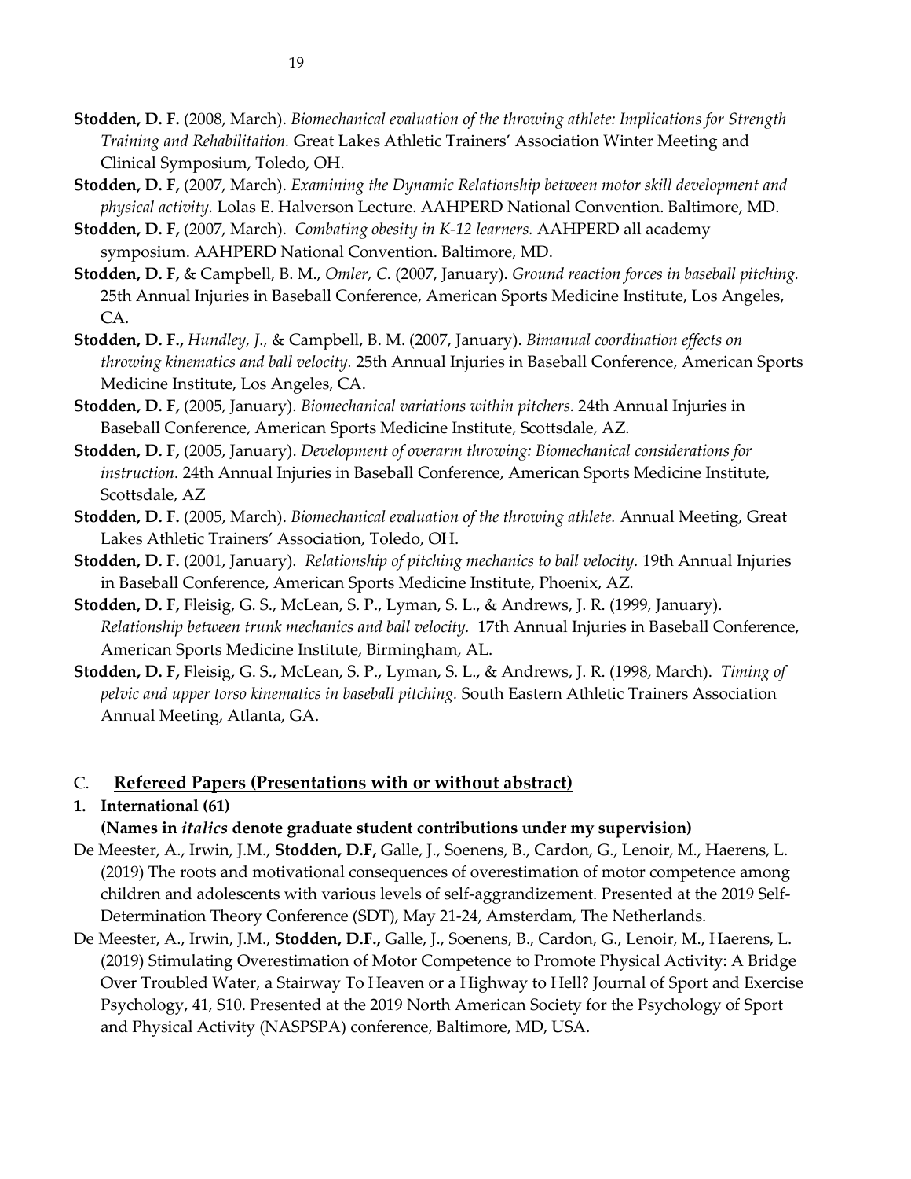**Stodden, D. F.** (2008, March). *Biomechanical evaluation of the throwing athlete: Implications for Strength Training and Rehabilitation.* Great Lakes Athletic Trainers' Association Winter Meeting and Clinical Symposium, Toledo, OH.

**Stodden, D. F,** (2007, March). *Examining the Dynamic Relationship between motor skill development and physical activity.* Lolas E. Halverson Lecture. AAHPERD National Convention. Baltimore, MD.

**Stodden, D. F,** (2007, March). *Combating obesity in K-12 learners.* AAHPERD all academy symposium. AAHPERD National Convention. Baltimore, MD.

**Stodden, D. F,** & Campbell, B. M., *Omler, C.* (2007, January). *Ground reaction forces in baseball pitching.* 25th Annual Injuries in Baseball Conference, American Sports Medicine Institute, Los Angeles, CA.

**Stodden, D. F.,** *Hundley, J.,* & Campbell, B. M. (2007, January). *Bimanual coordination effects on throwing kinematics and ball velocity.* 25th Annual Injuries in Baseball Conference, American Sports Medicine Institute, Los Angeles, CA.

**Stodden, D. F,** (2005, January). *Biomechanical variations within pitchers.* 24th Annual Injuries in Baseball Conference, American Sports Medicine Institute, Scottsdale, AZ.

**Stodden, D. F,** (2005, January). *Development of overarm throwing: Biomechanical considerations for instruction.* 24th Annual Injuries in Baseball Conference, American Sports Medicine Institute, Scottsdale, AZ

**Stodden, D. F.** (2005, March). *Biomechanical evaluation of the throwing athlete.* Annual Meeting, Great Lakes Athletic Trainers' Association, Toledo, OH.

**Stodden, D. F.** (2001, January). *Relationship of pitching mechanics to ball velocity.* 19th Annual Injuries in Baseball Conference, American Sports Medicine Institute, Phoenix, AZ.

**Stodden, D. F,** Fleisig, G. S., McLean, S. P., Lyman, S. L., & Andrews, J. R. (1999, January). *Relationship between trunk mechanics and ball velocity.* 17th Annual Injuries in Baseball Conference, American Sports Medicine Institute, Birmingham, AL.

**Stodden, D. F,** Fleisig, G. S., McLean, S. P., Lyman, S. L., & Andrews, J. R. (1998, March). *Timing of pelvic and upper torso kinematics in baseball pitching.* South Eastern Athletic Trainers Association Annual Meeting, Atlanta, GA.

## C. Refereed Papers (Presentations with or without abstract)

### 1. International (61)

**(Names in *italics* denote graduate student contributions under my supervision)**

De Meester, A., Irwin, J.M., **Stodden, D.F,** Galle, J., Soenens, B., Cardon, G., Lenoir, M., Haerens, L. (2019) The roots and motivational consequences of overestimation of motor competence among children and adolescents with various levels of self-aggrandizement. Presented at the 2019 Self-Determination Theory Conference (SDT), May 21-24, Amsterdam, The Netherlands.

De Meester, A., Irwin, J.M., **Stodden, D.F.,** Galle, J., Soenens, B., Cardon, G., Lenoir, M., Haerens, L. (2019) Stimulating Overestimation of Motor Competence to Promote Physical Activity: A Bridge Over Troubled Water, a Stairway To Heaven or a Highway to Hell? Journal of Sport and Exercise Psychology, 41, S10. Presented at the 2019 North American Society for the Psychology of Sport and Physical Activity (NASPSPA) conference, Baltimore, MD, USA.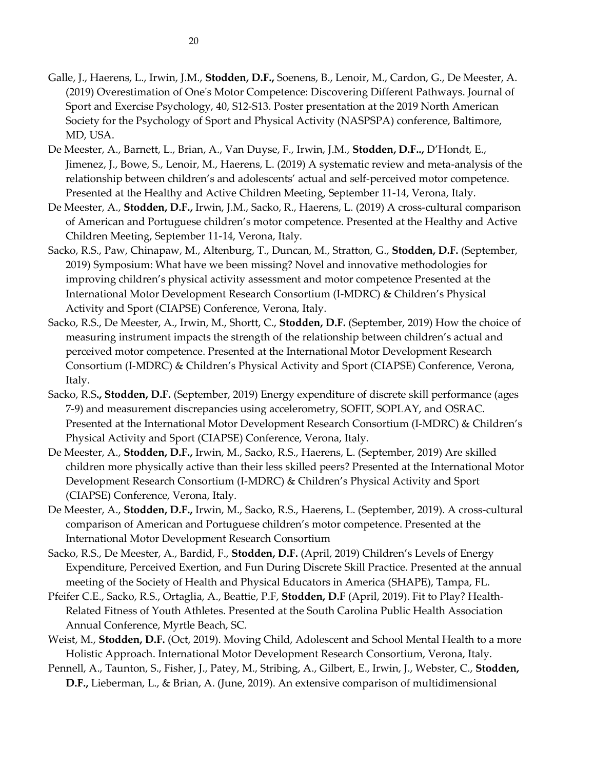Galle, J., Haerens, L., Irwin, J.M., **Stodden, D.F.,** Soenens, B., Lenoir, M., Cardon, G., De Meester, A. (2019) Overestimation of One's Motor Competence: Discovering Different Pathways. Journal of Sport and Exercise Psychology, 40, S12-S13. Poster presentation at the 2019 North American Society for the Psychology of Sport and Physical Activity (NASPSPA) conference, Baltimore, MD, USA.

De Meester, A., Barnett, L., Brian, A., Van Duyse, F., Irwin, J.M., **Stodden, D.F..,** D'Hondt, E., Jimenez, J., Bowe, S., Lenoir, M., Haerens, L. (2019) A systematic review and meta-analysis of the relationship between children's and adolescents' actual and self-perceived motor competence. Presented at the Healthy and Active Children Meeting, September 11-14, Verona, Italy.

De Meester, A., **Stodden, D.F.,** Irwin, J.M., Sacko, R., Haerens, L. (2019) A cross-cultural comparison of American and Portuguese children's motor competence. Presented at the Healthy and Active Children Meeting, September 11-14, Verona, Italy.

Sacko, R.S., Paw, Chinapaw, M., Altenburg, T., Duncan, M., Stratton, G., **Stodden, D.F.** (September, 2019) Symposium: What have we been missing? Novel and innovative methodologies for improving children's physical activity assessment and motor competence Presented at the International Motor Development Research Consortium (I-MDRC) & Children's Physical Activity and Sport (CIAPSE) Conference, Verona, Italy.

Sacko, R.S., De Meester, A., Irwin, M., Shortt, C., **Stodden, D.F.** (September, 2019) How the choice of measuring instrument impacts the strength of the relationship between children's actual and perceived motor competence. Presented at the International Motor Development Research Consortium (I-MDRC) & Children's Physical Activity and Sport (CIAPSE) Conference, Verona, Italy.

Sacko, R.S**., Stodden, D.F.** (September, 2019) Energy expenditure of discrete skill performance (ages 7-9) and measurement discrepancies using accelerometry, SOFIT, SOPLAY, and OSRAC. Presented at the International Motor Development Research Consortium (I-MDRC) & Children's Physical Activity and Sport (CIAPSE) Conference, Verona, Italy.

De Meester, A., **Stodden, D.F.,** Irwin, M., Sacko, R.S., Haerens, L. (September, 2019) Are skilled children more physically active than their less skilled peers? Presented at the International Motor Development Research Consortium (I-MDRC) & Children's Physical Activity and Sport (CIAPSE) Conference, Verona, Italy.

De Meester, A., **Stodden, D.F.,** Irwin, M., Sacko, R.S., Haerens, L. (September, 2019). A cross-cultural comparison of American and Portuguese children's motor competence. Presented at the International Motor Development Research Consortium

Sacko, R.S., De Meester, A., Bardid, F., **Stodden, D.F.** (April, 2019) Children's Levels of Energy Expenditure, Perceived Exertion, and Fun During Discrete Skill Practice. Presented at the annual meeting of the Society of Health and Physical Educators in America (SHAPE), Tampa, FL.

Pfeifer C.E., Sacko, R.S., Ortaglia, A., Beattie, P.F, **Stodden, D.F** (April, 2019). Fit to Play? Health-Related Fitness of Youth Athletes. Presented at the South Carolina Public Health Association Annual Conference, Myrtle Beach, SC.

Weist, M., **Stodden, D.F.** (Oct, 2019). Moving Child, Adolescent and School Mental Health to a more Holistic Approach. International Motor Development Research Consortium, Verona, Italy.

Pennell, A., Taunton, S., Fisher, J., Patey, M., Stribing, A., Gilbert, E., Irwin, J., Webster, C., **Stodden, D.F.,** Lieberman, L., & Brian, A. (June, 2019). An extensive comparison of multidimensional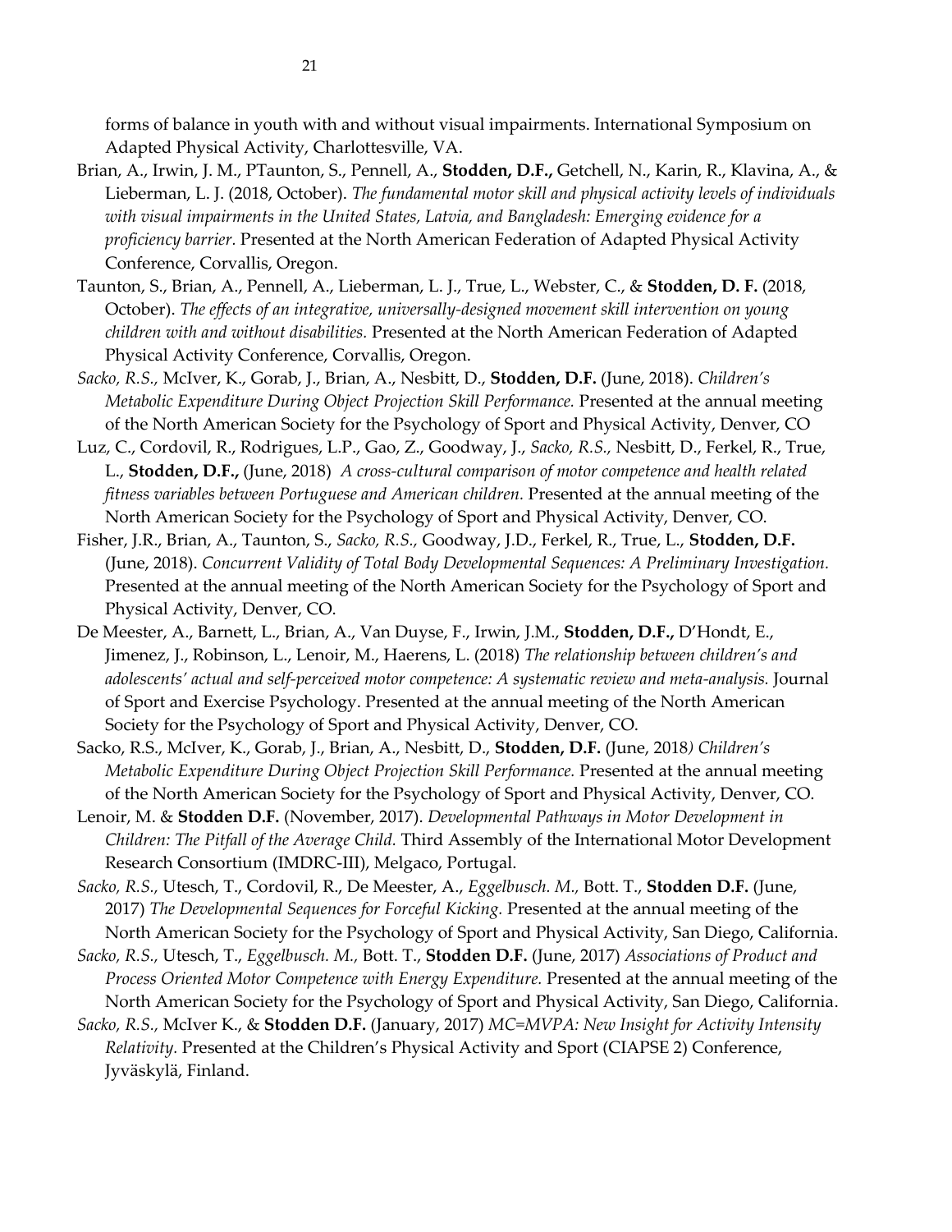forms of balance in youth with and without visual impairments. International Symposium on Adapted Physical Activity, Charlottesville, VA.

Brian, A., Irwin, J. M., PTaunton, S., Pennell, A., **Stodden, D.F.,** Getchell, N., Karin, R., Klavina, A., & Lieberman, L. J. (2018, October). *The fundamental motor skill and physical activity levels of individuals with visual impairments in the United States, Latvia, and Bangladesh: Emerging evidence for a proficiency barrier.* Presented at the North American Federation of Adapted Physical Activity Conference, Corvallis, Oregon.

Taunton, S., Brian, A., Pennell, A., Lieberman, L. J., True, L., Webster, C., & **Stodden, D. F.** (2018, October). *The effects of an integrative, universally-designed movement skill intervention on young children with and without disabilities.* Presented at the North American Federation of Adapted Physical Activity Conference, Corvallis, Oregon.

*Sacko, R.S.,* McIver, K., Gorab, J., Brian, A., Nesbitt, D., **Stodden, D.F.** (June, 2018). *Children's Metabolic Expenditure During Object Projection Skill Performance.* Presented at the annual meeting of the North American Society for the Psychology of Sport and Physical Activity, Denver, CO

Luz, C., Cordovil, R., Rodrigues, L.P., Gao, Z., Goodway, J., *Sacko, R.S.,* Nesbitt, D., Ferkel, R., True, L., **Stodden, D.F.,** (June, 2018) *A cross-cultural comparison of motor competence and health related fitness variables between Portuguese and American children.* Presented at the annual meeting of the North American Society for the Psychology of Sport and Physical Activity, Denver, CO.

Fisher, J.R., Brian, A., Taunton, S., *Sacko, R.S.,* Goodway, J.D., Ferkel, R., True, L., **Stodden, D.F.** (June, 2018). *Concurrent Validity of Total Body Developmental Sequences: A Preliminary Investigation.* Presented at the annual meeting of the North American Society for the Psychology of Sport and Physical Activity, Denver, CO.

De Meester, A., Barnett, L., Brian, A., Van Duyse, F., Irwin, J.M., **Stodden, D.F.,** D'Hondt, E., Jimenez, J., Robinson, L., Lenoir, M., Haerens, L. (2018) *The relationship between children's and adolescents' actual and self-perceived motor competence: A systematic review and meta-analysis.* Journal of Sport and Exercise Psychology. Presented at the annual meeting of the North American Society for the Psychology of Sport and Physical Activity, Denver, CO.

Sacko, R.S., McIver, K., Gorab, J., Brian, A., Nesbitt, D., **Stodden, D.F.** (June, 2018*) Children's Metabolic Expenditure During Object Projection Skill Performance.* Presented at the annual meeting of the North American Society for the Psychology of Sport and Physical Activity, Denver, CO.

Lenoir, M. & **Stodden D.F.** (November, 2017). *Developmental Pathways in Motor Development in Children: The Pitfall of the Average Child.* Third Assembly of the International Motor Development Research Consortium (IMDRC-III), Melgaco, Portugal.

*Sacko, R.S.,* Utesch, T., Cordovil, R., De Meester, A., *Eggelbusch. M.,* Bott. T., **Stodden D.F.** (June, 2017) *The Developmental Sequences for Forceful Kicking.* Presented at the annual meeting of the North American Society for the Psychology of Sport and Physical Activity, San Diego, California.

*Sacko, R.S.,* Utesch, T., *Eggelbusch. M.,* Bott. T., **Stodden D.F.** (June, 2017) *Associations of Product and Process Oriented Motor Competence with Energy Expenditure.* Presented at the annual meeting of the North American Society for the Psychology of Sport and Physical Activity, San Diego, California.

*Sacko, R.S.,* McIver K., & **Stodden D.F.** (January, 2017) *MC=MVPA: New Insight for Activity Intensity Relativity.* Presented at the Children's Physical Activity and Sport (CIAPSE 2) Conference, Jyväskylä, Finland.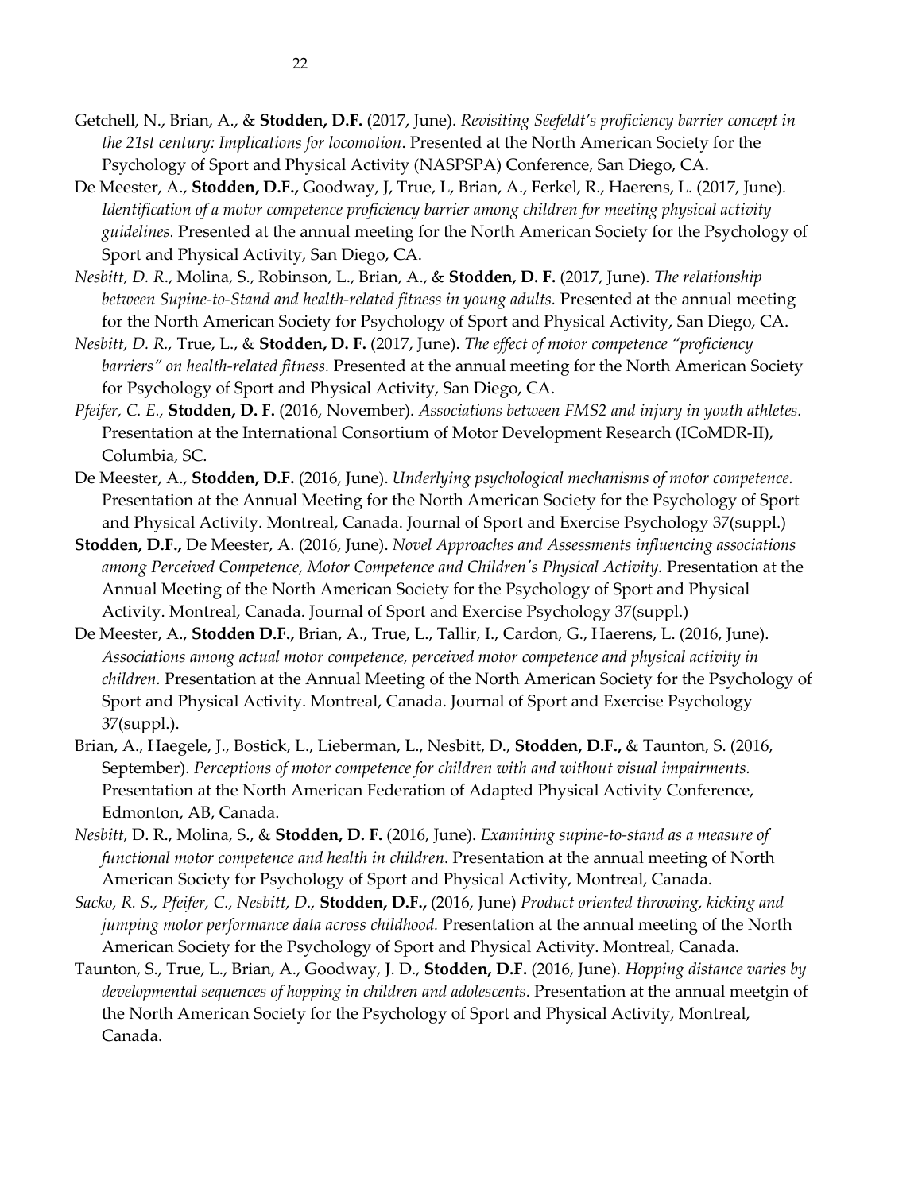Getchell, N., Brian, A., & **Stodden, D.F.** (2017, June). *Revisiting Seefeldt's proficiency barrier concept in the 21st century: Implications for locomotion*. Presented at the North American Society for the Psychology of Sport and Physical Activity (NASPSPA) Conference, San Diego, CA.

De Meester, A., **Stodden, D.F.,** Goodway, J, True, L, Brian, A., Ferkel, R., Haerens, L. (2017, June). *Identification of a motor competence proficiency barrier among children for meeting physical activity guidelines.* Presented at the annual meeting for the North American Society for the Psychology of Sport and Physical Activity, San Diego, CA.

*Nesbitt, D. R*., Molina, S., Robinson, L., Brian, A., & **Stodden, D. F.** (2017, June). *The relationship between Supine-to-Stand and health-related fitness in young adults.* Presented at the annual meeting for the North American Society for Psychology of Sport and Physical Activity, San Diego, CA.

*Nesbitt, D. R.,* True, L., & **Stodden, D. F.** (2017, June). *The effect of motor competence "proficiency barriers" on health-related fitness.* Presented at the annual meeting for the North American Society for Psychology of Sport and Physical Activity, San Diego, CA.

*Pfeifer, C. E.,* **Stodden, D. F.** (2016, November). *Associations between FMS2 and injury in youth athletes.* Presentation at the International Consortium of Motor Development Research (ICoMDR-II), Columbia, SC.

De Meester, A., **Stodden, D.F.** (2016, June). *Underlying psychological mechanisms of motor competence.* Presentation at the Annual Meeting for the North American Society for the Psychology of Sport and Physical Activity. Montreal, Canada. Journal of Sport and Exercise Psychology 37(suppl.)

**Stodden, D.F.,** De Meester, A. (2016, June). *Novel Approaches and Assessments influencing associations among Perceived Competence, Motor Competence and Children's Physical Activity.* Presentation at the Annual Meeting of the North American Society for the Psychology of Sport and Physical Activity. Montreal, Canada. Journal of Sport and Exercise Psychology 37(suppl.)

De Meester, A., **Stodden D.F.,** Brian, A., True, L., Tallir, I., Cardon, G., Haerens, L. (2016, June). *Associations among actual motor competence, perceived motor competence and physical activity in children.* Presentation at the Annual Meeting of the North American Society for the Psychology of Sport and Physical Activity. Montreal, Canada. Journal of Sport and Exercise Psychology 37(suppl.).

Brian, A., Haegele, J., Bostick, L., Lieberman, L., Nesbitt, D., **Stodden, D.F.,** & Taunton, S. (2016, September). *Perceptions of motor competence for children with and without visual impairments.* Presentation at the North American Federation of Adapted Physical Activity Conference, Edmonton, AB, Canada.

*Nesbitt,* D. R., Molina, S., & **Stodden, D. F.** (2016, June). *Examining supine-to-stand as a measure of functional motor competence and health in children*. Presentation at the annual meeting of North American Society for Psychology of Sport and Physical Activity, Montreal, Canada.

*Sacko, R. S., Pfeifer, C., Nesbitt, D.,* **Stodden, D.F.,** (2016, June) *Product oriented throwing, kicking and jumping motor performance data across childhood.* Presentation at the annual meeting of the North American Society for the Psychology of Sport and Physical Activity. Montreal, Canada.

Taunton, S., True, L., Brian, A., Goodway, J. D., **Stodden, D.F.** (2016, June). *Hopping distance varies by developmental sequences of hopping in children and adolescents*. Presentation at the annual meetgin of the North American Society for the Psychology of Sport and Physical Activity, Montreal, Canada.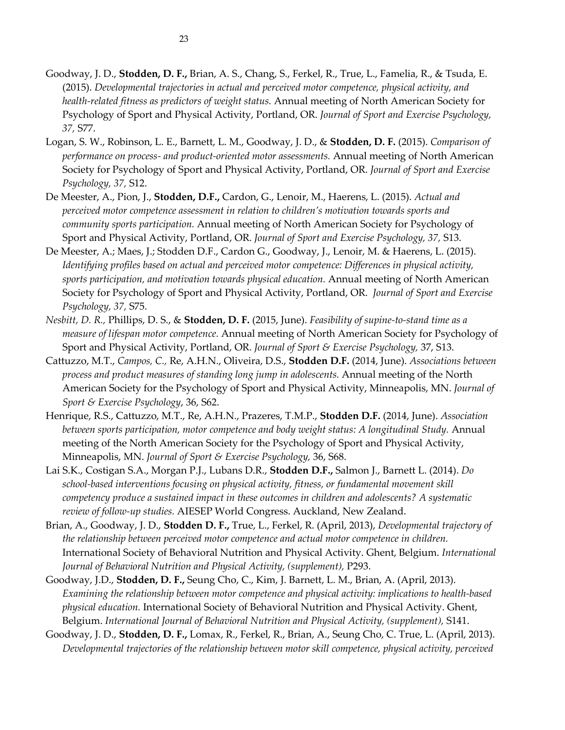Goodway, J. D., **Stodden, D. F.,** Brian, A. S., Chang, S., Ferkel, R., True, L., Famelia, R., & Tsuda, E. (2015). *Developmental trajectories in actual and perceived motor competence, physical activity, and health-related fitness as predictors of weight status.* Annual meeting of North American Society for Psychology of Sport and Physical Activity, Portland, OR. *Journal of Sport and Exercise Psychology, 37,* S77.

Logan, S. W., Robinson, L. E., Barnett, L. M., Goodway, J. D., & **Stodden, D. F.** (2015). *Comparison of performance on process- and product-oriented motor assessments.* Annual meeting of North American Society for Psychology of Sport and Physical Activity, Portland, OR. *Journal of Sport and Exercise Psychology, 37,* S12.

De Meester, A., Pion, J., **Stodden, D.F.,** Cardon, G., Lenoir, M., Haerens, L. (2015). *Actual and perceived motor competence assessment in relation to children's motivation towards sports and community sports participation.* Annual meeting of North American Society for Psychology of Sport and Physical Activity, Portland, OR. *Journal of Sport and Exercise Psychology, 37,* S13.

De Meester, A.; Maes, J.; Stodden D.F., Cardon G., Goodway, J., Lenoir, M. & Haerens, L. (2015). *Identifying profiles based on actual and perceived motor competence: Differences in physical activity, sports participation, and motivation towards physical education.* Annual meeting of North American Society for Psychology of Sport and Physical Activity, Portland, OR. *Journal of Sport and Exercise Psychology, 37,* S75.

*Nesbitt, D. R.,* Phillips, D. S., & **Stodden, D. F.** (2015, June). *Feasibility of supine-to-stand time as a measure of lifespan motor competence.* Annual meeting of North American Society for Psychology of Sport and Physical Activity, Portland, OR. *Journal of Sport & Exercise Psychology,* 37, S13.

Cattuzzo, M.T., *Campos, C.,* Re, A.H.N., Oliveira, D.S., **Stodden D.F.** (2014, June). *Associations between process and product measures of standing long jump in adolescents.* Annual meeting of the North American Society for the Psychology of Sport and Physical Activity, Minneapolis, MN. *Journal of Sport & Exercise Psychology*, 36, S62.

Henrique, R.S., Cattuzzo, M.T., Re, A.H.N., Prazeres, T.M.P., **Stodden D.F.** (2014, June). *Association between sports participation, motor competence and body weight status: A longitudinal Study.* Annual meeting of the North American Society for the Psychology of Sport and Physical Activity, Minneapolis, MN. *Journal of Sport & Exercise Psychology,* 36, S68.

Lai S.K., Costigan S.A., Morgan P.J., Lubans D.R., **Stodden D.F.,** Salmon J., Barnett L. (2014). *Do school-based interventions focusing on physical activity, fitness, or fundamental movement skill competency produce a sustained impact in these outcomes in children and adolescents? A systematic review of follow-up studies.* AIESEP World Congress. Auckland, New Zealand.

Brian, A., Goodway, J. D., **Stodden D. F.,** True, L., Ferkel, R. (April, 2013), *Developmental trajectory of the relationship between perceived motor competence and actual motor competence in children.* International Society of Behavioral Nutrition and Physical Activity. Ghent, Belgium. *International Journal of Behavioral Nutrition and Physical Activity, (supplement),* P293.

Goodway, J.D., **Stodden, D. F.,** Seung Cho, C., Kim, J. Barnett, L. M., Brian, A. (April, 2013). *Examining the relationship between motor competence and physical activity: implications to health-based physical education.* International Society of Behavioral Nutrition and Physical Activity. Ghent, Belgium. *International Journal of Behavioral Nutrition and Physical Activity, (supplement),* S141.

Goodway, J. D., **Stodden, D. F.,** Lomax, R., Ferkel, R., Brian, A., Seung Cho, C. True, L. (April, 2013). *Developmental trajectories of the relationship between motor skill competence, physical activity, perceived*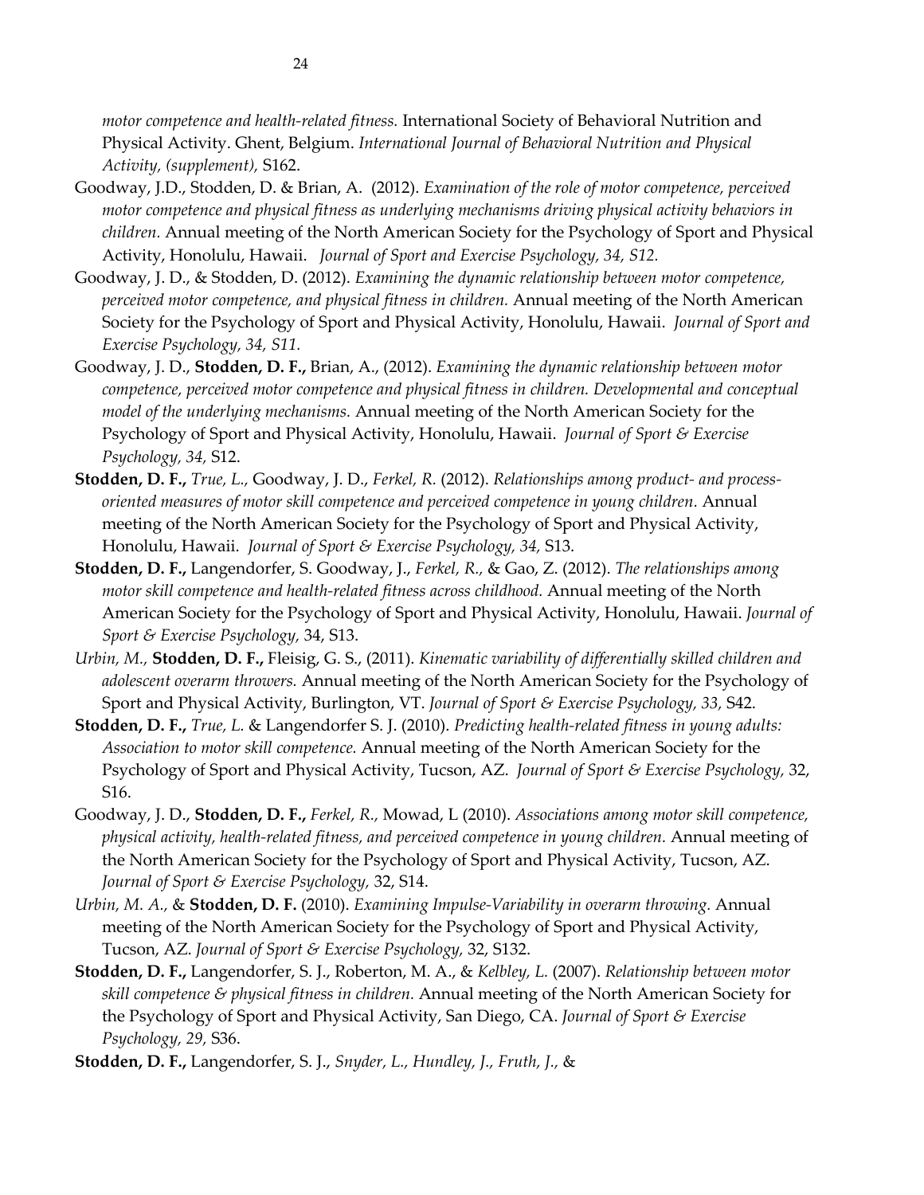*motor competence and health-related fitness.* International Society of Behavioral Nutrition and Physical Activity. Ghent, Belgium. *International Journal of Behavioral Nutrition and Physical Activity, (supplement),* S162.

Goodway, J.D., Stodden, D. & Brian, A. (2012). *Examination of the role of motor competence, perceived motor competence and physical fitness as underlying mechanisms driving physical activity behaviors in children.* Annual meeting of the North American Society for the Psychology of Sport and Physical Activity, Honolulu, Hawaii. *Journal of Sport and Exercise Psychology, 34, S12.*

Goodway, J. D., & Stodden, D. (2012). *Examining the dynamic relationship between motor competence, perceived motor competence, and physical fitness in children.* Annual meeting of the North American Society for the Psychology of Sport and Physical Activity, Honolulu, Hawaii. *Journal of Sport and Exercise Psychology, 34, S11.*

Goodway, J. D., **Stodden, D. F.,** Brian, A., (2012). *Examining the dynamic relationship between motor competence, perceived motor competence and physical fitness in children. Developmental and conceptual model of the underlying mechanisms.* Annual meeting of the North American Society for the Psychology of Sport and Physical Activity, Honolulu, Hawaii. *Journal of Sport & Exercise Psychology, 34,* S12.

**Stodden, D. F.,** *True, L.,* Goodway, J. D., *Ferkel, R.* (2012). *Relationships among product- and process-oriented measures of motor skill competence and perceived competence in young children.* Annual meeting of the North American Society for the Psychology of Sport and Physical Activity, Honolulu, Hawaii. *Journal of Sport & Exercise Psychology, 34,* S13.

**Stodden, D. F.,** Langendorfer, S. Goodway, J., *Ferkel, R.,* & Gao, Z. (2012). *The relationships among motor skill competence and health-related fitness across childhood.* Annual meeting of the North American Society for the Psychology of Sport and Physical Activity, Honolulu, Hawaii. *Journal of Sport & Exercise Psychology,* 34, S13.

*Urbin, M.,* **Stodden, D. F.,** Fleisig, G. S., (2011). *Kinematic variability of differentially skilled children and adolescent overarm throwers.* Annual meeting of the North American Society for the Psychology of Sport and Physical Activity, Burlington, VT. *Journal of Sport & Exercise Psychology, 33,* S42.

**Stodden, D. F.,** *True, L.* & Langendorfer S. J. (2010). *Predicting health-related fitness in young adults: Association to motor skill competence.* Annual meeting of the North American Society for the Psychology of Sport and Physical Activity, Tucson, AZ. *Journal of Sport & Exercise Psychology,* 32, S16.

Goodway, J. D., **Stodden, D. F.,** *Ferkel, R.,* Mowad, L (2010). *Associations among motor skill competence, physical activity, health-related fitness, and perceived competence in young children.* Annual meeting of the North American Society for the Psychology of Sport and Physical Activity, Tucson, AZ. *Journal of Sport & Exercise Psychology,* 32, S14.

*Urbin, M. A.,* & **Stodden, D. F.** (2010). *Examining Impulse-Variability in overarm throwing.* Annual meeting of the North American Society for the Psychology of Sport and Physical Activity, Tucson, AZ. *Journal of Sport & Exercise Psychology,* 32, S132.

**Stodden, D. F.,** Langendorfer, S. J., Roberton, M. A., & *Kelbley, L.* (2007). *Relationship between motor skill competence & physical fitness in children.* Annual meeting of the North American Society for the Psychology of Sport and Physical Activity, San Diego, CA. *Journal of Sport & Exercise Psychology, 29,* S36.

**Stodden, D. F.,** Langendorfer, S. J., *Snyder, L., Hundley, J., Fruth, J.,* &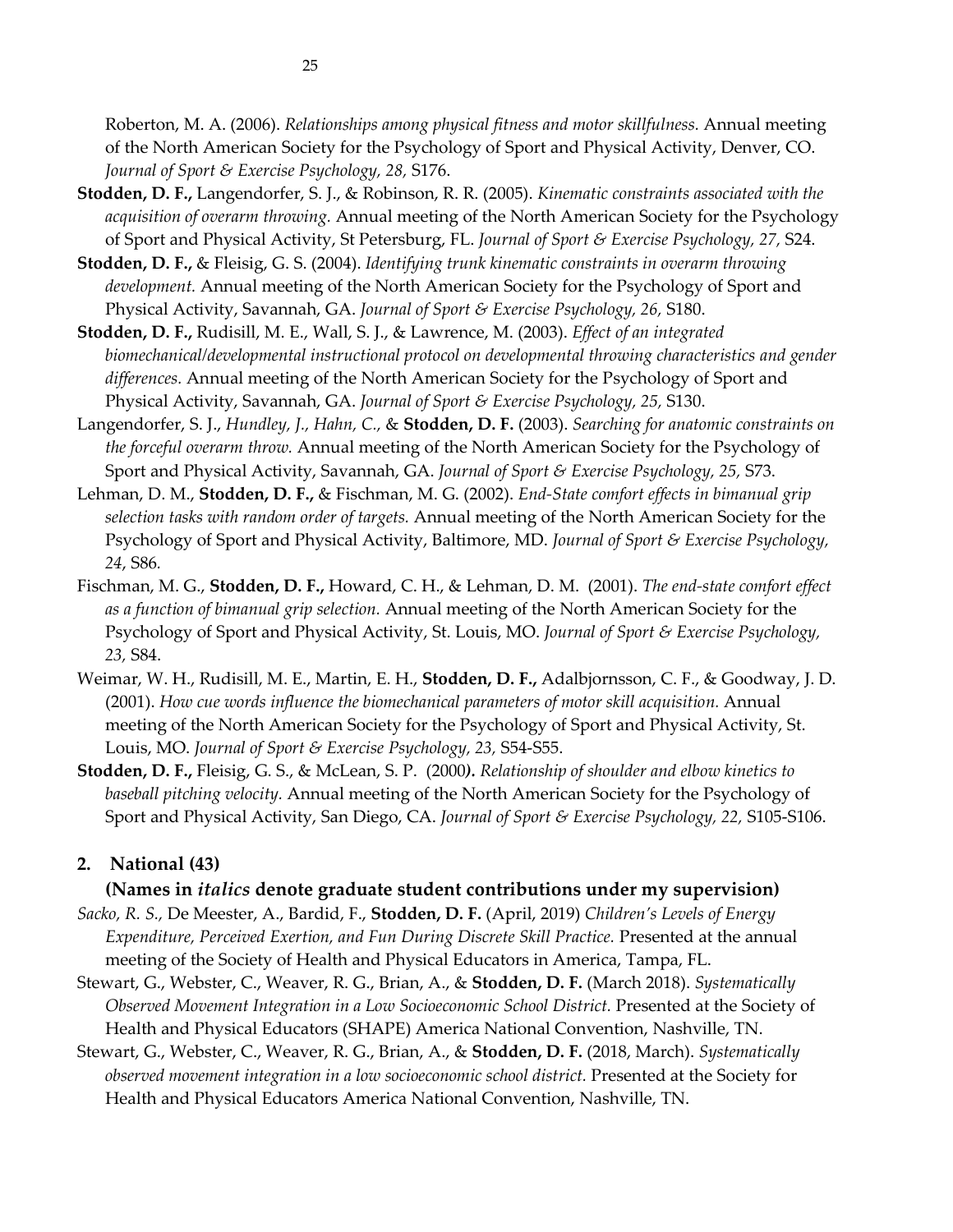Roberton, M. A. (2006). *Relationships among physical fitness and motor skillfulness.* Annual meeting of the North American Society for the Psychology of Sport and Physical Activity, Denver, CO. *Journal of Sport & Exercise Psychology, 28,* S176.

**Stodden, D. F.,** Langendorfer, S. J., & Robinson, R. R. (2005). *Kinematic constraints associated with the acquisition of overarm throwing.* Annual meeting of the North American Society for the Psychology of Sport and Physical Activity, St Petersburg, FL. *Journal of Sport & Exercise Psychology, 27,* S24.

**Stodden, D. F.,** & Fleisig, G. S. (2004). *Identifying trunk kinematic constraints in overarm throwing development.* Annual meeting of the North American Society for the Psychology of Sport and Physical Activity, Savannah, GA. *Journal of Sport & Exercise Psychology, 26,* S180.

**Stodden, D. F.,** Rudisill, M. E., Wall, S. J., & Lawrence, M. (2003). *Effect of an integrated biomechanical/developmental instructional protocol on developmental throwing characteristics and gender differences.* Annual meeting of the North American Society for the Psychology of Sport and Physical Activity, Savannah, GA. *Journal of Sport & Exercise Psychology, 25,* S130.

Langendorfer, S. J., *Hundley, J., Hahn, C.,* & **Stodden, D. F.** (2003). *Searching for anatomic constraints on the forceful overarm throw.* Annual meeting of the North American Society for the Psychology of Sport and Physical Activity, Savannah, GA. *Journal of Sport & Exercise Psychology, 25,* S73.

Lehman, D. M., **Stodden, D. F.,** & Fischman, M. G. (2002). *End-State comfort effects in bimanual grip selection tasks with random order of targets.* Annual meeting of the North American Society for the Psychology of Sport and Physical Activity, Baltimore, MD. *Journal of Sport & Exercise Psychology, 24*, S86.

Fischman, M. G., **Stodden, D. F.,** Howard, C. H., & Lehman, D. M. (2001). *The end-state comfort effect as a function of bimanual grip selection.* Annual meeting of the North American Society for the Psychology of Sport and Physical Activity, St. Louis, MO. *Journal of Sport & Exercise Psychology, 23,* S84.

Weimar, W. H., Rudisill, M. E., Martin, E. H., **Stodden, D. F.,** Adalbjornsson, C. F., & Goodway, J. D. (2001). *How cue words influence the biomechanical parameters of motor skill acquisition.* Annual meeting of the North American Society for the Psychology of Sport and Physical Activity, St. Louis, MO. *Journal of Sport & Exercise Psychology, 23,* S54-S55.

**Stodden, D. F.,** Fleisig, G. S., & McLean, S. P. (2000**).** *Relationship of shoulder and elbow kinetics to baseball pitching velocity.* Annual meeting of the North American Society for the Psychology of Sport and Physical Activity, San Diego, CA. *Journal of Sport & Exercise Psychology, 22,* S105-S106.

## 2. National (43)

**(Names in *italics* denote graduate student contributions under my supervision)**

*Sacko, R. S.,* De Meester, A., Bardid, F., **Stodden, D. F.** (April, 2019) *Children's Levels of Energy Expenditure, Perceived Exertion, and Fun During Discrete Skill Practice.* Presented at the annual meeting of the Society of Health and Physical Educators in America, Tampa, FL.

Stewart, G., Webster, C., Weaver, R. G., Brian, A., & **Stodden, D. F.** (March 2018). *Systematically Observed Movement Integration in a Low Socioeconomic School District.* Presented at the Society of Health and Physical Educators (SHAPE) America National Convention, Nashville, TN.

Stewart, G., Webster, C., Weaver, R. G., Brian, A., & **Stodden, D. F.** (2018, March). *Systematically observed movement integration in a low socioeconomic school district.* Presented at the Society for Health and Physical Educators America National Convention, Nashville, TN.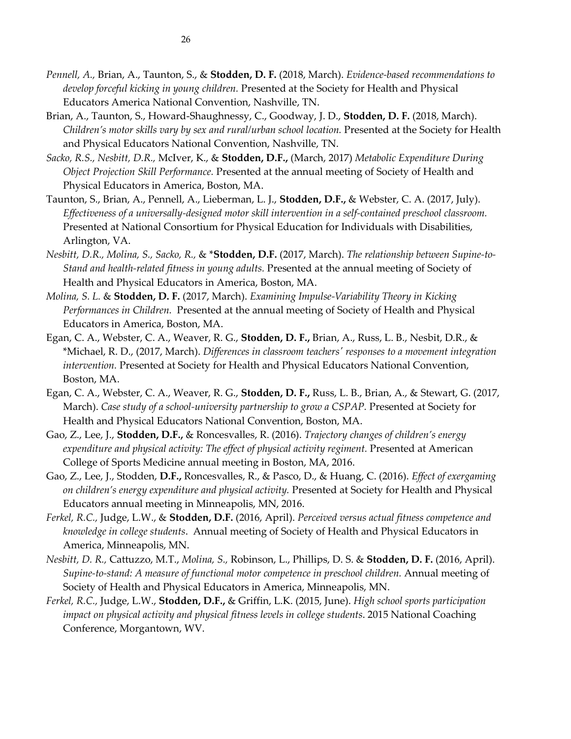*Pennell, A.,* Brian, A., Taunton, S., & **Stodden, D. F.** (2018, March). *Evidence-based recommendations to develop forceful kicking in young children.* Presented at the Society for Health and Physical Educators America National Convention, Nashville, TN.

Brian, A., Taunton, S., Howard-Shaughnessy, C., Goodway, J. D., **Stodden, D. F.** (2018, March). *Children's motor skills vary by sex and rural/urban school location.* Presented at the Society for Health and Physical Educators National Convention, Nashville, TN.

*Sacko, R.S., Nesbitt, D.R.,* McIver, K., & **Stodden, D.F.,** (March, 2017) *Metabolic Expenditure During Object Projection Skill Performance.* Presented at the annual meeting of Society of Health and Physical Educators in America, Boston, MA.

Taunton, S., Brian, A., Pennell, A., Lieberman, L. J., **Stodden, D.F.,** & Webster, C. A. (2017, July). *Effectiveness of a universally-designed motor skill intervention in a self-contained preschool classroom.* Presented at National Consortium for Physical Education for Individuals with Disabilities, Arlington, VA.

*Nesbitt, D.R., Molina, S., Sacko, R.,* & \***Stodden, D.F.** (2017, March). *The relationship between Supine-to-Stand and health-related fitness in young adults.* Presented at the annual meeting of Society of Health and Physical Educators in America, Boston, MA.

*Molina, S. L.* & **Stodden, D. F.** (2017, March). *Examining Impulse-Variability Theory in Kicking Performances in Children.* Presented at the annual meeting of Society of Health and Physical Educators in America, Boston, MA.

Egan, C. A., Webster, C. A., Weaver, R. G., **Stodden, D. F.,** Brian, A., Russ, L. B., Nesbit, D.R., & \*Michael, R. D., (2017, March). *Differences in classroom teachers' responses to a movement integration intervention.* Presented at Society for Health and Physical Educators National Convention, Boston, MA.

Egan, C. A., Webster, C. A., Weaver, R. G., **Stodden, D. F.,** Russ, L. B., Brian, A., & Stewart, G. (2017, March). *Case study of a school-university partnership to grow a CSPAP.* Presented at Society for Health and Physical Educators National Convention, Boston, MA.

Gao, Z., Lee, J., **Stodden, D.F.,** & Roncesvalles, R. (2016). *Trajectory changes of children's energy expenditure and physical activity: The effect of physical activity regiment.* Presented at American College of Sports Medicine annual meeting in Boston, MA, 2016.

Gao, Z., Lee, J., Stodden, **D.F.,** Roncesvalles, R., & Pasco, D., & Huang, C. (2016). *Effect of exergaming on children's energy expenditure and physical activity.* Presented at Society for Health and Physical Educators annual meeting in Minneapolis, MN, 2016.

*Ferkel, R.C.,* Judge, L.W., & **Stodden, D.F.** (2016, April). *Perceived versus actual fitness competence and knowledge in college students*. Annual meeting of Society of Health and Physical Educators in America, Minneapolis, MN.

*Nesbitt, D. R.,* Cattuzzo, M.T., *Molina, S.,* Robinson, L., Phillips, D. S. & **Stodden, D. F.** (2016, April). *Supine-to-stand: A measure of functional motor competence in preschool children.* Annual meeting of Society of Health and Physical Educators in America, Minneapolis, MN.

*Ferkel, R.C.,* Judge, L.W., **Stodden, D.F.,** & Griffin, L.K. (2015, June). *High school sports participation impact on physical activity and physical fitness levels in college students*. 2015 National Coaching Conference, Morgantown, WV.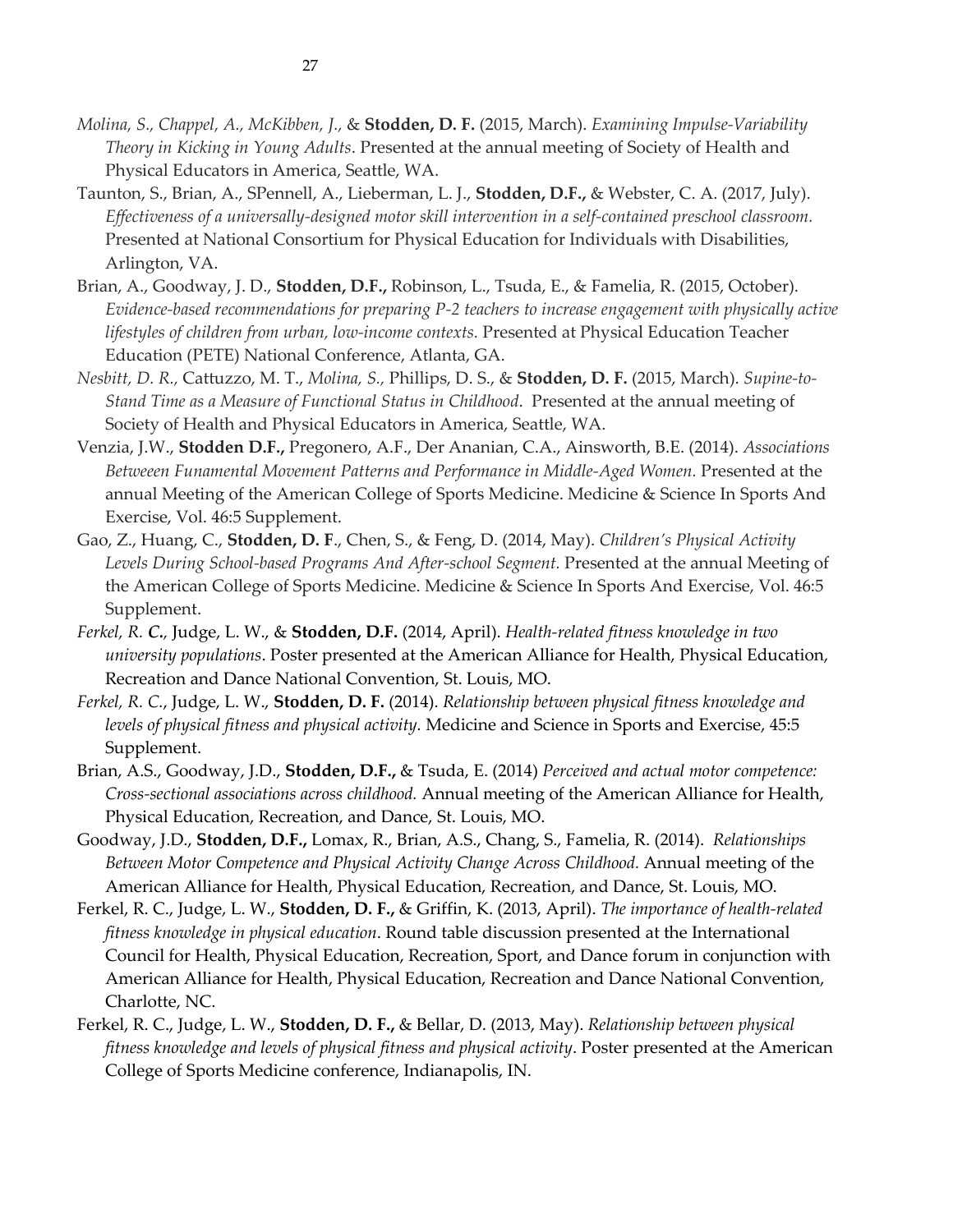*Molina, S., Chappel, A., McKibben, J.,* & **Stodden, D. F.** (2015, March). *Examining Impulse-Variability Theory in Kicking in Young Adults*. Presented at the annual meeting of Society of Health and Physical Educators in America, Seattle, WA.

Taunton, S., Brian, A., SPennell, A., Lieberman, L. J., **Stodden, D.F.,** & Webster, C. A. (2017, July). *Effectiveness of a universally-designed motor skill intervention in a self-contained preschool classroom.* Presented at National Consortium for Physical Education for Individuals with Disabilities, Arlington, VA.

Brian, A., Goodway, J. D., **Stodden, D.F.,** Robinson, L., Tsuda, E., & Famelia, R. (2015, October). *Evidence-based recommendations for preparing P-2 teachers to increase engagement with physically active lifestyles of children from urban, low-income contexts.* Presented at Physical Education Teacher Education (PETE) National Conference, Atlanta, GA.

*Nesbitt, D. R.,* Cattuzzo, M. T., *Molina, S.,* Phillips, D. S., & **Stodden, D. F.** (2015, March). *Supine-to-Stand Time as a Measure of Functional Status in Childhood*. Presented at the annual meeting of Society of Health and Physical Educators in America, Seattle, WA.

Venzia, J.W., **Stodden D.F.,** Pregonero, A.F., Der Ananian, C.A., Ainsworth, B.E. (2014). *Associations Betweeen Funamental Movement Patterns and Performance in Middle-Aged Women.* Presented at the annual Meeting of the American College of Sports Medicine. Medicine & Science In Sports And Exercise, Vol. 46:5 Supplement.

Gao, Z., Huang, C., **Stodden, D. F**., Chen, S., & Feng, D. (2014, May). *Children's Physical Activity Levels During School-based Programs And After-school Segment.* Presented at the annual Meeting of the American College of Sports Medicine. Medicine & Science In Sports And Exercise, Vol. 46:5 Supplement.

*Ferkel, R. C.*, Judge, L. W., & **Stodden, D.F.** (2014, April). *Health-related fitness knowledge in two university populations*. Poster presented at the American Alliance for Health, Physical Education, Recreation and Dance National Convention, St. Louis, MO.

*Ferkel, R. C.*, Judge, L. W., **Stodden, D. F.** (2014). *Relationship between physical fitness knowledge and levels of physical fitness and physical activity.* Medicine and Science in Sports and Exercise, 45:5 Supplement.

Brian, A.S., Goodway, J.D., **Stodden, D.F.,** & Tsuda, E. (2014) *Perceived and actual motor competence: Cross-sectional associations across childhood.* Annual meeting of the American Alliance for Health, Physical Education, Recreation, and Dance, St. Louis, MO.

Goodway, J.D., **Stodden, D.F.,** Lomax, R., Brian, A.S., Chang, S., Famelia, R. (2014). *Relationships Between Motor Competence and Physical Activity Change Across Childhood.* Annual meeting of the American Alliance for Health, Physical Education, Recreation, and Dance, St. Louis, MO.

Ferkel, R. C., Judge, L. W., **Stodden, D. F.,** & Griffin, K. (2013, April). *The importance of health-related fitness knowledge in physical education*. Round table discussion presented at the International Council for Health, Physical Education, Recreation, Sport, and Dance forum in conjunction with American Alliance for Health, Physical Education, Recreation and Dance National Convention, Charlotte, NC.

Ferkel, R. C., Judge, L. W., **Stodden, D. F.,** & Bellar, D. (2013, May). *Relationship between physical fitness knowledge and levels of physical fitness and physical activity*. Poster presented at the American College of Sports Medicine conference, Indianapolis, IN.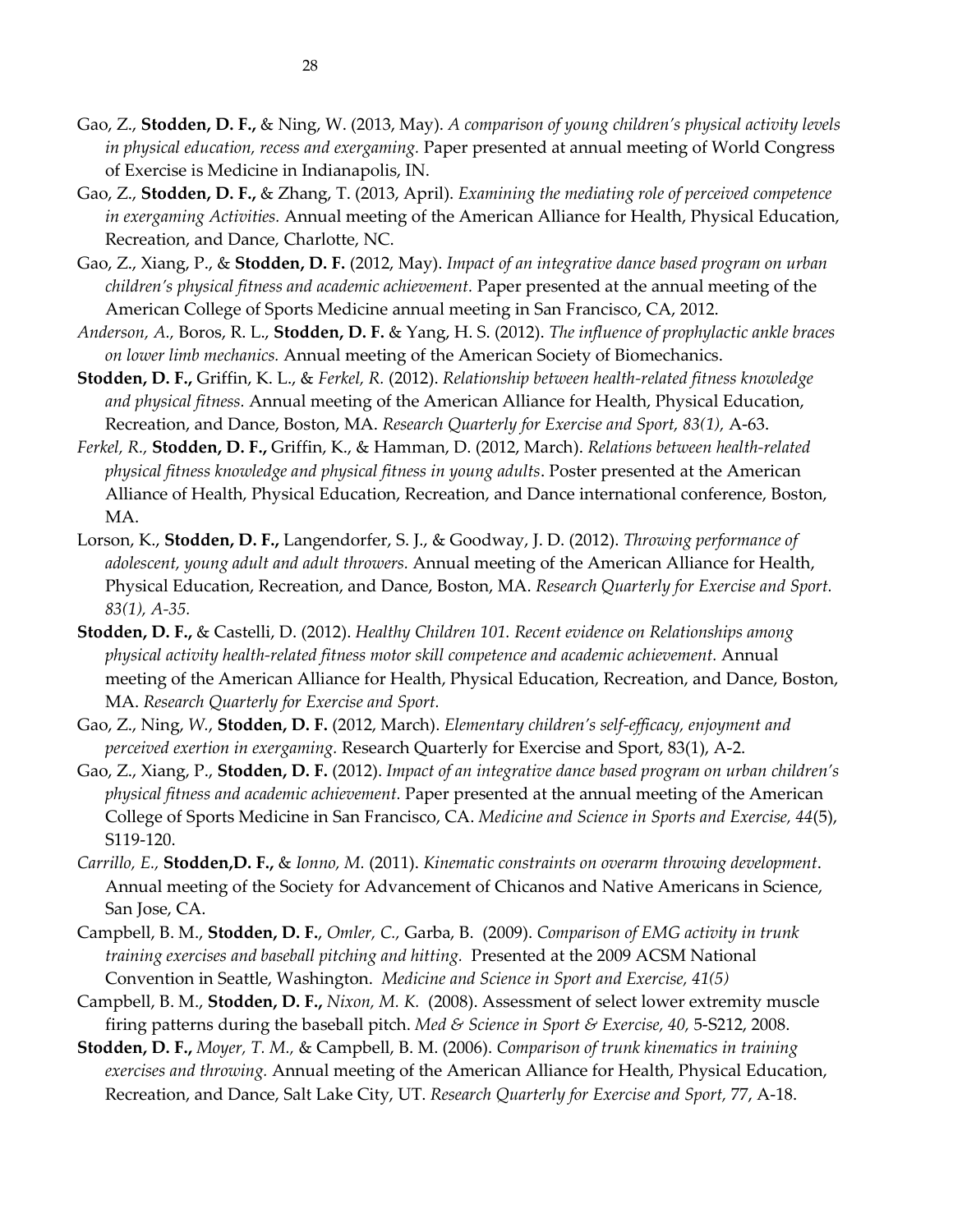Gao, Z., **Stodden, D. F.,** & Ning, W. (2013, May). *A comparison of young children's physical activity levels in physical education, recess and exergaming.* Paper presented at annual meeting of World Congress of Exercise is Medicine in Indianapolis, IN.

Gao, Z., **Stodden, D. F.,** & Zhang, T. (2013, April). *Examining the mediating role of perceived competence in exergaming Activities.* Annual meeting of the American Alliance for Health, Physical Education, Recreation, and Dance, Charlotte, NC.

Gao, Z., Xiang, P., & **Stodden, D. F.** (2012, May). *Impact of an integrative dance based program on urban children's physical fitness and academic achievement.* Paper presented at the annual meeting of the American College of Sports Medicine annual meeting in San Francisco, CA, 2012.

*Anderson, A.,* Boros, R. L., **Stodden, D. F.** & Yang, H. S. (2012). *The influence of prophylactic ankle braces on lower limb mechanics.* Annual meeting of the American Society of Biomechanics.

**Stodden, D. F.,** Griffin, K. L., & *Ferkel, R.* (2012). *Relationship between health-related fitness knowledge and physical fitness.* Annual meeting of the American Alliance for Health, Physical Education, Recreation, and Dance, Boston, MA. *Research Quarterly for Exercise and Sport, 83(1),* A-63.

*Ferkel, R.,* **Stodden, D. F.,** Griffin, K., & Hamman, D. (2012, March). *Relations between health-related physical fitness knowledge and physical fitness in young adults*. Poster presented at the American Alliance of Health, Physical Education, Recreation, and Dance international conference, Boston, MA.

Lorson, K., **Stodden, D. F.,** Langendorfer, S. J., & Goodway, J. D. (2012). *Throwing performance of adolescent, young adult and adult throwers.* Annual meeting of the American Alliance for Health, Physical Education, Recreation, and Dance, Boston, MA. *Research Quarterly for Exercise and Sport. 83(1), A-35.*

**Stodden, D. F.,** & Castelli, D. (2012). *Healthy Children 101. Recent evidence on Relationships among physical activity health-related fitness motor skill competence and academic achievement.* Annual meeting of the American Alliance for Health, Physical Education, Recreation, and Dance, Boston, MA. *Research Quarterly for Exercise and Sport.*

Gao, Z., Ning, *W.*, **Stodden, D. F.** (2012, March). *Elementary children's self-efficacy, enjoyment and perceived exertion in exergaming.* Research Quarterly for Exercise and Sport, 83(1), A-2.

Gao, Z., Xiang, P., **Stodden, D. F.** (2012). *Impact of an integrative dance based program on urban children's physical fitness and academic achievement.* Paper presented at the annual meeting of the American College of Sports Medicine in San Francisco, CA. *Medicine and Science in Sports and Exercise, 44*(5), S119-120.

*Carrillo, E.,* **Stodden,D. F.,** & *Ionno, M.* (2011). *Kinematic constraints on overarm throwing development*. Annual meeting of the Society for Advancement of Chicanos and Native Americans in Science, San Jose, CA.

Campbell, B. M., **Stodden, D. F.**, *Omler, C.,* Garba, B. (2009). *Comparison of EMG activity in trunk training exercises and baseball pitching and hitting.* Presented at the 2009 ACSM National Convention in Seattle, Washington. *Medicine and Science in Sport and Exercise, 41(5)*

Campbell, B. M., **Stodden, D. F.,** *Nixon, M. K.* (2008). Assessment of select lower extremity muscle firing patterns during the baseball pitch. *Med & Science in Sport & Exercise, 40,* 5-S212, 2008.

**Stodden, D. F.,** *Moyer, T. M.,* & Campbell, B. M. (2006). *Comparison of trunk kinematics in training exercises and throwing.* Annual meeting of the American Alliance for Health, Physical Education, Recreation, and Dance, Salt Lake City, UT. *Research Quarterly for Exercise and Sport,* 77, A-18.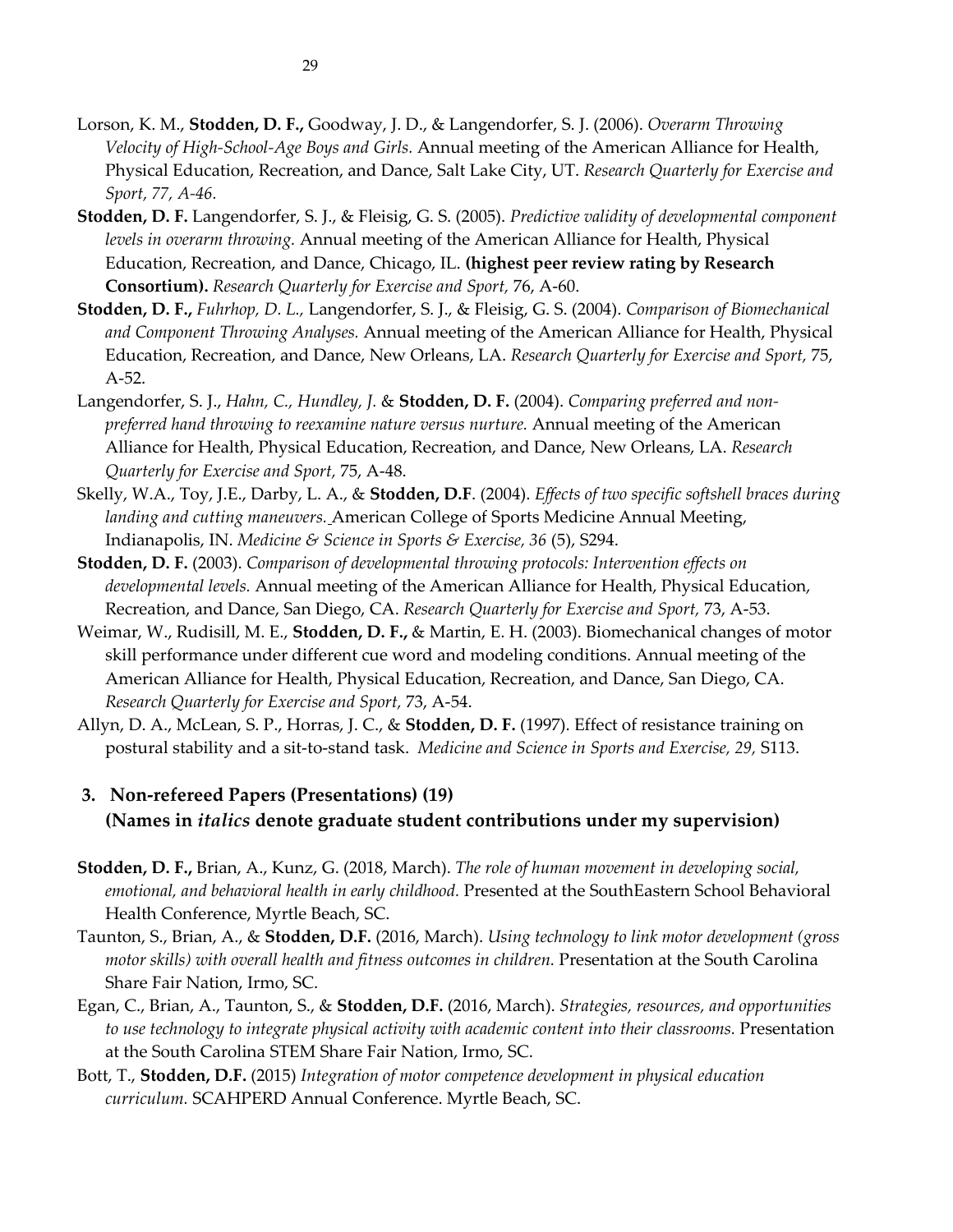Lorson, K. M., **Stodden, D. F.,** Goodway, J. D., & Langendorfer, S. J. (2006). *Overarm Throwing Velocity of High-School-Age Boys and Girls.* Annual meeting of the American Alliance for Health, Physical Education, Recreation, and Dance, Salt Lake City, UT. *Research Quarterly for Exercise and Sport, 77, A-46.*

**Stodden, D. F.** Langendorfer, S. J., & Fleisig, G. S. (2005). *Predictive validity of developmental component levels in overarm throwing.* Annual meeting of the American Alliance for Health, Physical Education, Recreation, and Dance, Chicago, IL. **(highest peer review rating by Research Consortium).** *Research Quarterly for Exercise and Sport,* 76, A-60.

**Stodden, D. F.,** *Fuhrhop, D. L.,* Langendorfer, S. J., & Fleisig, G. S. (2004). *Comparison of Biomechanical and Component Throwing Analyses.* Annual meeting of the American Alliance for Health, Physical Education, Recreation, and Dance, New Orleans, LA. *Research Quarterly for Exercise and Sport,* 75, A-52.

Langendorfer, S. J., *Hahn, C., Hundley, J.* & **Stodden, D. F.** (2004). *Comparing preferred and non-preferred hand throwing to reexamine nature versus nurture.* Annual meeting of the American Alliance for Health, Physical Education, Recreation, and Dance, New Orleans, LA. *Research Quarterly for Exercise and Sport,* 75, A-48.

Skelly, W.A., Toy, J.E., Darby, L. A., & **Stodden, D.F**. (2004). *Effects of two specific softshell braces during landing and cutting maneuvers.* American College of Sports Medicine Annual Meeting, Indianapolis, IN. *Medicine & Science in Sports & Exercise, 36* (5), S294.

**Stodden, D. F.** (2003). *Comparison of developmental throwing protocols: Intervention effects on developmental levels.* Annual meeting of the American Alliance for Health, Physical Education, Recreation, and Dance, San Diego, CA. *Research Quarterly for Exercise and Sport,* 73, A-53.

Weimar, W., Rudisill, M. E., **Stodden, D. F.,** & Martin, E. H. (2003). Biomechanical changes of motor skill performance under different cue word and modeling conditions. Annual meeting of the American Alliance for Health, Physical Education, Recreation, and Dance, San Diego, CA. *Research Quarterly for Exercise and Sport,* 73, A-54.

Allyn, D. A., McLean, S. P., Horras, J. C., & **Stodden, D. F.** (1997). Effect of resistance training on postural stability and a sit-to-stand task. *Medicine and Science in Sports and Exercise, 29,* S113.

### 3. Non-refereed Papers (Presentations) (19)
### (Names in *italics* denote graduate student contributions under my supervision)

**Stodden, D. F.,** Brian, A., Kunz, G. (2018, March). *The role of human movement in developing social, emotional, and behavioral health in early childhood.* Presented at the SouthEastern School Behavioral Health Conference, Myrtle Beach, SC.

Taunton, S., Brian, A., & **Stodden, D.F.** (2016, March). *Using technology to link motor development (gross motor skills) with overall health and fitness outcomes in children.* Presentation at the South Carolina Share Fair Nation, Irmo, SC.

Egan, C., Brian, A., Taunton, S., & **Stodden, D.F.** (2016, March). *Strategies, resources, and opportunities to use technology to integrate physical activity with academic content into their classrooms.* Presentation at the South Carolina STEM Share Fair Nation, Irmo, SC.

Bott, T., **Stodden, D.F.** (2015) *Integration of motor competence development in physical education curriculum.* SCAHPERD Annual Conference. Myrtle Beach, SC.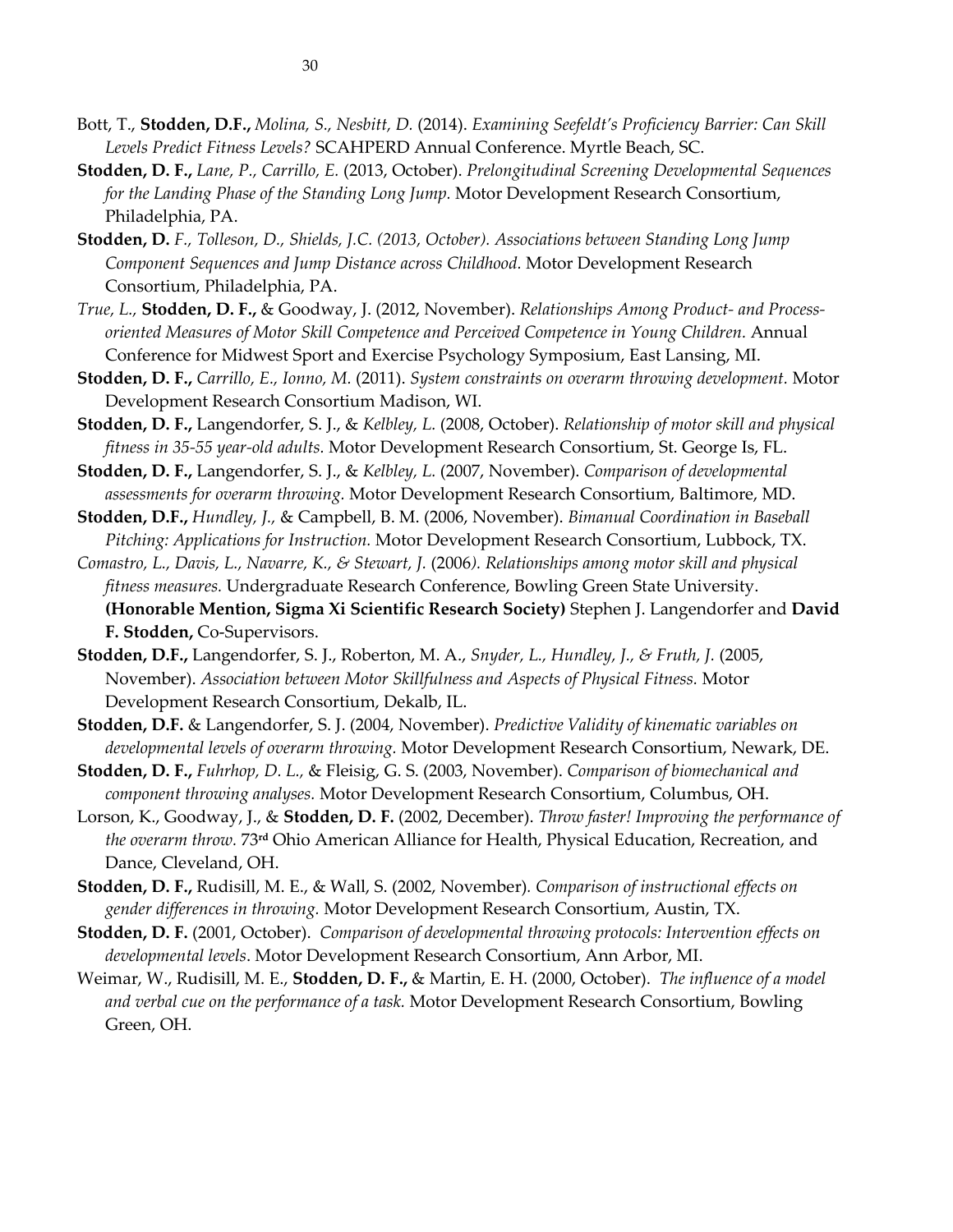Bott, T., **Stodden, D.F.,** *Molina, S., Nesbitt, D.* (2014). *Examining Seefeldt's Proficiency Barrier: Can Skill Levels Predict Fitness Levels?* SCAHPERD Annual Conference. Myrtle Beach, SC.

**Stodden, D. F.,** *Lane, P., Carrillo, E.* (2013, October). *Prelongitudinal Screening Developmental Sequences for the Landing Phase of the Standing Long Jump*. Motor Development Research Consortium, Philadelphia, PA.

**Stodden, D.** *F., Tolleson, D., Shields, J.C. (2013, October). Associations between Standing Long Jump Component Sequences and Jump Distance across Childhood.* Motor Development Research Consortium, Philadelphia, PA.

*True, L.,* **Stodden, D. F.,** & Goodway, J. (2012, November). *Relationships Among Product- and Process-oriented Measures of Motor Skill Competence and Perceived Competence in Young Children.* Annual Conference for Midwest Sport and Exercise Psychology Symposium, East Lansing, MI.

**Stodden, D. F.,** *Carrillo, E., Ionno, M.* (2011). *System constraints on overarm throwing development.* Motor Development Research Consortium Madison, WI.

**Stodden, D. F.,** Langendorfer, S. J., & *Kelbley, L.* (2008, October). *Relationship of motor skill and physical fitness in 35-55 year-old adults.* Motor Development Research Consortium, St. George Is, FL.

**Stodden, D. F.,** Langendorfer, S. J., & *Kelbley, L.* (2007, November). *Comparison of developmental assessments for overarm throwing.* Motor Development Research Consortium, Baltimore, MD.

**Stodden, D.F.,** *Hundley, J.,* & Campbell, B. M. (2006, November). *Bimanual Coordination in Baseball Pitching: Applications for Instruction.* Motor Development Research Consortium, Lubbock, TX.

*Comastro, L., Davis, L., Navarre, K., & Stewart, J.* (2006*). Relationships among motor skill and physical fitness measures.* Undergraduate Research Conference, Bowling Green State University. **(Honorable Mention, Sigma Xi Scientific Research Society)** Stephen J. Langendorfer and **David F. Stodden,** Co-Supervisors.

**Stodden, D.F.,** Langendorfer, S. J., Roberton, M. A., *Snyder, L., Hundley, J., & Fruth, J.* (2005, November). *Association between Motor Skillfulness and Aspects of Physical Fitness.* Motor Development Research Consortium, Dekalb, IL.

**Stodden, D.F.** & Langendorfer, S. J. (2004, November). *Predictive Validity of kinematic variables on developmental levels of overarm throwing.* Motor Development Research Consortium, Newark, DE.

**Stodden, D. F.,** *Fuhrhop, D. L.,* & Fleisig, G. S. (2003, November). *Comparison of biomechanical and component throwing analyses.* Motor Development Research Consortium, Columbus, OH.

Lorson, K., Goodway, J., & **Stodden, D. F.** (2002, December). *Throw faster! Improving the performance of the overarm throw.* 73rd Ohio American Alliance for Health, Physical Education, Recreation, and Dance, Cleveland, OH.

**Stodden, D. F.,** Rudisill, M. E., & Wall, S. (2002, November). *Comparison of instructional effects on gender differences in throwing.* Motor Development Research Consortium, Austin, TX.

**Stodden, D. F.** (2001, October). *Comparison of developmental throwing protocols: Intervention effects on developmental levels*. Motor Development Research Consortium, Ann Arbor, MI.

Weimar, W., Rudisill, M. E., **Stodden, D. F.,** & Martin, E. H. (2000, October). *The influence of a model and verbal cue on the performance of a task.* Motor Development Research Consortium, Bowling Green, OH.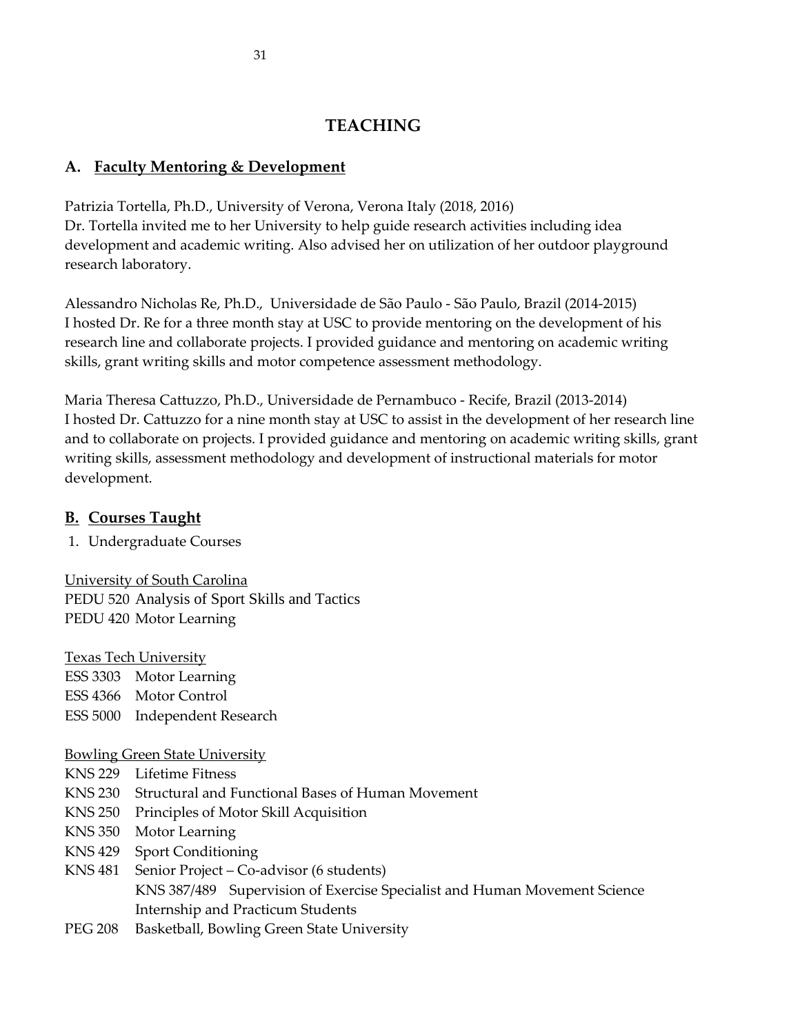# TEACHING

## A. Faculty Mentoring & Development

Patrizia Tortella, Ph.D., University of Verona, Verona Italy (2018, 2016)
Dr. Tortella invited me to her University to help guide research activities including idea development and academic writing. Also advised her on utilization of her outdoor playground research laboratory.

Alessandro Nicholas Re, Ph.D., Universidade de São Paulo - São Paulo, Brazil (2014-2015)
I hosted Dr. Re for a three month stay at USC to provide mentoring on the development of his research line and collaborate projects. I provided guidance and mentoring on academic writing skills, grant writing skills and motor competence assessment methodology.

Maria Theresa Cattuzzo, Ph.D., Universidade de Pernambuco - Recife, Brazil (2013-2014)
I hosted Dr. Cattuzzo for a nine month stay at USC to assist in the development of her research line and to collaborate on projects. I provided guidance and mentoring on academic writing skills, grant writing skills, assessment methodology and development of instructional materials for motor development.

## B. Courses Taught

1. Undergraduate Courses

University of South Carolina
PEDU 520 Analysis of Sport Skills and Tactics
PEDU 420 Motor Learning

Texas Tech University
ESS 3303 Motor Learning
ESS 4366 Motor Control
ESS 5000 Independent Research

Bowling Green State University
KNS 229 Lifetime Fitness
KNS 230 Structural and Functional Bases of Human Movement
KNS 250 Principles of Motor Skill Acquisition
KNS 350 Motor Learning
KNS 429 Sport Conditioning
KNS 481 Senior Project – Co-advisor (6 students)
KNS 387/489 Supervision of Exercise Specialist and Human Movement Science Internship and Practicum Students
PEG 208 Basketball, Bowling Green State University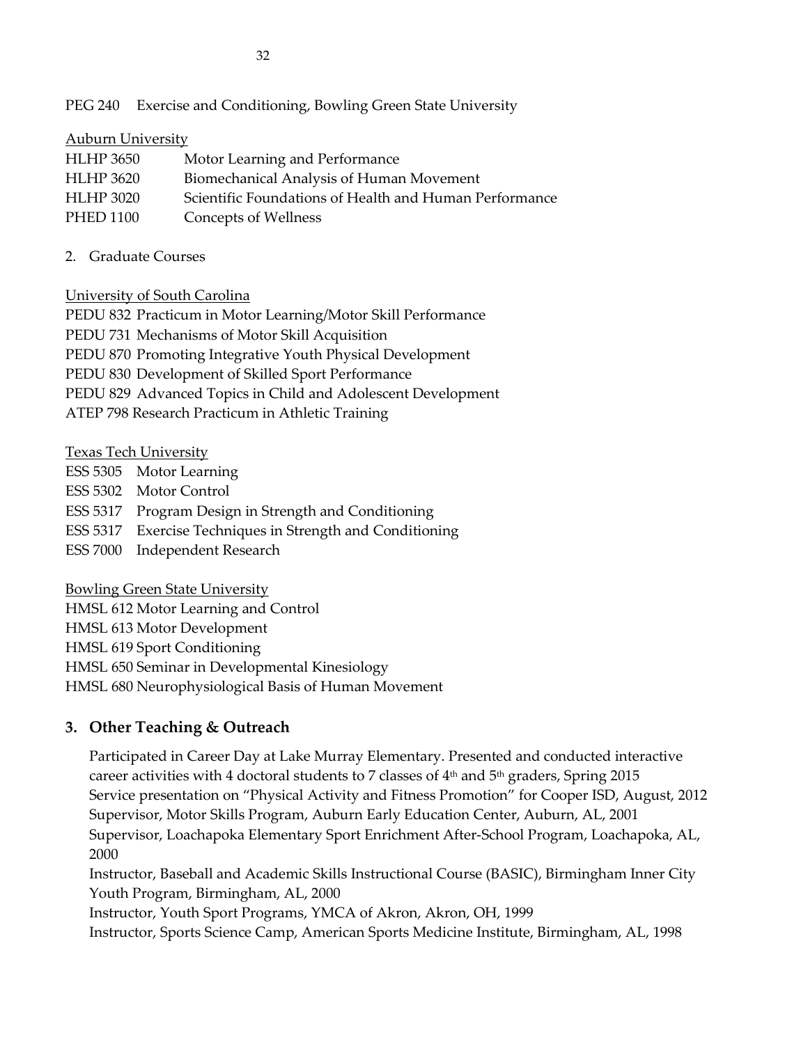PEG 240 Exercise and Conditioning, Bowling Green State University

Auburn University

HLHP 3650 Motor Learning and Performance
HLHP 3620 Biomechanical Analysis of Human Movement
HLHP 3020 Scientific Foundations of Health and Human Performance
PHED 1100 Concepts of Wellness

2. Graduate Courses

University of South Carolina

PEDU 832 Practicum in Motor Learning/Motor Skill Performance
PEDU 731 Mechanisms of Motor Skill Acquisition
PEDU 870 Promoting Integrative Youth Physical Development
PEDU 830 Development of Skilled Sport Performance
PEDU 829 Advanced Topics in Child and Adolescent Development
ATEP 798 Research Practicum in Athletic Training

Texas Tech University

ESS 5305 Motor Learning
ESS 5302 Motor Control
ESS 5317 Program Design in Strength and Conditioning
ESS 5317 Exercise Techniques in Strength and Conditioning
ESS 7000 Independent Research

Bowling Green State University

HMSL 612 Motor Learning and Control
HMSL 613 Motor Development
HMSL 619 Sport Conditioning
HMSL 650 Seminar in Developmental Kinesiology
HMSL 680 Neurophysiological Basis of Human Movement

### 3. Other Teaching & Outreach

Participated in Career Day at Lake Murray Elementary. Presented and conducted interactive career activities with 4 doctoral students to 7 classes of 4th and 5th graders, Spring 2015
Service presentation on "Physical Activity and Fitness Promotion" for Cooper ISD, August, 2012
Supervisor, Motor Skills Program, Auburn Early Education Center, Auburn, AL, 2001
Supervisor, Loachapoka Elementary Sport Enrichment After-School Program, Loachapoka, AL, 2000
Instructor, Baseball and Academic Skills Instructional Course (BASIC), Birmingham Inner City Youth Program, Birmingham, AL, 2000
Instructor, Youth Sport Programs, YMCA of Akron, Akron, OH, 1999
Instructor, Sports Science Camp, American Sports Medicine Institute, Birmingham, AL, 1998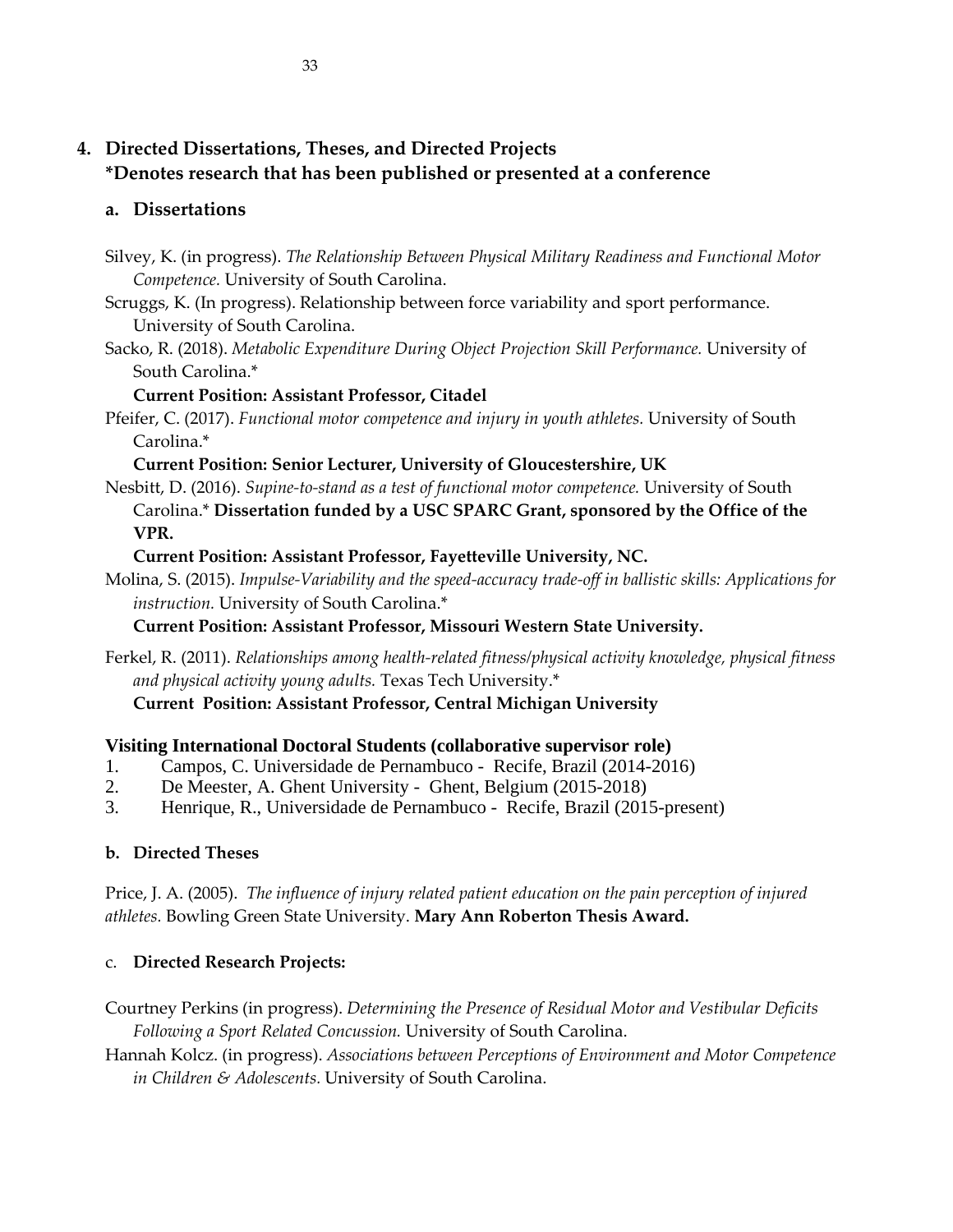## 4. Directed Dissertations, Theses, and Directed Projects
**\*Denotes research that has been published or presented at a conference**

### a. Dissertations

Silvey, K. (in progress). *The Relationship Between Physical Military Readiness and Functional Motor Competence.* University of South Carolina.

Scruggs, K. (In progress). Relationship between force variability and sport performance. University of South Carolina.

Sacko, R. (2018). *Metabolic Expenditure During Object Projection Skill Performance.* University of South Carolina.*
**Current Position: Assistant Professor, Citadel**

Pfeifer, C. (2017). *Functional motor competence and injury in youth athletes.* University of South Carolina.*
**Current Position: Senior Lecturer, University of Gloucestershire, UK**

Nesbitt, D. (2016). *Supine-to-stand as a test of functional motor competence.* University of South Carolina.* **Dissertation funded by a USC SPARC Grant, sponsored by the Office of the VPR.**
**Current Position: Assistant Professor, Fayetteville University, NC.**

Molina, S. (2015). *Impulse-Variability and the speed-accuracy trade-off in ballistic skills: Applications for instruction.* University of South Carolina.*
**Current Position: Assistant Professor, Missouri Western State University.**

Ferkel, R. (2011). *Relationships among health-related fitness/physical activity knowledge, physical fitness and physical activity young adults.* Texas Tech University.*
**Current Position: Assistant Professor, Central Michigan University**

**Visiting International Doctoral Students (collaborative supervisor role)**

1. Campos, C. Universidade de Pernambuco - Recife, Brazil (2014-2016)
2. De Meester, A. Ghent University - Ghent, Belgium (2015-2018)
3. Henrique, R., Universidade de Pernambuco - Recife, Brazil (2015-present)

### b. Directed Theses

Price, J. A. (2005). *The influence of injury related patient education on the pain perception of injured athletes.* Bowling Green State University. **Mary Ann Roberton Thesis Award.**

### c. Directed Research Projects:

Courtney Perkins (in progress). *Determining the Presence of Residual Motor and Vestibular Deficits Following a Sport Related Concussion.* University of South Carolina.

Hannah Kolcz. (in progress). *Associations between Perceptions of Environment and Motor Competence in Children & Adolescents.* University of South Carolina.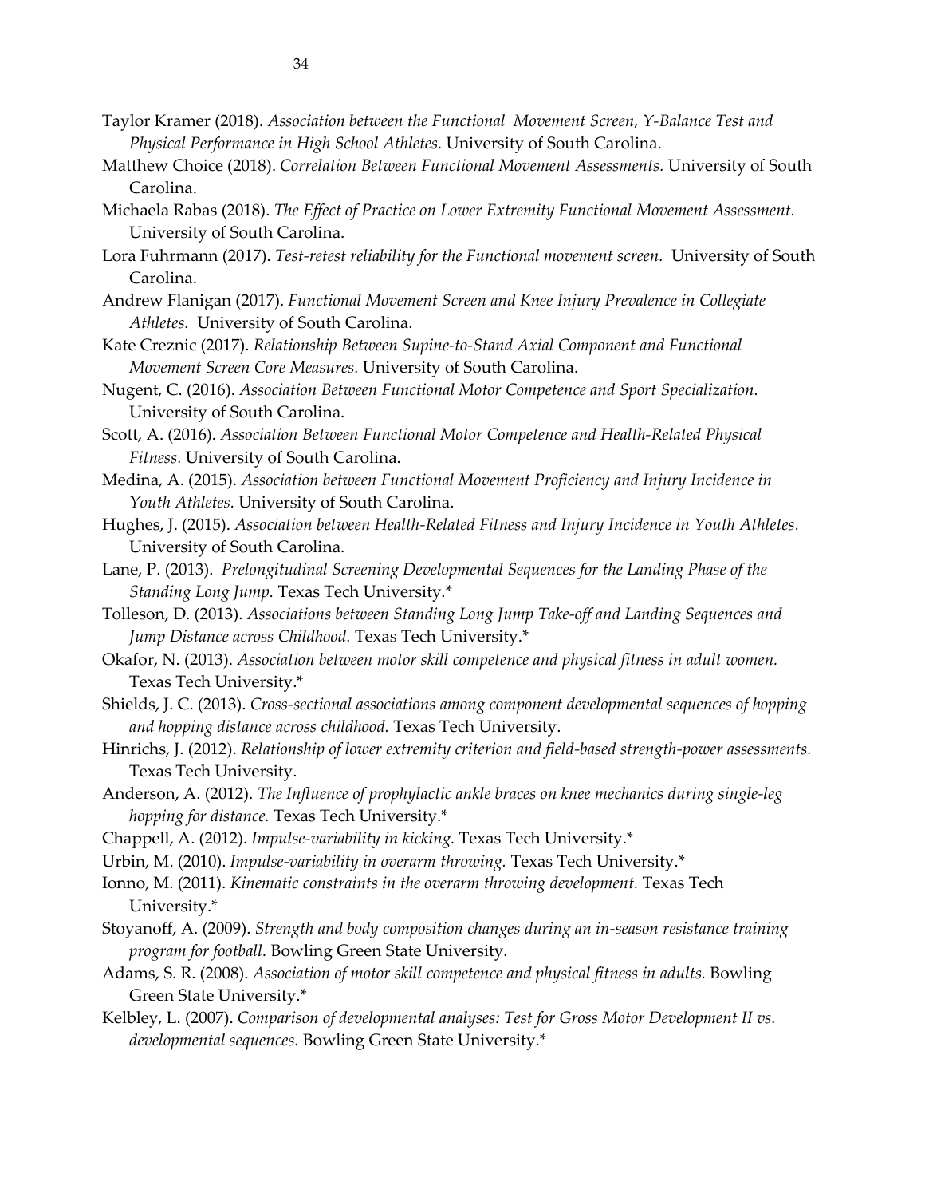Taylor Kramer (2018). *Association between the Functional Movement Screen, Y-Balance Test and Physical Performance in High School Athletes.* University of South Carolina.

Matthew Choice (2018). *Correlation Between Functional Movement Assessments.* University of South Carolina.

Michaela Rabas (2018). *The Effect of Practice on Lower Extremity Functional Movement Assessment.* University of South Carolina.

Lora Fuhrmann (2017). *Test-retest reliability for the Functional movement screen.* University of South Carolina.

Andrew Flanigan (2017). *Functional Movement Screen and Knee Injury Prevalence in Collegiate Athletes.* University of South Carolina.

Kate Creznic (2017). *Relationship Between Supine-to-Stand Axial Component and Functional Movement Screen Core Measures.* University of South Carolina.

Nugent, C. (2016). *Association Between Functional Motor Competence and Sport Specialization.* University of South Carolina.

Scott, A. (2016). *Association Between Functional Motor Competence and Health-Related Physical Fitness.* University of South Carolina.

Medina, A. (2015). *Association between Functional Movement Proficiency and Injury Incidence in Youth Athletes.* University of South Carolina.

Hughes, J. (2015). *Association between Health-Related Fitness and Injury Incidence in Youth Athletes.* University of South Carolina.

Lane, P. (2013). *Prelongitudinal Screening Developmental Sequences for the Landing Phase of the Standing Long Jump.* Texas Tech University.*

Tolleson, D. (2013). *Associations between Standing Long Jump Take-off and Landing Sequences and Jump Distance across Childhood.* Texas Tech University.*

Okafor, N. (2013). *Association between motor skill competence and physical fitness in adult women.* Texas Tech University.*

Shields, J. C. (2013). *Cross-sectional associations among component developmental sequences of hopping and hopping distance across childhood.* Texas Tech University.

Hinrichs, J. (2012). *Relationship of lower extremity criterion and field-based strength-power assessments.* Texas Tech University.

Anderson, A. (2012). *The Influence of prophylactic ankle braces on knee mechanics during single-leg hopping for distance.* Texas Tech University.*

Chappell, A. (2012). *Impulse-variability in kicking.* Texas Tech University.*

Urbin, M. (2010). *Impulse-variability in overarm throwing.* Texas Tech University.*

Ionno, M. (2011). *Kinematic constraints in the overarm throwing development.* Texas Tech University.*

Stoyanoff, A. (2009). *Strength and body composition changes during an in-season resistance training program for football.* Bowling Green State University.

Adams, S. R. (2008). *Association of motor skill competence and physical fitness in adults.* Bowling Green State University.*

Kelbley, L. (2007). *Comparison of developmental analyses: Test for Gross Motor Development II vs. developmental sequences.* Bowling Green State University.*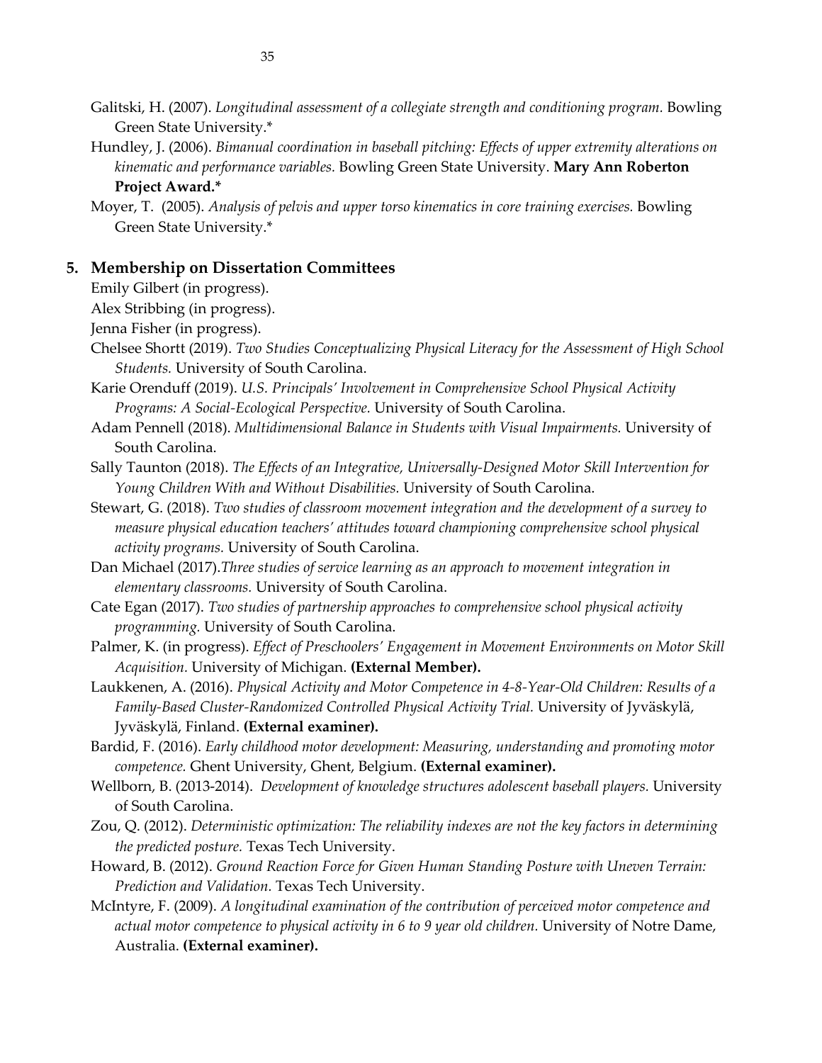Galitski, H. (2007). *Longitudinal assessment of a collegiate strength and conditioning program.* Bowling Green State University.*

Hundley, J. (2006). *Bimanual coordination in baseball pitching: Effects of upper extremity alterations on kinematic and performance variables.* Bowling Green State University. **Mary Ann Roberton Project Award.***

Moyer, T. (2005). *Analysis of pelvis and upper torso kinematics in core training exercises.* Bowling Green State University.*

## 5. Membership on Dissertation Committees

Emily Gilbert (in progress).

Alex Stribbing (in progress).

Jenna Fisher (in progress).

Chelsee Shortt (2019). *Two Studies Conceptualizing Physical Literacy for the Assessment of High School Students.* University of South Carolina.

Karie Orenduff (2019). *U.S. Principals' Involvement in Comprehensive School Physical Activity Programs: A Social-Ecological Perspective.* University of South Carolina.

Adam Pennell (2018). *Multidimensional Balance in Students with Visual Impairments.* University of South Carolina.

Sally Taunton (2018). *The Effects of an Integrative, Universally-Designed Motor Skill Intervention for Young Children With and Without Disabilities.* University of South Carolina.

Stewart, G. (2018). *Two studies of classroom movement integration and the development of a survey to measure physical education teachers' attitudes toward championing comprehensive school physical activity programs.* University of South Carolina.

Dan Michael (2017).*Three studies of service learning as an approach to movement integration in elementary classrooms.* University of South Carolina.

Cate Egan (2017). *Two studies of partnership approaches to comprehensive school physical activity programming.* University of South Carolina.

Palmer, K. (in progress). *Effect of Preschoolers' Engagement in Movement Environments on Motor Skill Acquisition.* University of Michigan. **(External Member).**

Laukkenen, A. (2016). *Physical Activity and Motor Competence in 4-8-Year-Old Children: Results of a Family-Based Cluster-Randomized Controlled Physical Activity Trial.* University of Jyväskylä, Jyväskylä, Finland. **(External examiner).**

Bardid, F. (2016). *Early childhood motor development: Measuring, understanding and promoting motor competence.* Ghent University, Ghent, Belgium. **(External examiner).**

Wellborn, B. (2013-2014). *Development of knowledge structures adolescent baseball players.* University of South Carolina.

Zou, Q. (2012). *Deterministic optimization: The reliability indexes are not the key factors in determining the predicted posture.* Texas Tech University.

Howard, B. (2012). *Ground Reaction Force for Given Human Standing Posture with Uneven Terrain: Prediction and Validation.* Texas Tech University.

McIntyre, F. (2009). *A longitudinal examination of the contribution of perceived motor competence and actual motor competence to physical activity in 6 to 9 year old children.* University of Notre Dame, Australia. **(External examiner).**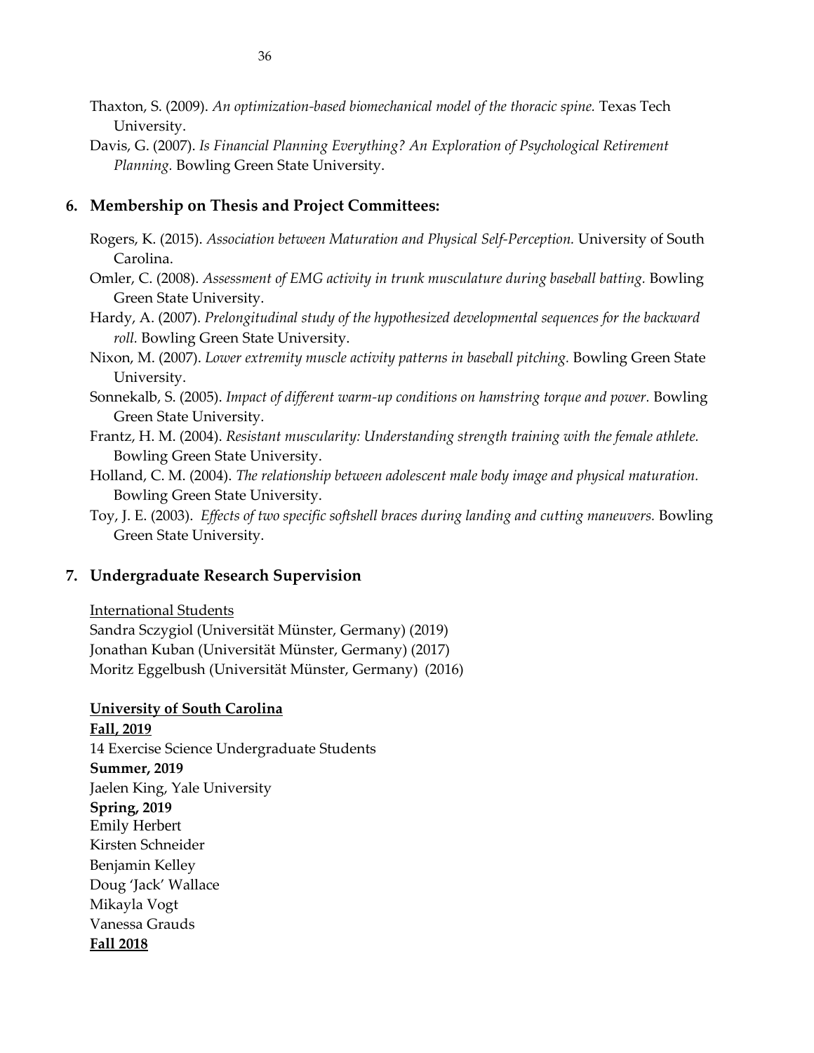Thaxton, S. (2009). *An optimization-based biomechanical model of the thoracic spine.* Texas Tech University.

Davis, G. (2007). *Is Financial Planning Everything? An Exploration of Psychological Retirement Planning.* Bowling Green State University.

## 6. Membership on Thesis and Project Committees:

Rogers, K. (2015). *Association between Maturation and Physical Self-Perception.* University of South Carolina.

Omler, C. (2008). *Assessment of EMG activity in trunk musculature during baseball batting.* Bowling Green State University.

Hardy, A. (2007). *Prelongitudinal study of the hypothesized developmental sequences for the backward roll.* Bowling Green State University.

Nixon, M. (2007). *Lower extremity muscle activity patterns in baseball pitching.* Bowling Green State University.

Sonnekalb, S. (2005). *Impact of different warm-up conditions on hamstring torque and power.* Bowling Green State University.

Frantz, H. M. (2004). *Resistant muscularity: Understanding strength training with the female athlete.* Bowling Green State University.

Holland, C. M. (2004). *The relationship between adolescent male body image and physical maturation.* Bowling Green State University.

Toy, J. E. (2003). *Effects of two specific softshell braces during landing and cutting maneuvers.* Bowling Green State University.

## 7. Undergraduate Research Supervision

International Students

Sandra Sczygiol (Universität Münster, Germany) (2019)
Jonathan Kuban (Universität Münster, Germany) (2017)
Moritz Eggelbush (Universität Münster, Germany) (2016)

**University of South Carolina**

**Fall, 2019**

14 Exercise Science Undergraduate Students

**Summer, 2019**

Jaelen King, Yale University

**Spring, 2019**

Emily Herbert
Kirsten Schneider
Benjamin Kelley
Doug 'Jack' Wallace
Mikayla Vogt
Vanessa Grauds

**Fall 2018**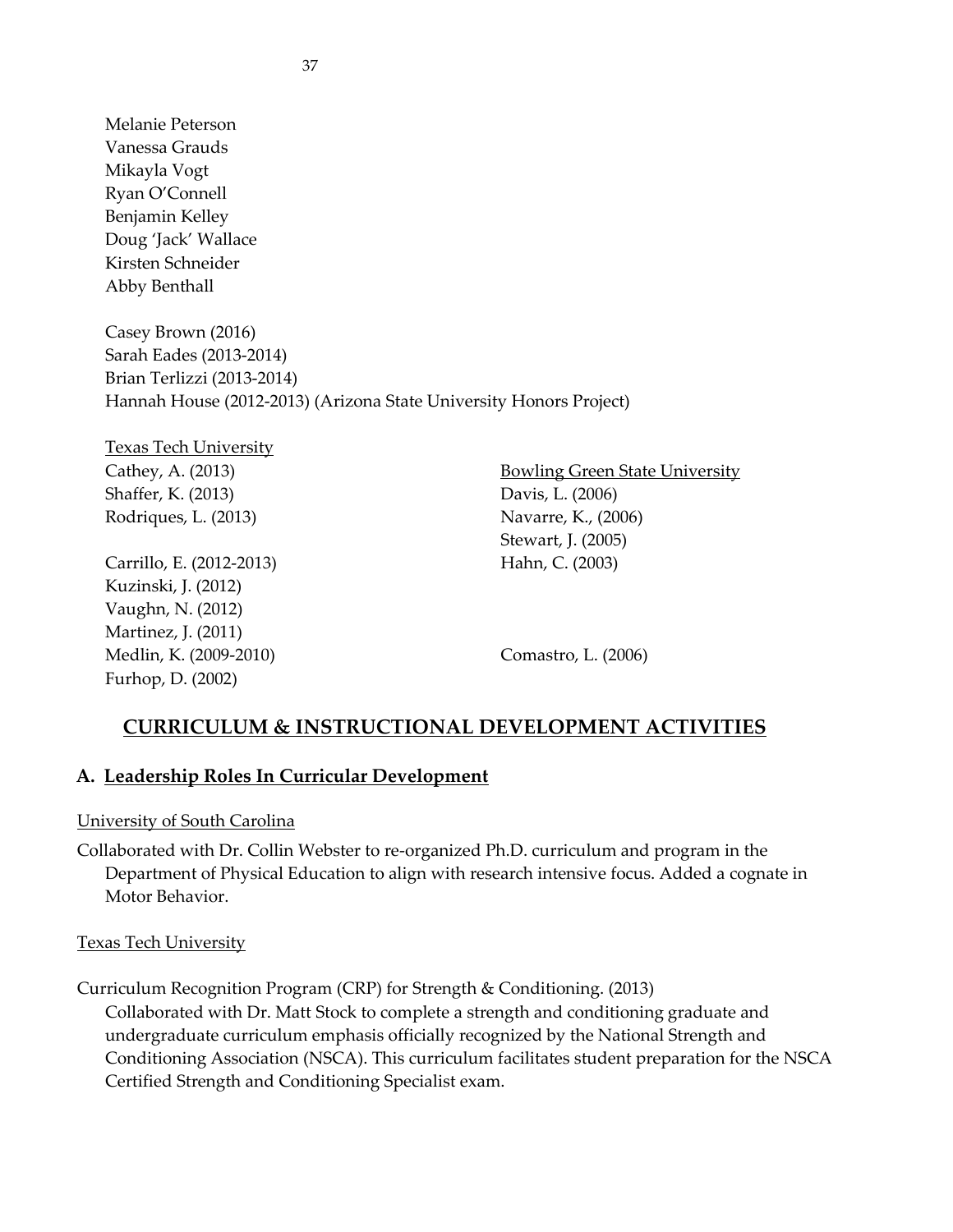Melanie Peterson
Vanessa Grauds
Mikayla Vogt
Ryan O'Connell
Benjamin Kelley
Doug 'Jack' Wallace
Kirsten Schneider
Abby Benthall

Casey Brown (2016)
Sarah Eades (2013-2014)
Brian Terlizzi (2013-2014)
Hannah House (2012-2013) (Arizona State University Honors Project)

<u>Texas Tech University</u>
Cathey, A. (2013)
Shaffer, K. (2013)
Rodriques, L. (2013)

Carrillo, E. (2012-2013)
Kuzinski, J. (2012)
Vaughn, N. (2012)
Martinez, J. (2011)
Medlin, K. (2009-2010)
Furhop, D. (2002)

<u>Bowling Green State University</u>
Davis, L. (2006)
Navarre, K., (2006)
Stewart, J. (2005)
Hahn, C. (2003)

Comastro, L. (2006)

## CURRICULUM & INSTRUCTIONAL DEVELOPMENT ACTIVITIES

### A. Leadership Roles In Curricular Development

<u>University of South Carolina</u>

Collaborated with Dr. Collin Webster to re-organized Ph.D. curriculum and program in the Department of Physical Education to align with research intensive focus. Added a cognate in Motor Behavior.

<u>Texas Tech University</u>

Curriculum Recognition Program (CRP) for Strength & Conditioning. (2013)
Collaborated with Dr. Matt Stock to complete a strength and conditioning graduate and undergraduate curriculum emphasis officially recognized by the National Strength and Conditioning Association (NSCA). This curriculum facilitates student preparation for the NSCA Certified Strength and Conditioning Specialist exam.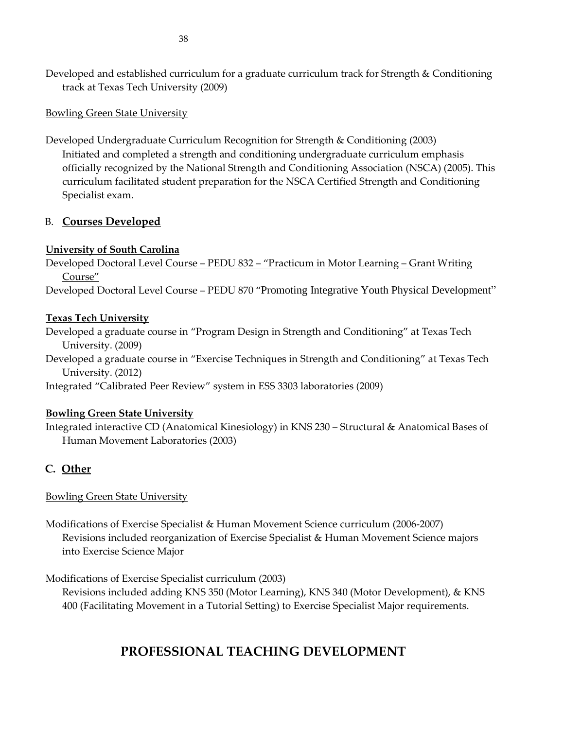Developed and established curriculum for a graduate curriculum track for Strength & Conditioning track at Texas Tech University (2009)

Bowling Green State University

Developed Undergraduate Curriculum Recognition for Strength & Conditioning (2003)
Initiated and completed a strength and conditioning undergraduate curriculum emphasis officially recognized by the National Strength and Conditioning Association (NSCA) (2005). This curriculum facilitated student preparation for the NSCA Certified Strength and Conditioning Specialist exam.

### B. Courses Developed

**University of South Carolina**

Developed Doctoral Level Course – PEDU 832 – "Practicum in Motor Learning – Grant Writing Course"

Developed Doctoral Level Course – PEDU 870 "Promoting Integrative Youth Physical Development"

**Texas Tech University**

Developed a graduate course in "Program Design in Strength and Conditioning" at Texas Tech University. (2009)

Developed a graduate course in "Exercise Techniques in Strength and Conditioning" at Texas Tech University. (2012)

Integrated "Calibrated Peer Review" system in ESS 3303 laboratories (2009)

**Bowling Green State University**

Integrated interactive CD (Anatomical Kinesiology) in KNS 230 – Structural & Anatomical Bases of Human Movement Laboratories (2003)

### C. Other

Bowling Green State University

Modifications of Exercise Specialist & Human Movement Science curriculum (2006-2007)
Revisions included reorganization of Exercise Specialist & Human Movement Science majors into Exercise Science Major

Modifications of Exercise Specialist curriculum (2003)
Revisions included adding KNS 350 (Motor Learning), KNS 340 (Motor Development), & KNS 400 (Facilitating Movement in a Tutorial Setting) to Exercise Specialist Major requirements.

## PROFESSIONAL TEACHING DEVELOPMENT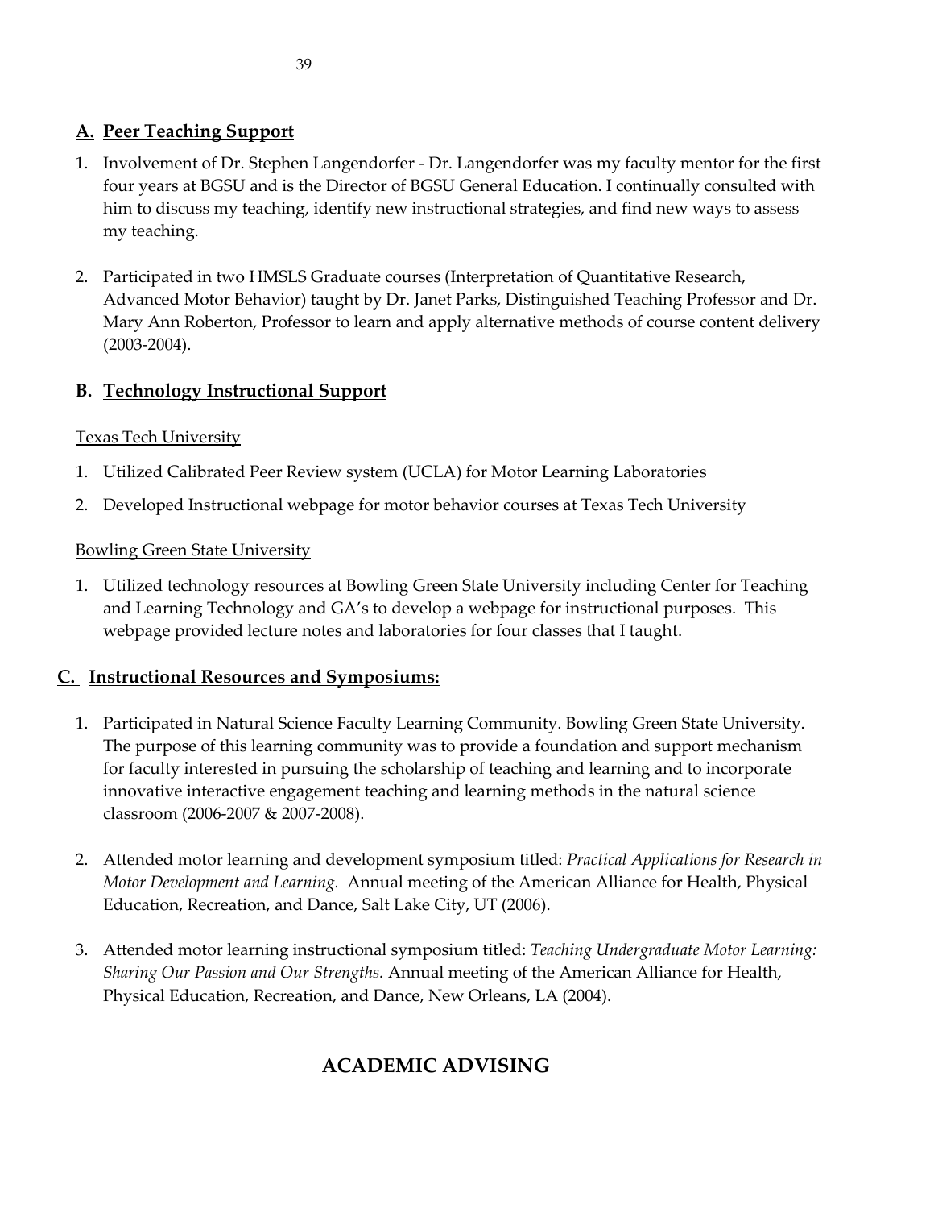## A. Peer Teaching Support

1. Involvement of Dr. Stephen Langendorfer - Dr. Langendorfer was my faculty mentor for the first four years at BGSU and is the Director of BGSU General Education. I continually consulted with him to discuss my teaching, identify new instructional strategies, and find new ways to assess my teaching.

2. Participated in two HMSLS Graduate courses (Interpretation of Quantitative Research, Advanced Motor Behavior) taught by Dr. Janet Parks, Distinguished Teaching Professor and Dr. Mary Ann Roberton, Professor to learn and apply alternative methods of course content delivery (2003-2004).

## B. Technology Instructional Support

Texas Tech University

1. Utilized Calibrated Peer Review system (UCLA) for Motor Learning Laboratories
2. Developed Instructional webpage for motor behavior courses at Texas Tech University

Bowling Green State University

1. Utilized technology resources at Bowling Green State University including Center for Teaching and Learning Technology and GA's to develop a webpage for instructional purposes. This webpage provided lecture notes and laboratories for four classes that I taught.

## C. Instructional Resources and Symposiums:

1. Participated in Natural Science Faculty Learning Community. Bowling Green State University. The purpose of this learning community was to provide a foundation and support mechanism for faculty interested in pursuing the scholarship of teaching and learning and to incorporate innovative interactive engagement teaching and learning methods in the natural science classroom (2006-2007 & 2007-2008).

2. Attended motor learning and development symposium titled: *Practical Applications for Research in Motor Development and Learning.* Annual meeting of the American Alliance for Health, Physical Education, Recreation, and Dance, Salt Lake City, UT (2006).

3. Attended motor learning instructional symposium titled: *Teaching Undergraduate Motor Learning: Sharing Our Passion and Our Strengths.* Annual meeting of the American Alliance for Health, Physical Education, Recreation, and Dance, New Orleans, LA (2004).

# ACADEMIC ADVISING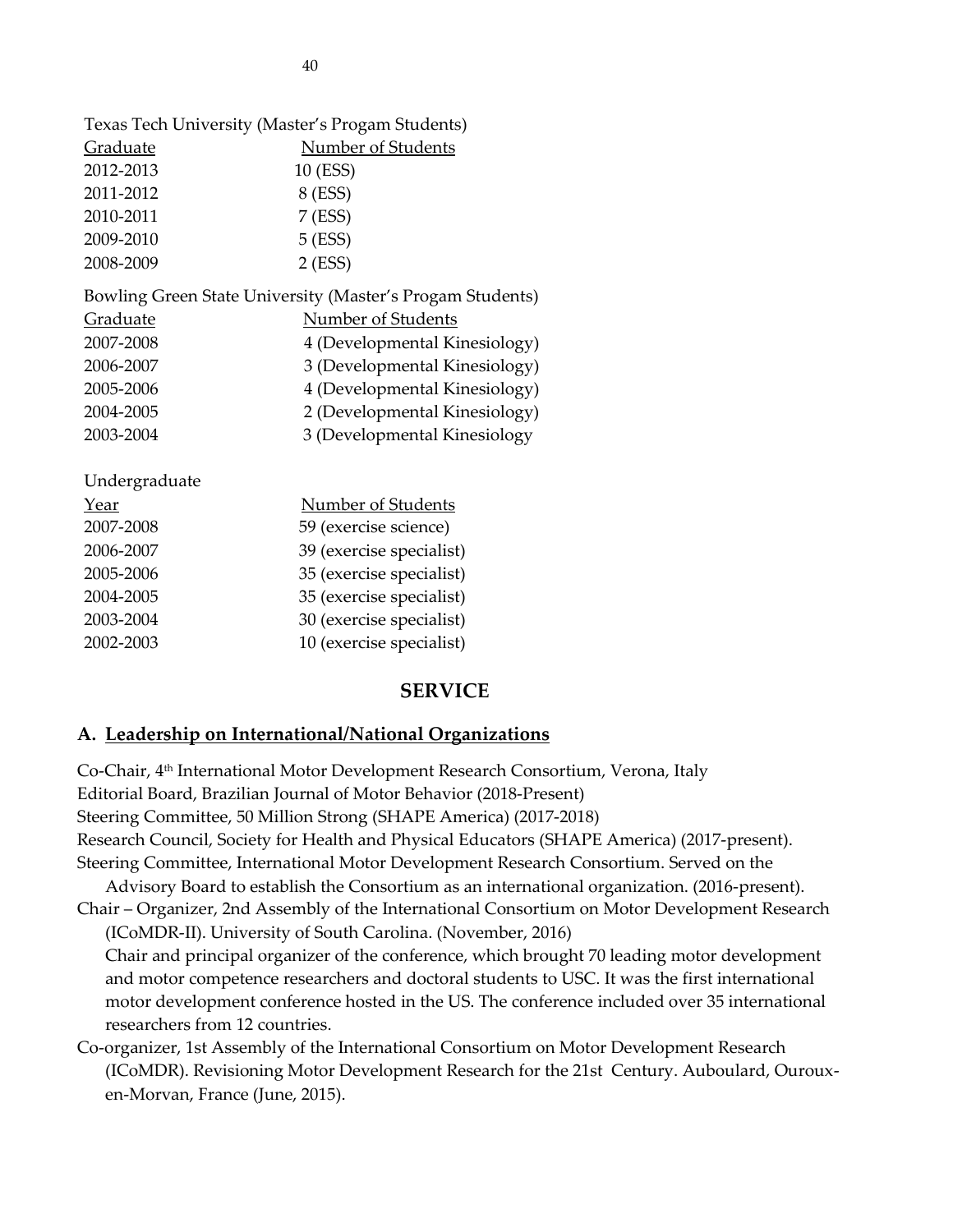Texas Tech University (Master's Progam Students)

| Graduate | Number of Students |
|---|---|
| 2012-2013 | 10 (ESS) |
| 2011-2012 | 8 (ESS) |
| 2010-2011 | 7 (ESS) |
| 2009-2010 | 5 (ESS) |
| 2008-2009 | 2 (ESS) |

Bowling Green State University (Master's Progam Students)

| Graduate | Number of Students |
|---|---|
| 2007-2008 | 4 (Developmental Kinesiology) |
| 2006-2007 | 3 (Developmental Kinesiology) |
| 2005-2006 | 4 (Developmental Kinesiology) |
| 2004-2005 | 2 (Developmental Kinesiology) |
| 2003-2004 | 3 (Developmental Kinesiology |

Undergraduate

| Year | Number of Students |
|---|---|
| 2007-2008 | 59 (exercise science) |
| 2006-2007 | 39 (exercise specialist) |
| 2005-2006 | 35 (exercise specialist) |
| 2004-2005 | 35 (exercise specialist) |
| 2003-2004 | 30 (exercise specialist) |
| 2002-2003 | 10 (exercise specialist) |

## SERVICE

### A. Leadership on International/National Organizations

Co-Chair, 4th International Motor Development Research Consortium, Verona, Italy

Editorial Board, Brazilian Journal of Motor Behavior (2018-Present)

Steering Committee, 50 Million Strong (SHAPE America) (2017-2018)

Research Council, Society for Health and Physical Educators (SHAPE America) (2017-present).

Steering Committee, International Motor Development Research Consortium. Served on the Advisory Board to establish the Consortium as an international organization. (2016-present).

Chair – Organizer, 2nd Assembly of the International Consortium on Motor Development Research (ICoMDR-II). University of South Carolina. (November, 2016)
Chair and principal organizer of the conference, which brought 70 leading motor development and motor competence researchers and doctoral students to USC. It was the first international motor development conference hosted in the US. The conference included over 35 international researchers from 12 countries.

Co-organizer, 1st Assembly of the International Consortium on Motor Development Research (ICoMDR). Revisioning Motor Development Research for the 21st Century. Auboulard, Ouroux-en-Morvan, France (June, 2015).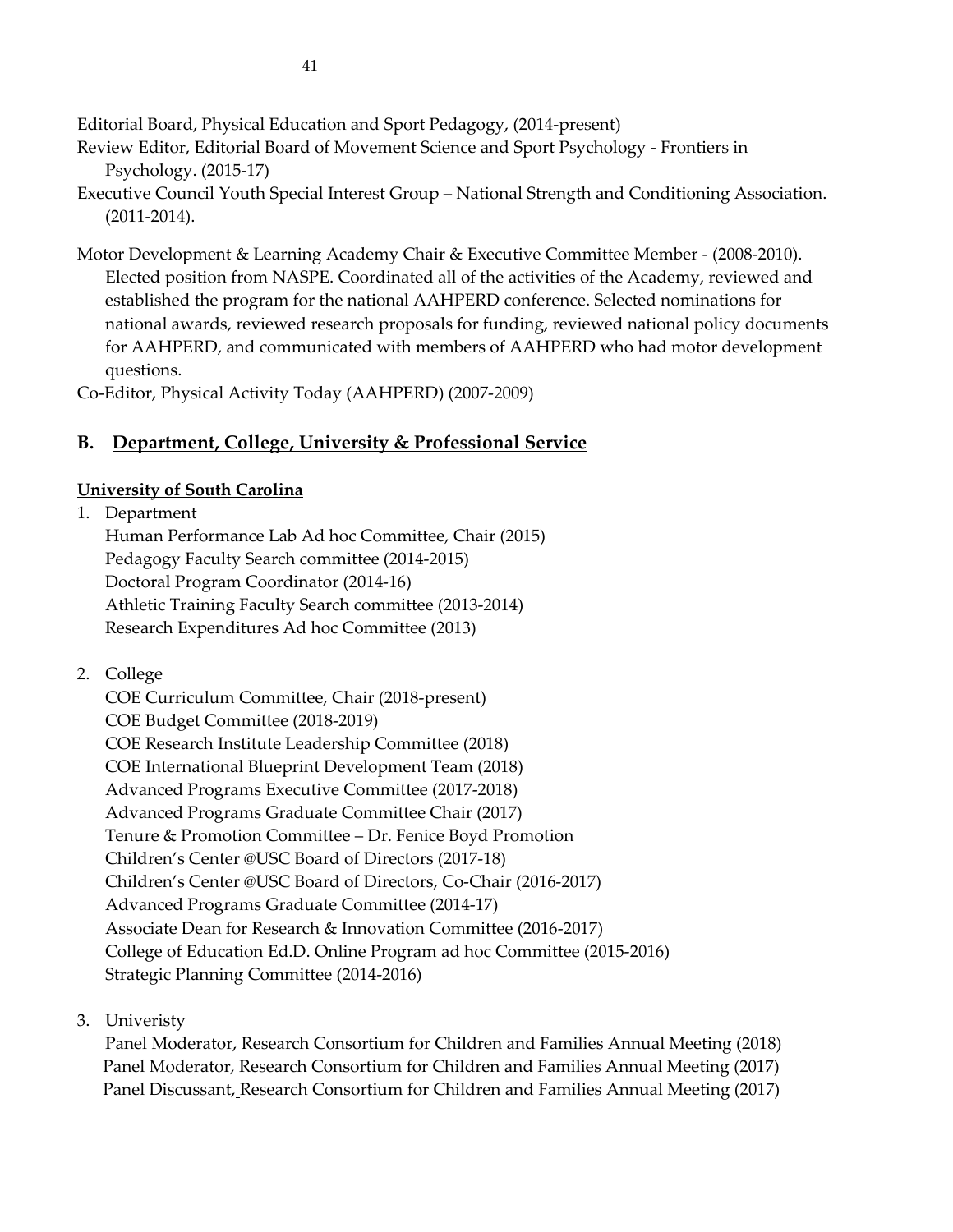Editorial Board, Physical Education and Sport Pedagogy, (2014-present)

Review Editor, Editorial Board of Movement Science and Sport Psychology - Frontiers in Psychology. (2015-17)

Executive Council Youth Special Interest Group – National Strength and Conditioning Association. (2011-2014).

Motor Development & Learning Academy Chair & Executive Committee Member - (2008-2010). Elected position from NASPE. Coordinated all of the activities of the Academy, reviewed and established the program for the national AAHPERD conference. Selected nominations for national awards, reviewed research proposals for funding, reviewed national policy documents for AAHPERD, and communicated with members of AAHPERD who had motor development questions.

Co-Editor, Physical Activity Today (AAHPERD) (2007-2009)

## B. Department, College, University & Professional Service

**University of South Carolina**

1. Department
   - Human Performance Lab Ad hoc Committee, Chair (2015)
   - Pedagogy Faculty Search committee (2014-2015)
   - Doctoral Program Coordinator (2014-16)
   - Athletic Training Faculty Search committee (2013-2014)
   - Research Expenditures Ad hoc Committee (2013)

2. College
   - COE Curriculum Committee, Chair (2018-present)
   - COE Budget Committee (2018-2019)
   - COE Research Institute Leadership Committee (2018)
   - COE International Blueprint Development Team (2018)
   - Advanced Programs Executive Committee (2017-2018)
   - Advanced Programs Graduate Committee Chair (2017)
   - Tenure & Promotion Committee – Dr. Fenice Boyd Promotion
   - Children's Center @USC Board of Directors (2017-18)
   - Children's Center @USC Board of Directors, Co-Chair (2016-2017)
   - Advanced Programs Graduate Committee (2014-17)
   - Associate Dean for Research & Innovation Committee (2016-2017)
   - College of Education Ed.D. Online Program ad hoc Committee (2015-2016)
   - Strategic Planning Committee (2014-2016)

3. Univeristy
   - Panel Moderator, Research Consortium for Children and Families Annual Meeting (2018)
   - Panel Moderator, Research Consortium for Children and Families Annual Meeting (2017)
   - Panel Discussant, Research Consortium for Children and Families Annual Meeting (2017)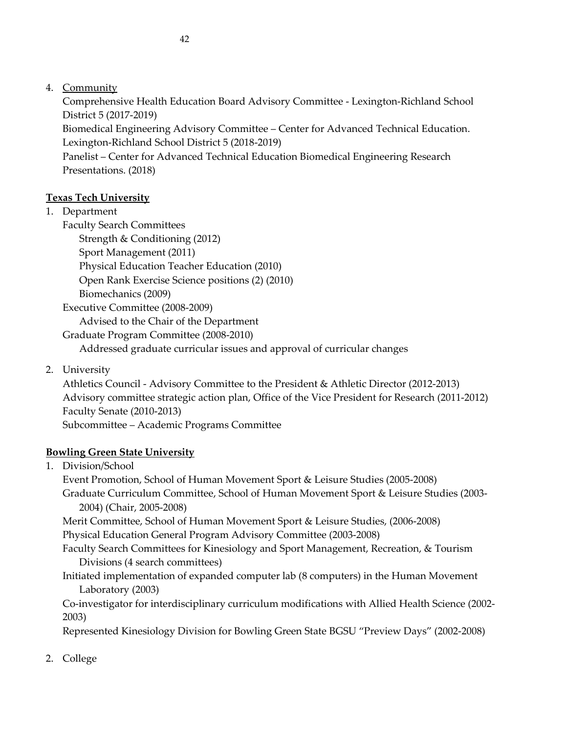4. Community

   Comprehensive Health Education Board Advisory Committee - Lexington-Richland School District 5 (2017-2019)
   Biomedical Engineering Advisory Committee – Center for Advanced Technical Education. Lexington-Richland School District 5 (2018-2019)
   Panelist – Center for Advanced Technical Education Biomedical Engineering Research Presentations. (2018)

**Texas Tech University**

1. Department

   Faculty Search Committees
   - Strength & Conditioning (2012)
   - Sport Management (2011)
   - Physical Education Teacher Education (2010)
   - Open Rank Exercise Science positions (2) (2010)
   - Biomechanics (2009)

   Executive Committee (2008-2009)
   - Advised to the Chair of the Department

   Graduate Program Committee (2008-2010)
   - Addressed graduate curricular issues and approval of curricular changes

2. University

   Athletics Council - Advisory Committee to the President & Athletic Director (2012-2013)
   Advisory committee strategic action plan, Office of the Vice President for Research (2011-2012)
   Faculty Senate (2010-2013)
   Subcommittee – Academic Programs Committee

**Bowling Green State University**

1. Division/School

   Event Promotion, School of Human Movement Sport & Leisure Studies (2005-2008)
   Graduate Curriculum Committee, School of Human Movement Sport & Leisure Studies (2003-2004) (Chair, 2005-2008)
   Merit Committee, School of Human Movement Sport & Leisure Studies, (2006-2008)
   Physical Education General Program Advisory Committee (2003-2008)
   Faculty Search Committees for Kinesiology and Sport Management, Recreation, & Tourism Divisions (4 search committees)
   Initiated implementation of expanded computer lab (8 computers) in the Human Movement Laboratory (2003)
   Co-investigator for interdisciplinary curriculum modifications with Allied Health Science (2002-2003)
   Represented Kinesiology Division for Bowling Green State BGSU "Preview Days" (2002-2008)

2. College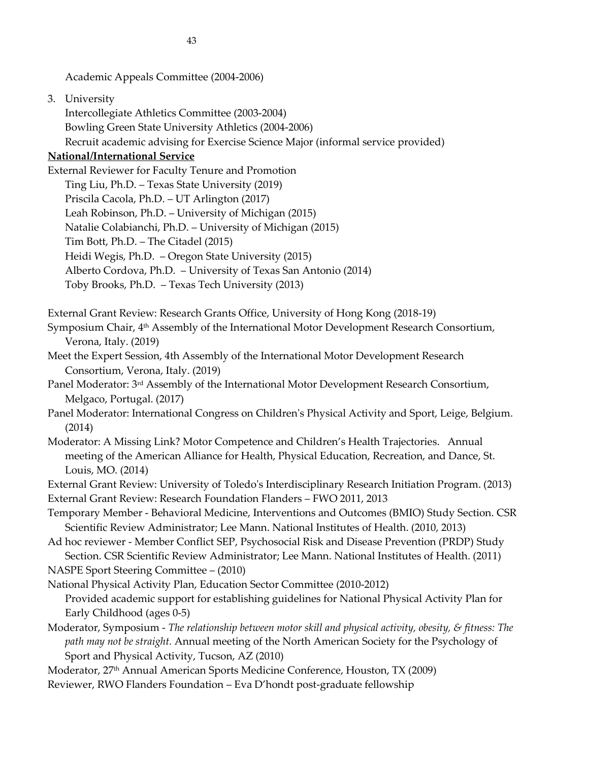Academic Appeals Committee (2004-2006)

3. University

   Intercollegiate Athletics Committee (2003-2004)

   Bowling Green State University Athletics (2004-2006)

   Recruit academic advising for Exercise Science Major (informal service provided)

**National/International Service**

External Reviewer for Faculty Tenure and Promotion

- Ting Liu, Ph.D. – Texas State University (2019)
- Priscila Cacola, Ph.D. – UT Arlington (2017)
- Leah Robinson, Ph.D. – University of Michigan (2015)
- Natalie Colabianchi, Ph.D. – University of Michigan (2015)
- Tim Bott, Ph.D. – The Citadel (2015)
- Heidi Wegis, Ph.D. – Oregon State University (2015)
- Alberto Cordova, Ph.D. – University of Texas San Antonio (2014)
- Toby Brooks, Ph.D. – Texas Tech University (2013)

External Grant Review: Research Grants Office, University of Hong Kong (2018-19)

Symposium Chair, 4th Assembly of the International Motor Development Research Consortium, Verona, Italy. (2019)

Meet the Expert Session, 4th Assembly of the International Motor Development Research Consortium, Verona, Italy. (2019)

Panel Moderator: 3rd Assembly of the International Motor Development Research Consortium, Melgaco, Portugal. (2017)

Panel Moderator: International Congress on Children's Physical Activity and Sport, Leige, Belgium. (2014)

Moderator: A Missing Link? Motor Competence and Children's Health Trajectories. Annual meeting of the American Alliance for Health, Physical Education, Recreation, and Dance, St. Louis, MO. (2014)

External Grant Review: University of Toledo's Interdisciplinary Research Initiation Program. (2013)

External Grant Review: Research Foundation Flanders – FWO 2011, 2013

Temporary Member - Behavioral Medicine, Interventions and Outcomes (BMIO) Study Section. CSR Scientific Review Administrator; Lee Mann. National Institutes of Health. (2010, 2013)

Ad hoc reviewer - Member Conflict SEP, Psychosocial Risk and Disease Prevention (PRDP) Study Section. CSR Scientific Review Administrator; Lee Mann. National Institutes of Health. (2011)

NASPE Sport Steering Committee – (2010)

National Physical Activity Plan, Education Sector Committee (2010-2012)

   Provided academic support for establishing guidelines for National Physical Activity Plan for Early Childhood (ages 0-5)

Moderator, Symposium - *The relationship between motor skill and physical activity, obesity, & fitness: The path may not be straight.* Annual meeting of the North American Society for the Psychology of Sport and Physical Activity, Tucson, AZ (2010)

Moderator, 27th Annual American Sports Medicine Conference, Houston, TX (2009)

Reviewer, RWO Flanders Foundation – Eva D'hondt post-graduate fellowship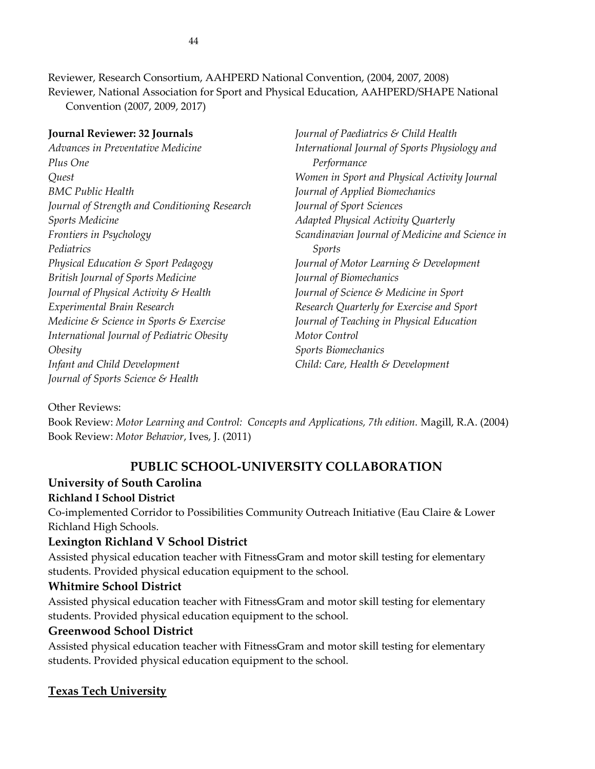Reviewer, Research Consortium, AAHPERD National Convention, (2004, 2007, 2008)
Reviewer, National Association for Sport and Physical Education, AAHPERD/SHAPE National Convention (2007, 2009, 2017)

**Journal Reviewer: 32 Journals**

*Advances in Preventative Medicine*
*Plus One*
*Quest*
*BMC Public Health*
*Journal of Strength and Conditioning Research*
*Sports Medicine*
*Frontiers in Psychology*
*Pediatrics*
*Physical Education & Sport Pedagogy*
*British Journal of Sports Medicine*
*Journal of Physical Activity & Health*
*Experimental Brain Research*
*Medicine & Science in Sports & Exercise*
*International Journal of Pediatric Obesity*
*Obesity*
*Infant and Child Development*
*Journal of Sports Science & Health*
*Journal of Paediatrics & Child Health*
*International Journal of Sports Physiology and Performance*
*Women in Sport and Physical Activity Journal*
*Journal of Applied Biomechanics*
*Journal of Sport Sciences*
*Adapted Physical Activity Quarterly*
*Scandinavian Journal of Medicine and Science in Sports*
*Journal of Motor Learning & Development*
*Journal of Biomechanics*
*Journal of Science & Medicine in Sport*
*Research Quarterly for Exercise and Sport*
*Journal of Teaching in Physical Education*
*Motor Control*
*Sports Biomechanics*
*Child: Care, Health & Development*

Other Reviews:
Book Review: *Motor Learning and Control: Concepts and Applications, 7th edition.* Magill, R.A. (2004)
Book Review: *Motor Behavior*, Ives, J. (2011)

## PUBLIC SCHOOL-UNIVERSITY COLLABORATION

### University of South Carolina

**Richland I School District**

Co-implemented Corridor to Possibilities Community Outreach Initiative (Eau Claire & Lower Richland High Schools.

**Lexington Richland V School District**

Assisted physical education teacher with FitnessGram and motor skill testing for elementary students. Provided physical education equipment to the school.

**Whitmire School District**

Assisted physical education teacher with FitnessGram and motor skill testing for elementary students. Provided physical education equipment to the school.

**Greenwood School District**

Assisted physical education teacher with FitnessGram and motor skill testing for elementary students. Provided physical education equipment to the school.

### Texas Tech University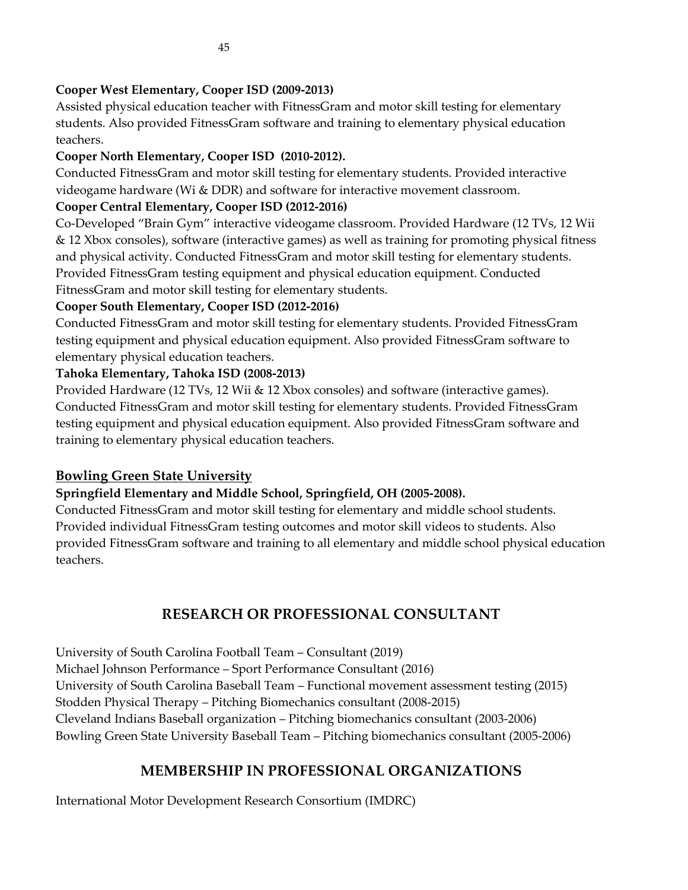**Cooper West Elementary, Cooper ISD (2009-2013)**

Assisted physical education teacher with FitnessGram and motor skill testing for elementary students. Also provided FitnessGram software and training to elementary physical education teachers.

**Cooper North Elementary, Cooper ISD (2010-2012).**

Conducted FitnessGram and motor skill testing for elementary students. Provided interactive videogame hardware (Wi & DDR) and software for interactive movement classroom.

**Cooper Central Elementary, Cooper ISD (2012-2016)**

Co-Developed "Brain Gym" interactive videogame classroom. Provided Hardware (12 TVs, 12 Wii & 12 Xbox consoles), software (interactive games) as well as training for promoting physical fitness and physical activity. Conducted FitnessGram and motor skill testing for elementary students. Provided FitnessGram testing equipment and physical education equipment. Conducted FitnessGram and motor skill testing for elementary students.

**Cooper South Elementary, Cooper ISD (2012-2016)**

Conducted FitnessGram and motor skill testing for elementary students. Provided FitnessGram testing equipment and physical education equipment. Also provided FitnessGram software to elementary physical education teachers.

**Tahoka Elementary, Tahoka ISD (2008-2013)**

Provided Hardware (12 TVs, 12 Wii & 12 Xbox consoles) and software (interactive games). Conducted FitnessGram and motor skill testing for elementary students. Provided FitnessGram testing equipment and physical education equipment. Also provided FitnessGram software and training to elementary physical education teachers.

### Bowling Green State University

**Springfield Elementary and Middle School, Springfield, OH (2005-2008).**

Conducted FitnessGram and motor skill testing for elementary and middle school students. Provided individual FitnessGram testing outcomes and motor skill videos to students. Also provided FitnessGram software and training to all elementary and middle school physical education teachers.

## RESEARCH OR PROFESSIONAL CONSULTANT

University of South Carolina Football Team – Consultant (2019)
Michael Johnson Performance – Sport Performance Consultant (2016)
University of South Carolina Baseball Team – Functional movement assessment testing (2015)
Stodden Physical Therapy – Pitching Biomechanics consultant (2008-2015)
Cleveland Indians Baseball organization – Pitching biomechanics consultant (2003-2006)
Bowling Green State University Baseball Team – Pitching biomechanics consultant (2005-2006)

## MEMBERSHIP IN PROFESSIONAL ORGANIZATIONS

International Motor Development Research Consortium (IMDRC)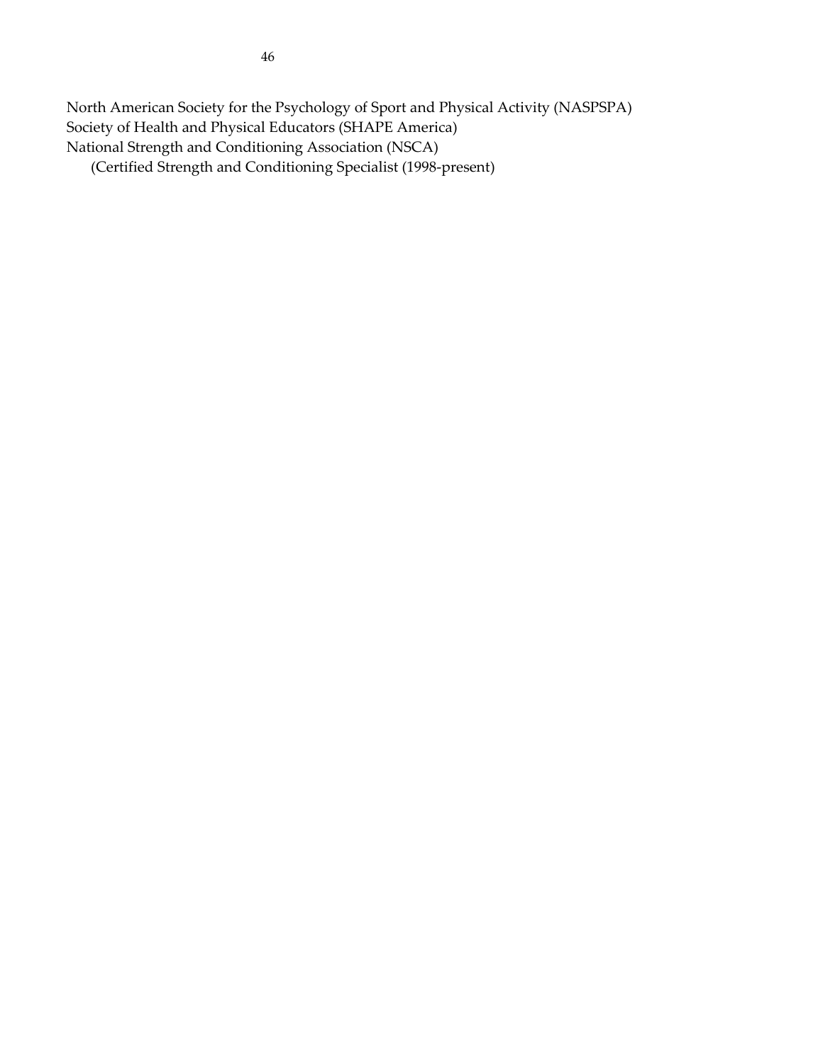North American Society for the Psychology of Sport and Physical Activity (NASPSPA)
Society of Health and Physical Educators (SHAPE America)
National Strength and Conditioning Association (NSCA)
(Certified Strength and Conditioning Specialist (1998-present)